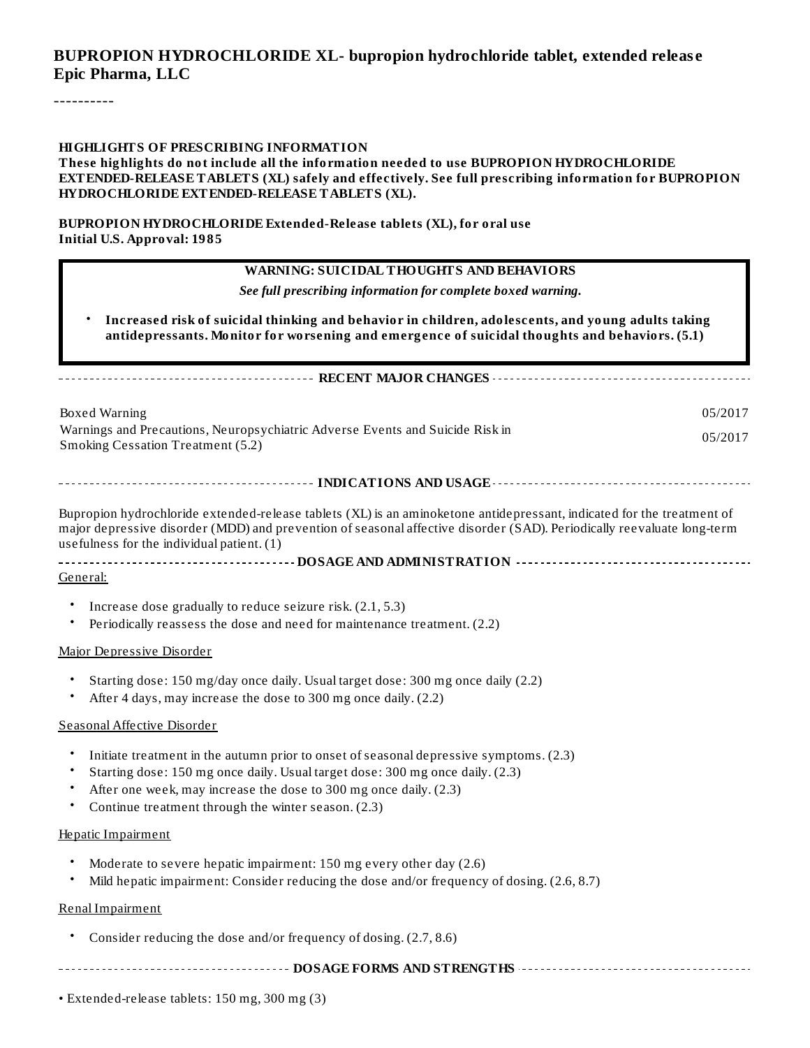# BUPROPION HYDROCHLORIDE XL- bupropion hydrochloride tablet, extended release
**Epic Pharma, LLC**

----------

**HIGHLIGHTS OF PRESCRIBING INFORMATION**

**These highlights do not include all the information needed to use BUPROPION HYDROCHLORIDE EXTENDED-RELEASE TABLETS (XL) safely and effectively. See full prescribing information for BUPROPION HYDROCHLORIDE EXTENDED-RELEASE TABLETS (XL).**

**BUPROPION HYDROCHLORIDE Extended-Release tablets (XL), for oral use**
**Initial U.S. Approval: 1985**

> **WARNING: SUICIDAL THOUGHTS AND BEHAVIORS**
>
> ***See full prescribing information for complete boxed warning.***
>
> - **Increased risk of suicidal thinking and behavior in children, adolescents, and young adults taking antidepressants. Monitor for worsening and emergence of suicidal thoughts and behaviors. (5.1)**

## RECENT MAJOR CHANGES

| | |
|---|---|
| Boxed Warning | 05/2017 |
| Warnings and Precautions, Neuropsychiatric Adverse Events and Suicide Risk in Smoking Cessation Treatment (5.2) | 05/2017 |

## INDICATIONS AND USAGE

Bupropion hydrochloride extended-release tablets (XL) is an aminoketone antidepressant, indicated for the treatment of major depressive disorder (MDD) and prevention of seasonal affective disorder (SAD). Periodically reevaluate long-term usefulness for the individual patient. (1)

## DOSAGE AND ADMINISTRATION

General:

- Increase dose gradually to reduce seizure risk. (2.1, 5.3)
- Periodically reassess the dose and need for maintenance treatment. (2.2)

Major Depressive Disorder

- Starting dose: 150 mg/day once daily. Usual target dose: 300 mg once daily (2.2)
- After 4 days, may increase the dose to 300 mg once daily. (2.2)

Seasonal Affective Disorder

- Initiate treatment in the autumn prior to onset of seasonal depressive symptoms. (2.3)
- Starting dose: 150 mg once daily. Usual target dose: 300 mg once daily. (2.3)
- After one week, may increase the dose to 300 mg once daily. (2.3)
- Continue treatment through the winter season. (2.3)

Hepatic Impairment

- Moderate to severe hepatic impairment: 150 mg every other day (2.6)
- Mild hepatic impairment: Consider reducing the dose and/or frequency of dosing. (2.6, 8.7)

Renal Impairment

- Consider reducing the dose and/or frequency of dosing. (2.7, 8.6)

## DOSAGE FORMS AND STRENGTHS

- Extended-release tablets: 150 mg, 300 mg (3)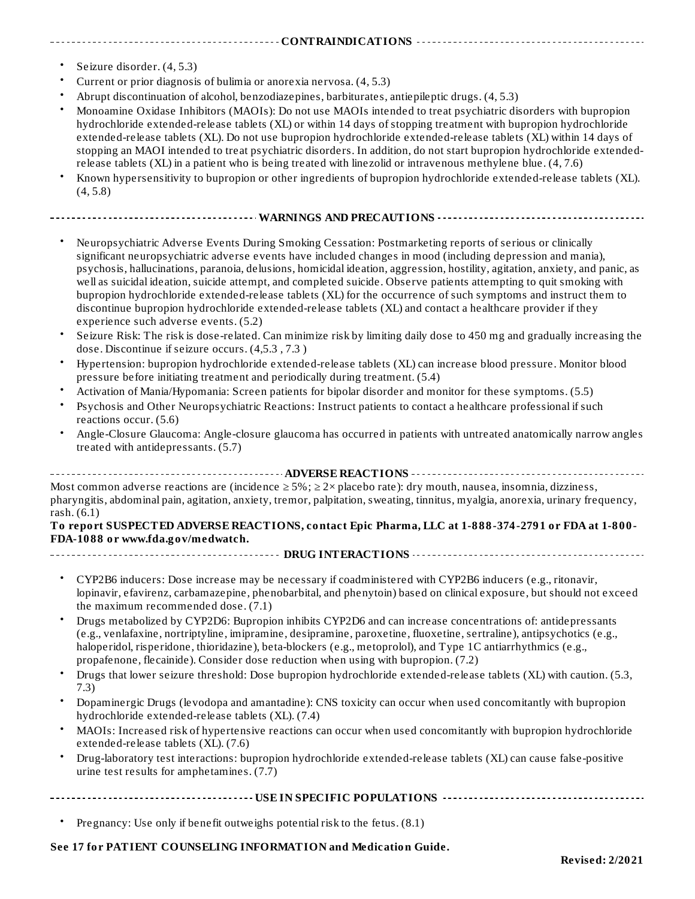## CONTRAINDICATIONS

- Seizure disorder. (4, 5.3)
- Current or prior diagnosis of bulimia or anorexia nervosa. (4, 5.3)
- Abrupt discontinuation of alcohol, benzodiazepines, barbiturates, antiepileptic drugs. (4, 5.3)
- Monoamine Oxidase Inhibitors (MAOIs): Do not use MAOIs intended to treat psychiatric disorders with bupropion hydrochloride extended-release tablets (XL) or within 14 days of stopping treatment with bupropion hydrochloride extended-release tablets (XL). Do not use bupropion hydrochloride extended-release tablets (XL) within 14 days of stopping an MAOI intended to treat psychiatric disorders. In addition, do not start bupropion hydrochloride extended-release tablets (XL) in a patient who is being treated with linezolid or intravenous methylene blue. (4, 7.6)
- Known hypersensitivity to bupropion or other ingredients of bupropion hydrochloride extended-release tablets (XL). (4, 5.8)

## WARNINGS AND PRECAUTIONS

- Neuropsychiatric Adverse Events During Smoking Cessation: Postmarketing reports of serious or clinically significant neuropsychiatric adverse events have included changes in mood (including depression and mania), psychosis, hallucinations, paranoia, delusions, homicidal ideation, aggression, hostility, agitation, anxiety, and panic, as well as suicidal ideation, suicide attempt, and completed suicide. Observe patients attempting to quit smoking with bupropion hydrochloride extended-release tablets (XL) for the occurrence of such symptoms and instruct them to discontinue bupropion hydrochloride extended-release tablets (XL) and contact a healthcare provider if they experience such adverse events. (5.2)
- Seizure Risk: The risk is dose-related. Can minimize risk by limiting daily dose to 450 mg and gradually increasing the dose. Discontinue if seizure occurs. (4,5.3 , 7.3 )
- Hypertension: bupropion hydrochloride extended-release tablets (XL) can increase blood pressure. Monitor blood pressure before initiating treatment and periodically during treatment. (5.4)
- Activation of Mania/Hypomania: Screen patients for bipolar disorder and monitor for these symptoms. (5.5)
- Psychosis and Other Neuropsychiatric Reactions: Instruct patients to contact a healthcare professional if such reactions occur. (5.6)
- Angle-Closure Glaucoma: Angle-closure glaucoma has occurred in patients with untreated anatomically narrow angles treated with antidepressants. (5.7)

## ADVERSE REACTIONS

Most common adverse reactions are (incidence ≥ 5%; ≥ 2× placebo rate): dry mouth, nausea, insomnia, dizziness, pharyngitis, abdominal pain, agitation, anxiety, tremor, palpitation, sweating, tinnitus, myalgia, anorexia, urinary frequency, rash. (6.1)

**To report SUSPECTED ADVERSE REACTIONS, contact Epic Pharma, LLC at 1-888-374-2791 or FDA at 1-800-FDA-1088 or www.fda.gov/medwatch.**

## DRUG INTERACTIONS

- CYP2B6 inducers: Dose increase may be necessary if coadministered with CYP2B6 inducers (e.g., ritonavir, lopinavir, efavirenz, carbamazepine, phenobarbital, and phenytoin) based on clinical exposure, but should not exceed the maximum recommended dose. (7.1)
- Drugs metabolized by CYP2D6: Bupropion inhibits CYP2D6 and can increase concentrations of: antidepressants (e.g., venlafaxine, nortriptyline, imipramine, desipramine, paroxetine, fluoxetine, sertraline), antipsychotics (e.g., haloperidol, risperidone, thioridazine), beta-blockers (e.g., metoprolol), and Type 1C antiarrhythmics (e.g., propafenone, flecainide). Consider dose reduction when using with bupropion. (7.2)
- Drugs that lower seizure threshold: Dose bupropion hydrochloride extended-release tablets (XL) with caution. (5.3, 7.3)
- Dopaminergic Drugs (levodopa and amantadine): CNS toxicity can occur when used concomitantly with bupropion hydrochloride extended-release tablets (XL). (7.4)
- MAOIs: Increased risk of hypertensive reactions can occur when used concomitantly with bupropion hydrochloride extended-release tablets (XL). (7.6)
- Drug-laboratory test interactions: bupropion hydrochloride extended-release tablets (XL) can cause false-positive urine test results for amphetamines. (7.7)

## USE IN SPECIFIC POPULATIONS

- Pregnancy: Use only if benefit outweighs potential risk to the fetus. (8.1)

**See 17 for PATIENT COUNSELING INFORMATION and Medication Guide.**

**Revised: 2/2021**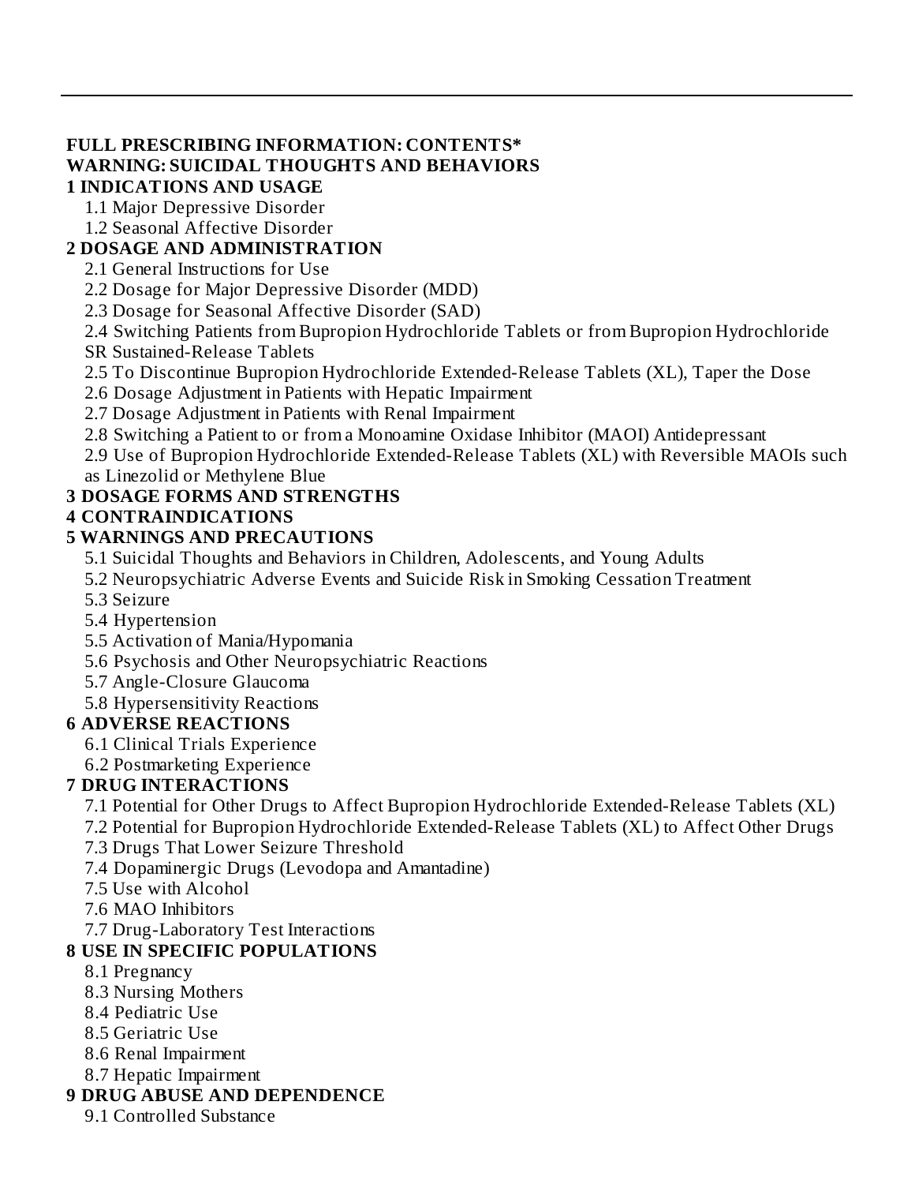**FULL PRESCRIBING INFORMATION: CONTENTS***

**WARNING: SUICIDAL THOUGHTS AND BEHAVIORS**

**1 INDICATIONS AND USAGE**

- 1.1 Major Depressive Disorder
- 1.2 Seasonal Affective Disorder

**2 DOSAGE AND ADMINISTRATION**

- 2.1 General Instructions for Use
- 2.2 Dosage for Major Depressive Disorder (MDD)
- 2.3 Dosage for Seasonal Affective Disorder (SAD)
- 2.4 Switching Patients from Bupropion Hydrochloride Tablets or from Bupropion Hydrochloride SR Sustained-Release Tablets
- 2.5 To Discontinue Bupropion Hydrochloride Extended-Release Tablets (XL), Taper the Dose
- 2.6 Dosage Adjustment in Patients with Hepatic Impairment
- 2.7 Dosage Adjustment in Patients with Renal Impairment
- 2.8 Switching a Patient to or from a Monoamine Oxidase Inhibitor (MAOI) Antidepressant
- 2.9 Use of Bupropion Hydrochloride Extended-Release Tablets (XL) with Reversible MAOIs such as Linezolid or Methylene Blue

**3 DOSAGE FORMS AND STRENGTHS**

**4 CONTRAINDICATIONS**

**5 WARNINGS AND PRECAUTIONS**

- 5.1 Suicidal Thoughts and Behaviors in Children, Adolescents, and Young Adults
- 5.2 Neuropsychiatric Adverse Events and Suicide Risk in Smoking Cessation Treatment
- 5.3 Seizure
- 5.4 Hypertension
- 5.5 Activation of Mania/Hypomania
- 5.6 Psychosis and Other Neuropsychiatric Reactions
- 5.7 Angle-Closure Glaucoma
- 5.8 Hypersensitivity Reactions

**6 ADVERSE REACTIONS**

- 6.1 Clinical Trials Experience
- 6.2 Postmarketing Experience

**7 DRUG INTERACTIONS**

- 7.1 Potential for Other Drugs to Affect Bupropion Hydrochloride Extended-Release Tablets (XL)
- 7.2 Potential for Bupropion Hydrochloride Extended-Release Tablets (XL) to Affect Other Drugs
- 7.3 Drugs That Lower Seizure Threshold
- 7.4 Dopaminergic Drugs (Levodopa and Amantadine)
- 7.5 Use with Alcohol
- 7.6 MAO Inhibitors
- 7.7 Drug-Laboratory Test Interactions

**8 USE IN SPECIFIC POPULATIONS**

- 8.1 Pregnancy
- 8.3 Nursing Mothers
- 8.4 Pediatric Use
- 8.5 Geriatric Use
- 8.6 Renal Impairment
- 8.7 Hepatic Impairment

**9 DRUG ABUSE AND DEPENDENCE**

- 9.1 Controlled Substance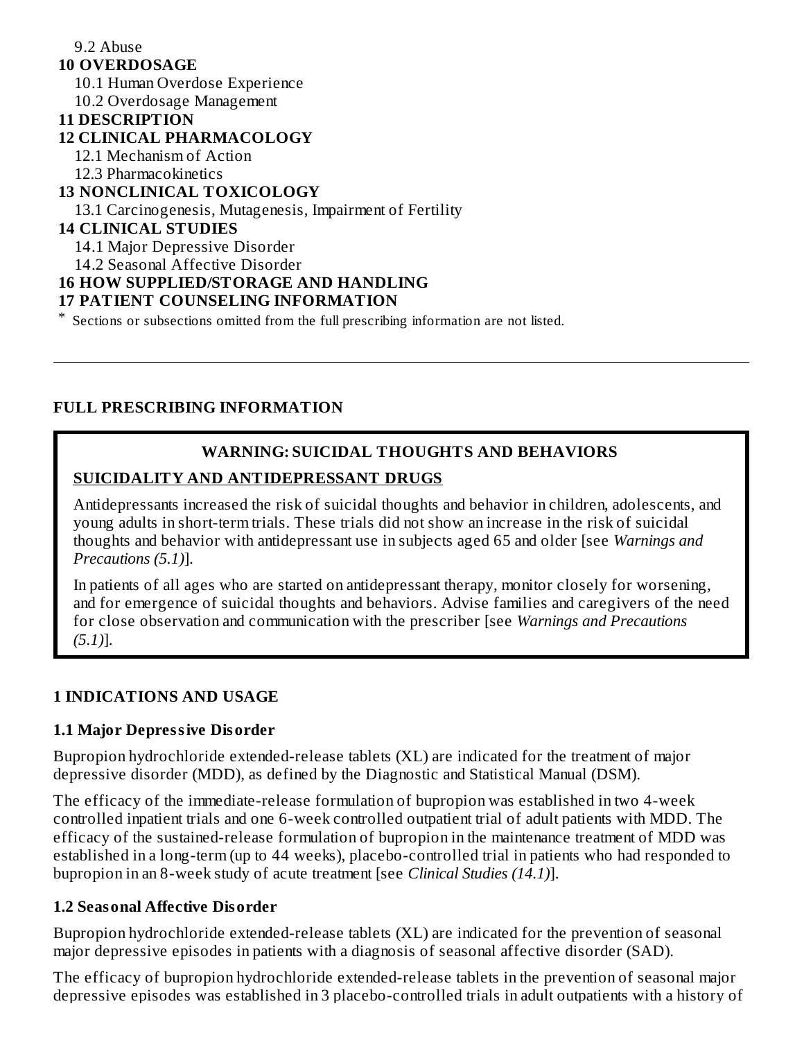9.2 Abuse

**10 OVERDOSAGE**

10.1 Human Overdose Experience

10.2 Overdosage Management

**11 DESCRIPTION**

**12 CLINICAL PHARMACOLOGY**

12.1 Mechanism of Action

12.3 Pharmacokinetics

**13 NONCLINICAL TOXICOLOGY**

13.1 Carcinogenesis, Mutagenesis, Impairment of Fertility

**14 CLINICAL STUDIES**

14.1 Major Depressive Disorder

14.2 Seasonal Affective Disorder

**16 HOW SUPPLIED/STORAGE AND HANDLING**

**17 PATIENT COUNSELING INFORMATION**

\* Sections or subsections omitted from the full prescribing information are not listed.

---

## FULL PRESCRIBING INFORMATION

**WARNING: SUICIDAL THOUGHTS AND BEHAVIORS**

**SUICIDALITY AND ANTIDEPRESSANT DRUGS**

Antidepressants increased the risk of suicidal thoughts and behavior in children, adolescents, and young adults in short-term trials. These trials did not show an increase in the risk of suicidal thoughts and behavior with antidepressant use in subjects aged 65 and older [see *Warnings and Precautions (5.1)*].

In patients of all ages who are started on antidepressant therapy, monitor closely for worsening, and for emergence of suicidal thoughts and behaviors. Advise families and caregivers of the need for close observation and communication with the prescriber [see *Warnings and Precautions (5.1)*].

## 1 INDICATIONS AND USAGE

### 1.1 Major Depressive Disorder

Bupropion hydrochloride extended-release tablets (XL) are indicated for the treatment of major depressive disorder (MDD), as defined by the Diagnostic and Statistical Manual (DSM).

The efficacy of the immediate-release formulation of bupropion was established in two 4-week controlled inpatient trials and one 6-week controlled outpatient trial of adult patients with MDD. The efficacy of the sustained-release formulation of bupropion in the maintenance treatment of MDD was established in a long-term (up to 44 weeks), placebo-controlled trial in patients who had responded to bupropion in an 8-week study of acute treatment [see *Clinical Studies (14.1)*].

### 1.2 Seasonal Affective Disorder

Bupropion hydrochloride extended-release tablets (XL) are indicated for the prevention of seasonal major depressive episodes in patients with a diagnosis of seasonal affective disorder (SAD).

The efficacy of bupropion hydrochloride extended-release tablets in the prevention of seasonal major depressive episodes was established in 3 placebo-controlled trials in adult outpatients with a history of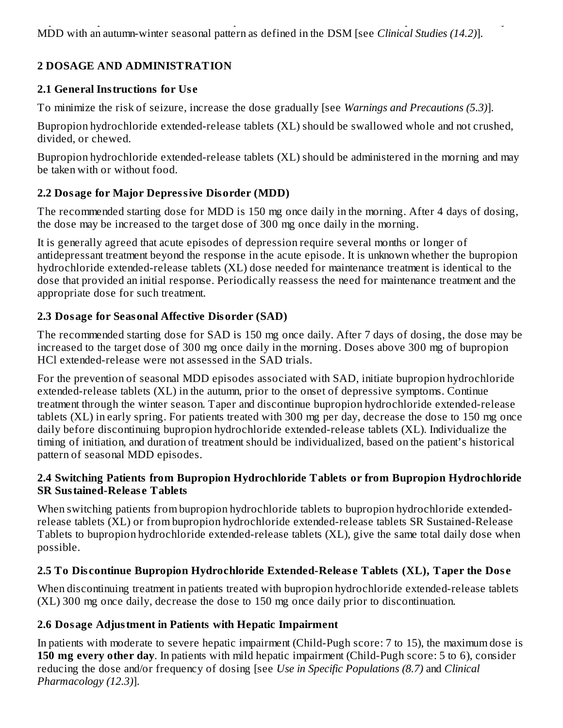MDD with an autumn-winter seasonal pattern as defined in the DSM [see *Clinical Studies (14.2)*].

## 2 DOSAGE AND ADMINISTRATION

### 2.1 General Instructions for Use

To minimize the risk of seizure, increase the dose gradually [see *Warnings and Precautions (5.3)*].

Bupropion hydrochloride extended-release tablets (XL) should be swallowed whole and not crushed, divided, or chewed.

Bupropion hydrochloride extended-release tablets (XL) should be administered in the morning and may be taken with or without food.

### 2.2 Dosage for Major Depressive Disorder (MDD)

The recommended starting dose for MDD is 150 mg once daily in the morning. After 4 days of dosing, the dose may be increased to the target dose of 300 mg once daily in the morning.

It is generally agreed that acute episodes of depression require several months or longer of antidepressant treatment beyond the response in the acute episode. It is unknown whether the bupropion hydrochloride extended-release tablets (XL) dose needed for maintenance treatment is identical to the dose that provided an initial response. Periodically reassess the need for maintenance treatment and the appropriate dose for such treatment.

### 2.3 Dosage for Seasonal Affective Disorder (SAD)

The recommended starting dose for SAD is 150 mg once daily. After 7 days of dosing, the dose may be increased to the target dose of 300 mg once daily in the morning. Doses above 300 mg of bupropion HCl extended-release were not assessed in the SAD trials.

For the prevention of seasonal MDD episodes associated with SAD, initiate bupropion hydrochloride extended-release tablets (XL) in the autumn, prior to the onset of depressive symptoms. Continue treatment through the winter season. Taper and discontinue bupropion hydrochloride extended-release tablets (XL) in early spring. For patients treated with 300 mg per day, decrease the dose to 150 mg once daily before discontinuing bupropion hydrochloride extended-release tablets (XL). Individualize the timing of initiation, and duration of treatment should be individualized, based on the patient's historical pattern of seasonal MDD episodes.

### 2.4 Switching Patients from Bupropion Hydrochloride Tablets or from Bupropion Hydrochloride SR Sustained-Release Tablets

When switching patients from bupropion hydrochloride tablets to bupropion hydrochloride extended-release tablets (XL) or from bupropion hydrochloride extended-release tablets SR Sustained-Release Tablets to bupropion hydrochloride extended-release tablets (XL), give the same total daily dose when possible.

### 2.5 To Discontinue Bupropion Hydrochloride Extended-Release Tablets (XL), Taper the Dose

When discontinuing treatment in patients treated with bupropion hydrochloride extended-release tablets (XL) 300 mg once daily, decrease the dose to 150 mg once daily prior to discontinuation.

### 2.6 Dosage Adjustment in Patients with Hepatic Impairment

In patients with moderate to severe hepatic impairment (Child-Pugh score: 7 to 15), the maximum dose is **150 mg every other day**. In patients with mild hepatic impairment (Child-Pugh score: 5 to 6), consider reducing the dose and/or frequency of dosing [see *Use in Specific Populations (8.7)* and *Clinical Pharmacology (12.3)*].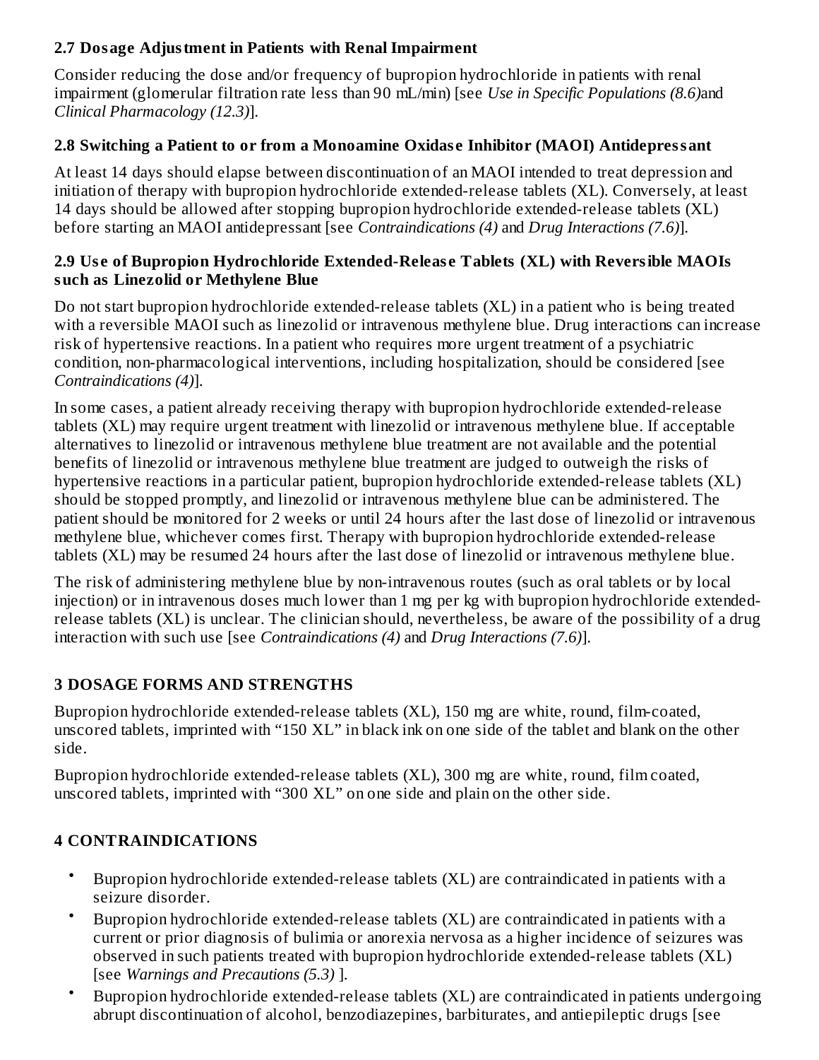### 2.7 Dosage Adjustment in Patients with Renal Impairment

Consider reducing the dose and/or frequency of bupropion hydrochloride in patients with renal impairment (glomerular filtration rate less than 90 mL/min) [see *Use in Specific Populations (8.6)* and *Clinical Pharmacology (12.3)*].

### 2.8 Switching a Patient to or from a Monoamine Oxidase Inhibitor (MAOI) Antidepressant

At least 14 days should elapse between discontinuation of an MAOI intended to treat depression and initiation of therapy with bupropion hydrochloride extended-release tablets (XL). Conversely, at least 14 days should be allowed after stopping bupropion hydrochloride extended-release tablets (XL) before starting an MAOI antidepressant [see *Contraindications (4)* and *Drug Interactions (7.6)*].

### 2.9 Use of Bupropion Hydrochloride Extended-Release Tablets (XL) with Reversible MAOIs such as Linezolid or Methylene Blue

Do not start bupropion hydrochloride extended-release tablets (XL) in a patient who is being treated with a reversible MAOI such as linezolid or intravenous methylene blue. Drug interactions can increase risk of hypertensive reactions. In a patient who requires more urgent treatment of a psychiatric condition, non-pharmacological interventions, including hospitalization, should be considered [see *Contraindications (4)*].

In some cases, a patient already receiving therapy with bupropion hydrochloride extended-release tablets (XL) may require urgent treatment with linezolid or intravenous methylene blue. If acceptable alternatives to linezolid or intravenous methylene blue treatment are not available and the potential benefits of linezolid or intravenous methylene blue treatment are judged to outweigh the risks of hypertensive reactions in a particular patient, bupropion hydrochloride extended-release tablets (XL) should be stopped promptly, and linezolid or intravenous methylene blue can be administered. The patient should be monitored for 2 weeks or until 24 hours after the last dose of linezolid or intravenous methylene blue, whichever comes first. Therapy with bupropion hydrochloride extended-release tablets (XL) may be resumed 24 hours after the last dose of linezolid or intravenous methylene blue.

The risk of administering methylene blue by non-intravenous routes (such as oral tablets or by local injection) or in intravenous doses much lower than 1 mg per kg with bupropion hydrochloride extended-release tablets (XL) is unclear. The clinician should, nevertheless, be aware of the possibility of a drug interaction with such use [see *Contraindications (4)* and *Drug Interactions (7.6)*].

## 3 DOSAGE FORMS AND STRENGTHS

Bupropion hydrochloride extended-release tablets (XL), 150 mg are white, round, film-coated, unscored tablets, imprinted with “150 XL” in black ink on one side of the tablet and blank on the other side.

Bupropion hydrochloride extended-release tablets (XL), 300 mg are white, round, film coated, unscored tablets, imprinted with “300 XL” on one side and plain on the other side.

## 4 CONTRAINDICATIONS

- Bupropion hydrochloride extended-release tablets (XL) are contraindicated in patients with a seizure disorder.
- Bupropion hydrochloride extended-release tablets (XL) are contraindicated in patients with a current or prior diagnosis of bulimia or anorexia nervosa as a higher incidence of seizures was observed in such patients treated with bupropion hydrochloride extended-release tablets (XL) [see *Warnings and Precautions (5.3)* ].
- Bupropion hydrochloride extended-release tablets (XL) are contraindicated in patients undergoing abrupt discontinuation of alcohol, benzodiazepines, barbiturates, and antiepileptic drugs [see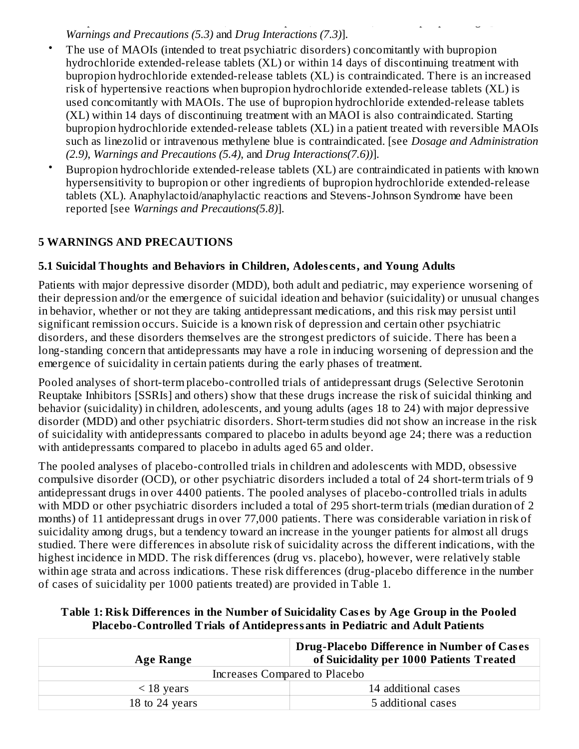*Warnings and Precautions (5.3)* and *Drug Interactions (7.3)*].

- The use of MAOIs (intended to treat psychiatric disorders) concomitantly with bupropion hydrochloride extended-release tablets (XL) or within 14 days of discontinuing treatment with bupropion hydrochloride extended-release tablets (XL) is contraindicated. There is an increased risk of hypertensive reactions when bupropion hydrochloride extended-release tablets (XL) is used concomitantly with MAOIs. The use of bupropion hydrochloride extended-release tablets (XL) within 14 days of discontinuing treatment with an MAOI is also contraindicated. Starting bupropion hydrochloride extended-release tablets (XL) in a patient treated with reversible MAOIs such as linezolid or intravenous methylene blue is contraindicated. [see *Dosage and Administration (2.9)*, *Warnings and Precautions (5.4)*, and *Drug Interactions(7.6))*].
- Bupropion hydrochloride extended-release tablets (XL) are contraindicated in patients with known hypersensitivity to bupropion or other ingredients of bupropion hydrochloride extended-release tablets (XL). Anaphylactoid/anaphylactic reactions and Stevens-Johnson Syndrome have been reported [see *Warnings and Precautions(5.8)*].

## 5 WARNINGS AND PRECAUTIONS

### 5.1 Suicidal Thoughts and Behaviors in Children, Adolescents, and Young Adults

Patients with major depressive disorder (MDD), both adult and pediatric, may experience worsening of their depression and/or the emergence of suicidal ideation and behavior (suicidality) or unusual changes in behavior, whether or not they are taking antidepressant medications, and this risk may persist until significant remission occurs. Suicide is a known risk of depression and certain other psychiatric disorders, and these disorders themselves are the strongest predictors of suicide. There has been a long-standing concern that antidepressants may have a role in inducing worsening of depression and the emergence of suicidality in certain patients during the early phases of treatment.

Pooled analyses of short-term placebo-controlled trials of antidepressant drugs (Selective Serotonin Reuptake Inhibitors [SSRIs] and others) show that these drugs increase the risk of suicidal thinking and behavior (suicidality) in children, adolescents, and young adults (ages 18 to 24) with major depressive disorder (MDD) and other psychiatric disorders. Short-term studies did not show an increase in the risk of suicidality with antidepressants compared to placebo in adults beyond age 24; there was a reduction with antidepressants compared to placebo in adults aged 65 and older.

The pooled analyses of placebo-controlled trials in children and adolescents with MDD, obsessive compulsive disorder (OCD), or other psychiatric disorders included a total of 24 short-term trials of 9 antidepressant drugs in over 4400 patients. The pooled analyses of placebo-controlled trials in adults with MDD or other psychiatric disorders included a total of 295 short-term trials (median duration of 2 months) of 11 antidepressant drugs in over 77,000 patients. There was considerable variation in risk of suicidality among drugs, but a tendency toward an increase in the younger patients for almost all drugs studied. There were differences in absolute risk of suicidality across the different indications, with the highest incidence in MDD. The risk differences (drug vs. placebo), however, were relatively stable within age strata and across indications. These risk differences (drug-placebo difference in the number of cases of suicidality per 1000 patients treated) are provided in Table 1.

**Table 1: Risk Differences in the Number of Suicidality Cases by Age Group in the Pooled Placebo-Controlled Trials of Antidepressants in Pediatric and Adult Patients**

| Age Range | Drug-Placebo Difference in Number of Cases of Suicidality per 1000 Patients Treated |
|---|---|
| Increases Compared to Placebo | |
| < 18 years | 14 additional cases |
| 18 to 24 years | 5 additional cases |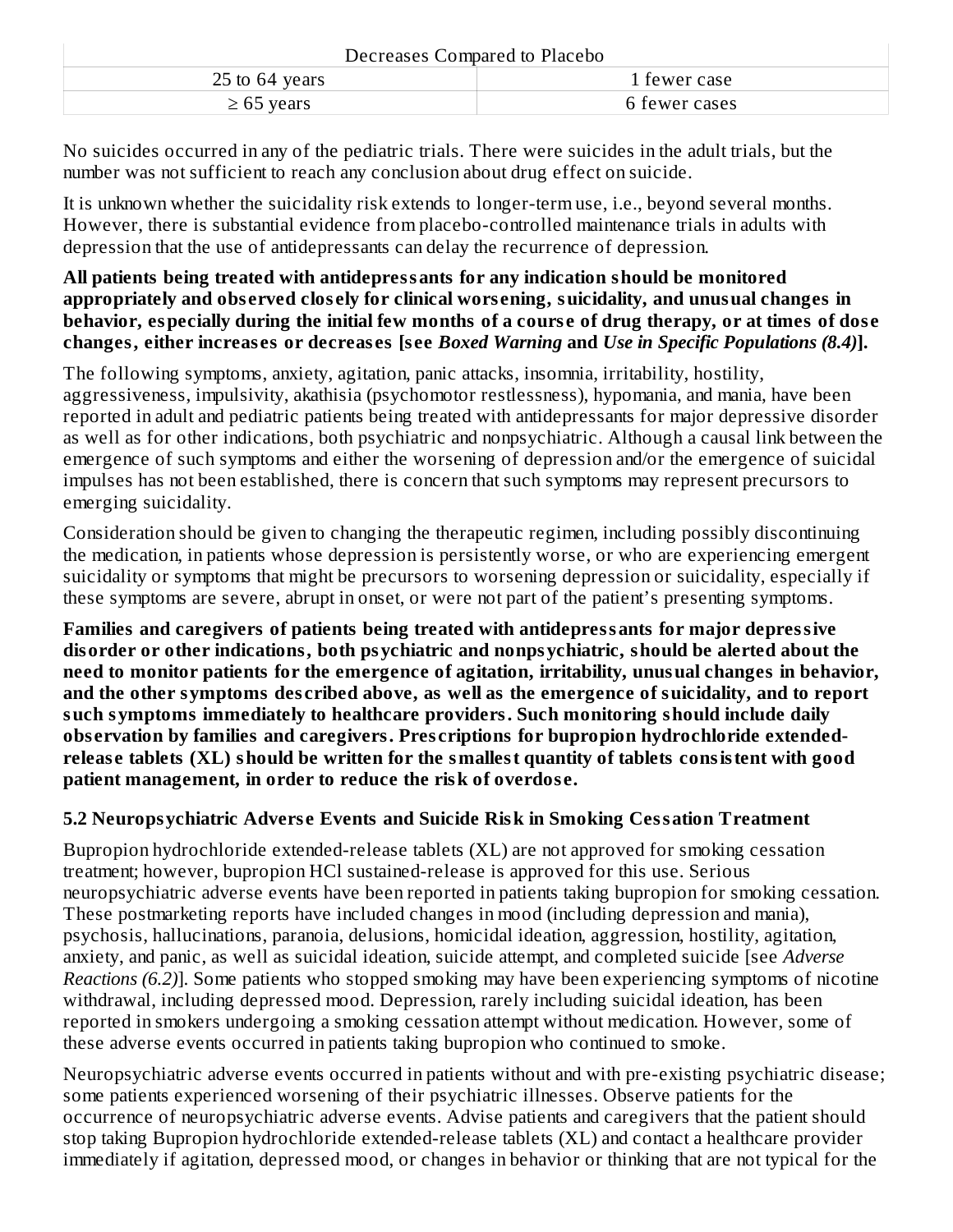| Decreases Compared to Placebo | |
|---|---|
| 25 to 64 years | 1 fewer case |
| ≥ 65 years | 6 fewer cases |

No suicides occurred in any of the pediatric trials. There were suicides in the adult trials, but the number was not sufficient to reach any conclusion about drug effect on suicide.

It is unknown whether the suicidality risk extends to longer-term use, i.e., beyond several months. However, there is substantial evidence from placebo-controlled maintenance trials in adults with depression that the use of antidepressants can delay the recurrence of depression.

**All patients being treated with antidepressants for any indication should be monitored appropriately and observed closely for clinical worsening, suicidality, and unusual changes in behavior, especially during the initial few months of a course of drug therapy, or at times of dose changes, either increases or decreases [see *Boxed Warning* and *Use in Specific Populations (8.4)*].**

The following symptoms, anxiety, agitation, panic attacks, insomnia, irritability, hostility, aggressiveness, impulsivity, akathisia (psychomotor restlessness), hypomania, and mania, have been reported in adult and pediatric patients being treated with antidepressants for major depressive disorder as well as for other indications, both psychiatric and nonpsychiatric. Although a causal link between the emergence of such symptoms and either the worsening of depression and/or the emergence of suicidal impulses has not been established, there is concern that such symptoms may represent precursors to emerging suicidality.

Consideration should be given to changing the therapeutic regimen, including possibly discontinuing the medication, in patients whose depression is persistently worse, or who are experiencing emergent suicidality or symptoms that might be precursors to worsening depression or suicidality, especially if these symptoms are severe, abrupt in onset, or were not part of the patient's presenting symptoms.

**Families and caregivers of patients being treated with antidepressants for major depressive disorder or other indications, both psychiatric and nonpsychiatric, should be alerted about the need to monitor patients for the emergence of agitation, irritability, unusual changes in behavior, and the other symptoms described above, as well as the emergence of suicidality, and to report such symptoms immediately to healthcare providers. Such monitoring should include daily observation by families and caregivers. Prescriptions for bupropion hydrochloride extended-release tablets (XL) should be written for the smallest quantity of tablets consistent with good patient management, in order to reduce the risk of overdose.**

### 5.2 Neuropsychiatric Adverse Events and Suicide Risk in Smoking Cessation Treatment

Bupropion hydrochloride extended-release tablets (XL) are not approved for smoking cessation treatment; however, bupropion HCl sustained-release is approved for this use. Serious neuropsychiatric adverse events have been reported in patients taking bupropion for smoking cessation. These postmarketing reports have included changes in mood (including depression and mania), psychosis, hallucinations, paranoia, delusions, homicidal ideation, aggression, hostility, agitation, anxiety, and panic, as well as suicidal ideation, suicide attempt, and completed suicide [see *Adverse Reactions (6.2)*]. Some patients who stopped smoking may have been experiencing symptoms of nicotine withdrawal, including depressed mood. Depression, rarely including suicidal ideation, has been reported in smokers undergoing a smoking cessation attempt without medication. However, some of these adverse events occurred in patients taking bupropion who continued to smoke.

Neuropsychiatric adverse events occurred in patients without and with pre-existing psychiatric disease; some patients experienced worsening of their psychiatric illnesses. Observe patients for the occurrence of neuropsychiatric adverse events. Advise patients and caregivers that the patient should stop taking Bupropion hydrochloride extended-release tablets (XL) and contact a healthcare provider immediately if agitation, depressed mood, or changes in behavior or thinking that are not typical for the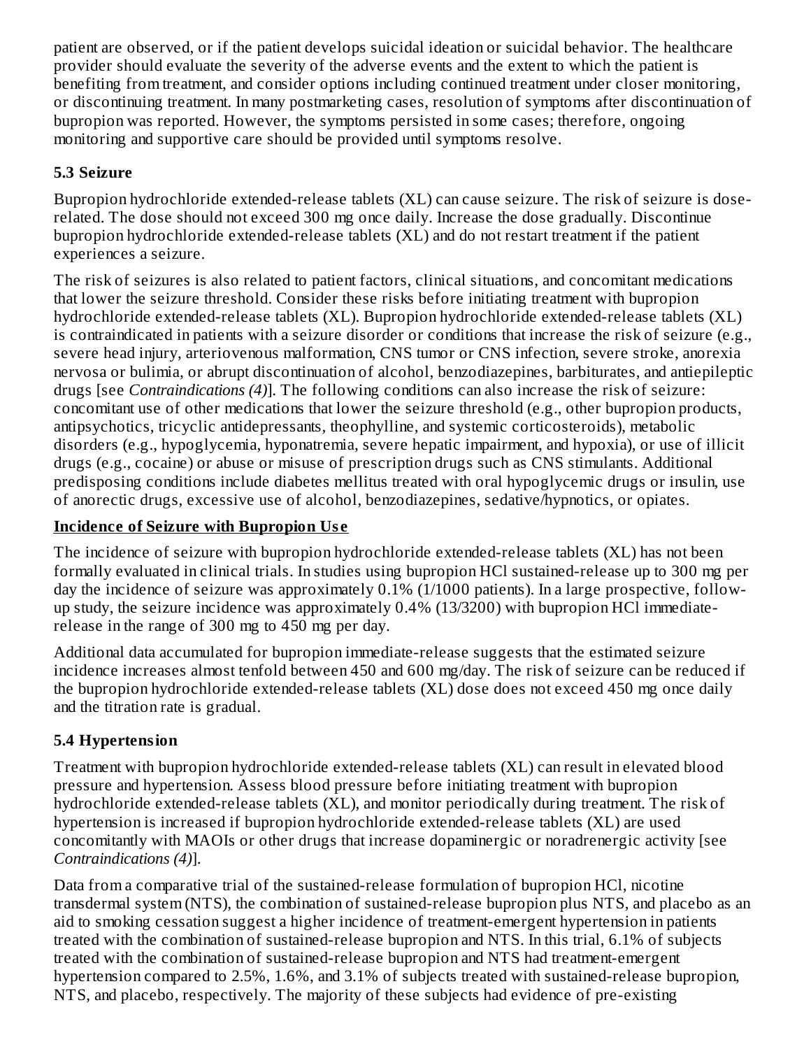patient are observed, or if the patient develops suicidal ideation or suicidal behavior. The healthcare provider should evaluate the severity of the adverse events and the extent to which the patient is benefiting from treatment, and consider options including continued treatment under closer monitoring, or discontinuing treatment. In many postmarketing cases, resolution of symptoms after discontinuation of bupropion was reported. However, the symptoms persisted in some cases; therefore, ongoing monitoring and supportive care should be provided until symptoms resolve.

### 5.3 Seizure

Bupropion hydrochloride extended-release tablets (XL) can cause seizure. The risk of seizure is dose-related. The dose should not exceed 300 mg once daily. Increase the dose gradually. Discontinue bupropion hydrochloride extended-release tablets (XL) and do not restart treatment if the patient experiences a seizure.

The risk of seizures is also related to patient factors, clinical situations, and concomitant medications that lower the seizure threshold. Consider these risks before initiating treatment with bupropion hydrochloride extended-release tablets (XL). Bupropion hydrochloride extended-release tablets (XL) is contraindicated in patients with a seizure disorder or conditions that increase the risk of seizure (e.g., severe head injury, arteriovenous malformation, CNS tumor or CNS infection, severe stroke, anorexia nervosa or bulimia, or abrupt discontinuation of alcohol, benzodiazepines, barbiturates, and antiepileptic drugs [see *Contraindications (4)*]. The following conditions can also increase the risk of seizure: concomitant use of other medications that lower the seizure threshold (e.g., other bupropion products, antipsychotics, tricyclic antidepressants, theophylline, and systemic corticosteroids), metabolic disorders (e.g., hypoglycemia, hyponatremia, severe hepatic impairment, and hypoxia), or use of illicit drugs (e.g., cocaine) or abuse or misuse of prescription drugs such as CNS stimulants. Additional predisposing conditions include diabetes mellitus treated with oral hypoglycemic drugs or insulin, use of anorectic drugs, excessive use of alcohol, benzodiazepines, sedative/hypnotics, or opiates.

**Incidence of Seizure with Bupropion Use**

The incidence of seizure with bupropion hydrochloride extended-release tablets (XL) has not been formally evaluated in clinical trials. In studies using bupropion HCl sustained-release up to 300 mg per day the incidence of seizure was approximately 0.1% (1/1000 patients). In a large prospective, follow-up study, the seizure incidence was approximately 0.4% (13/3200) with bupropion HCl immediate-release in the range of 300 mg to 450 mg per day.

Additional data accumulated for bupropion immediate-release suggests that the estimated seizure incidence increases almost tenfold between 450 and 600 mg/day. The risk of seizure can be reduced if the bupropion hydrochloride extended-release tablets (XL) dose does not exceed 450 mg once daily and the titration rate is gradual.

### 5.4 Hypertension

Treatment with bupropion hydrochloride extended-release tablets (XL) can result in elevated blood pressure and hypertension. Assess blood pressure before initiating treatment with bupropion hydrochloride extended-release tablets (XL), and monitor periodically during treatment. The risk of hypertension is increased if bupropion hydrochloride extended-release tablets (XL) are used concomitantly with MAOIs or other drugs that increase dopaminergic or noradrenergic activity [see *Contraindications (4)*].

Data from a comparative trial of the sustained-release formulation of bupropion HCl, nicotine transdermal system (NTS), the combination of sustained-release bupropion plus NTS, and placebo as an aid to smoking cessation suggest a higher incidence of treatment-emergent hypertension in patients treated with the combination of sustained-release bupropion and NTS. In this trial, 6.1% of subjects treated with the combination of sustained-release bupropion and NTS had treatment-emergent hypertension compared to 2.5%, 1.6%, and 3.1% of subjects treated with sustained-release bupropion, NTS, and placebo, respectively. The majority of these subjects had evidence of pre-existing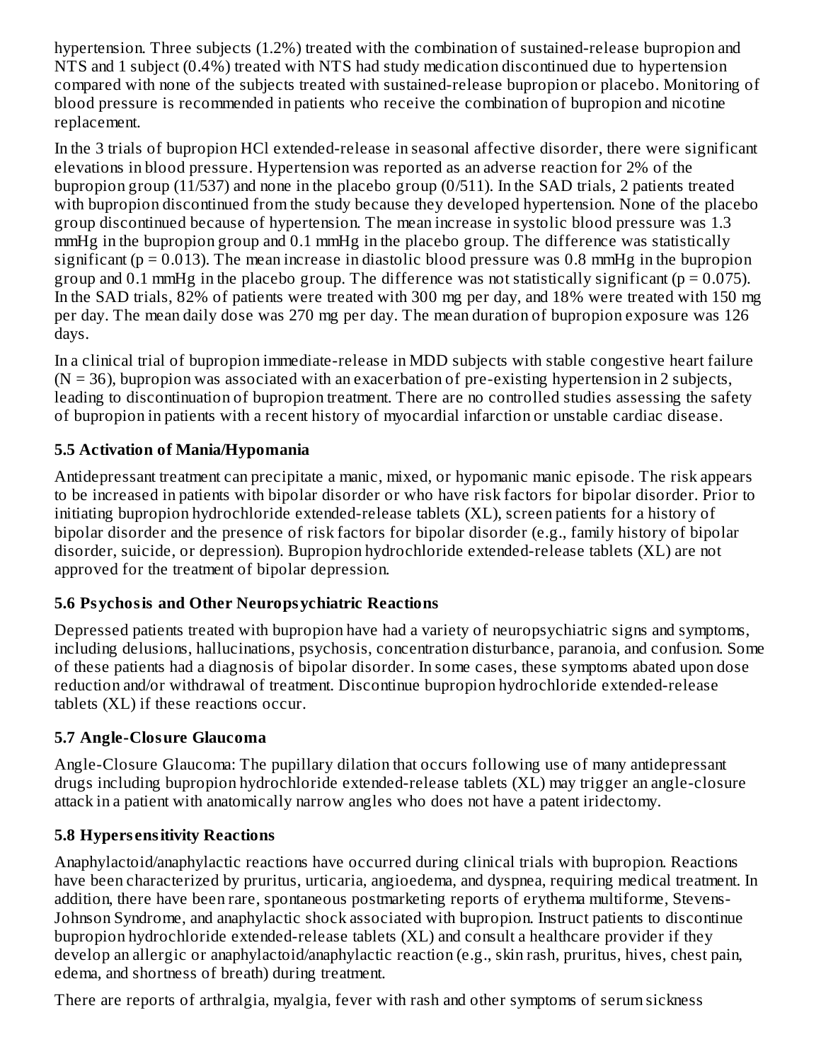hypertension. Three subjects (1.2%) treated with the combination of sustained-release bupropion and NTS and 1 subject (0.4%) treated with NTS had study medication discontinued due to hypertension compared with none of the subjects treated with sustained-release bupropion or placebo. Monitoring of blood pressure is recommended in patients who receive the combination of bupropion and nicotine replacement.

In the 3 trials of bupropion HCl extended-release in seasonal affective disorder, there were significant elevations in blood pressure. Hypertension was reported as an adverse reaction for 2% of the bupropion group (11/537) and none in the placebo group (0/511). In the SAD trials, 2 patients treated with bupropion discontinued from the study because they developed hypertension. None of the placebo group discontinued because of hypertension. The mean increase in systolic blood pressure was 1.3 mmHg in the bupropion group and 0.1 mmHg in the placebo group. The difference was statistically significant ($p = 0.013$). The mean increase in diastolic blood pressure was 0.8 mmHg in the bupropion group and 0.1 mmHg in the placebo group. The difference was not statistically significant ($p = 0.075$). In the SAD trials, 82% of patients were treated with 300 mg per day, and 18% were treated with 150 mg per day. The mean daily dose was 270 mg per day. The mean duration of bupropion exposure was 126 days.

In a clinical trial of bupropion immediate-release in MDD subjects with stable congestive heart failure ($N = 36$), bupropion was associated with an exacerbation of pre-existing hypertension in 2 subjects, leading to discontinuation of bupropion treatment. There are no controlled studies assessing the safety of bupropion in patients with a recent history of myocardial infarction or unstable cardiac disease.

### 5.5 Activation of Mania/Hypomania

Antidepressant treatment can precipitate a manic, mixed, or hypomanic manic episode. The risk appears to be increased in patients with bipolar disorder or who have risk factors for bipolar disorder. Prior to initiating bupropion hydrochloride extended-release tablets (XL), screen patients for a history of bipolar disorder and the presence of risk factors for bipolar disorder (e.g., family history of bipolar disorder, suicide, or depression). Bupropion hydrochloride extended-release tablets (XL) are not approved for the treatment of bipolar depression.

### 5.6 Psychosis and Other Neuropsychiatric Reactions

Depressed patients treated with bupropion have had a variety of neuropsychiatric signs and symptoms, including delusions, hallucinations, psychosis, concentration disturbance, paranoia, and confusion. Some of these patients had a diagnosis of bipolar disorder. In some cases, these symptoms abated upon dose reduction and/or withdrawal of treatment. Discontinue bupropion hydrochloride extended-release tablets (XL) if these reactions occur.

### 5.7 Angle-Closure Glaucoma

Angle-Closure Glaucoma: The pupillary dilation that occurs following use of many antidepressant drugs including bupropion hydrochloride extended-release tablets (XL) may trigger an angle-closure attack in a patient with anatomically narrow angles who does not have a patent iridectomy.

### 5.8 Hypersensitivity Reactions

Anaphylactoid/anaphylactic reactions have occurred during clinical trials with bupropion. Reactions have been characterized by pruritus, urticaria, angioedema, and dyspnea, requiring medical treatment. In addition, there have been rare, spontaneous postmarketing reports of erythema multiforme, Stevens-Johnson Syndrome, and anaphylactic shock associated with bupropion. Instruct patients to discontinue bupropion hydrochloride extended-release tablets (XL) and consult a healthcare provider if they develop an allergic or anaphylactoid/anaphylactic reaction (e.g., skin rash, pruritus, hives, chest pain, edema, and shortness of breath) during treatment.

There are reports of arthralgia, myalgia, fever with rash and other symptoms of serum sickness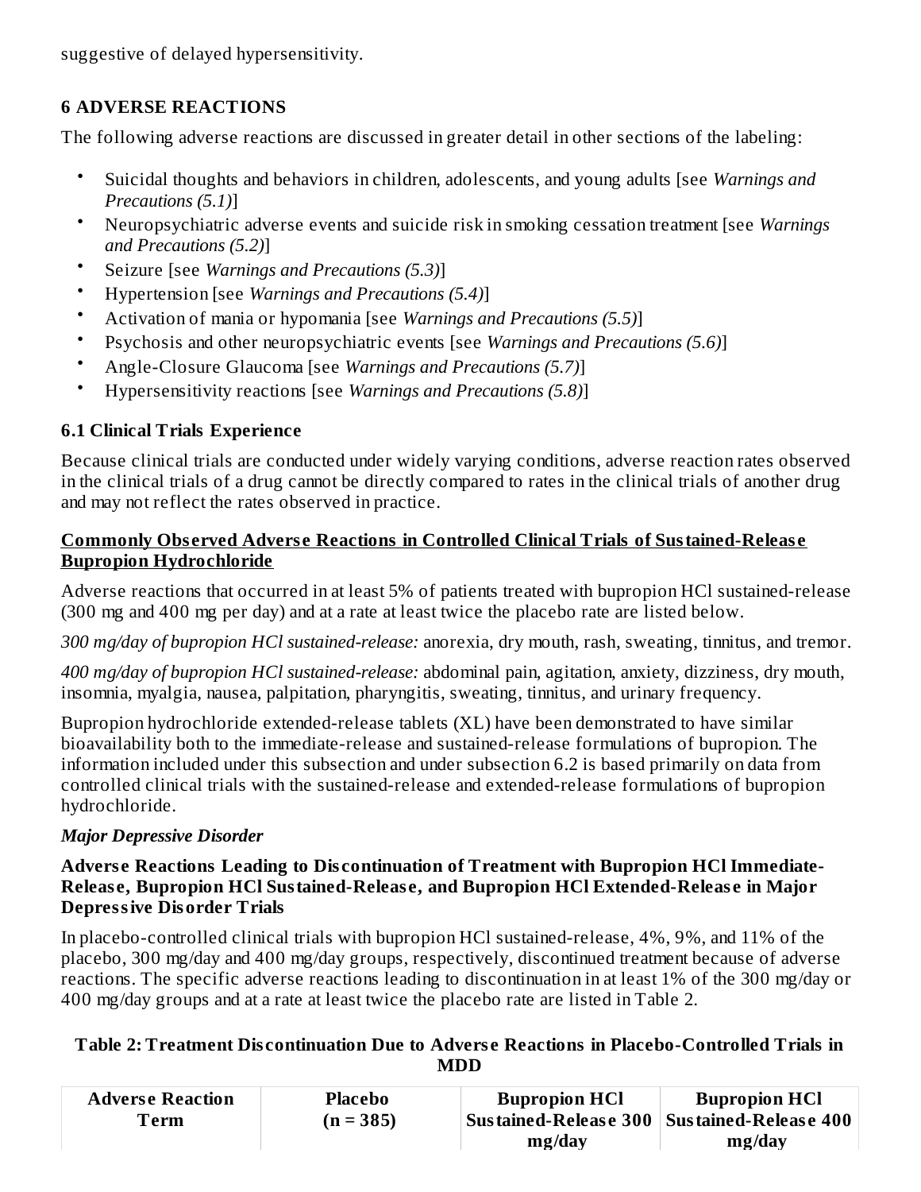suggestive of delayed hypersensitivity.

## 6 ADVERSE REACTIONS

The following adverse reactions are discussed in greater detail in other sections of the labeling:

- Suicidal thoughts and behaviors in children, adolescents, and young adults [see *Warnings and Precautions (5.1)*]
- Neuropsychiatric adverse events and suicide risk in smoking cessation treatment [see *Warnings and Precautions (5.2)*]
- Seizure [see *Warnings and Precautions (5.3)*]
- Hypertension [see *Warnings and Precautions (5.4)*]
- Activation of mania or hypomania [see *Warnings and Precautions (5.5)*]
- Psychosis and other neuropsychiatric events [see *Warnings and Precautions (5.6)*]
- Angle-Closure Glaucoma [see *Warnings and Precautions (5.7)*]
- Hypersensitivity reactions [see *Warnings and Precautions (5.8)*]

### 6.1 Clinical Trials Experience

Because clinical trials are conducted under widely varying conditions, adverse reaction rates observed in the clinical trials of a drug cannot be directly compared to rates in the clinical trials of another drug and may not reflect the rates observed in practice.

**Commonly Observed Adverse Reactions in Controlled Clinical Trials of Sustained-Release Bupropion Hydrochloride**

Adverse reactions that occurred in at least 5% of patients treated with bupropion HCl sustained-release (300 mg and 400 mg per day) and at a rate at least twice the placebo rate are listed below.

*300 mg/day of bupropion HCl sustained-release:* anorexia, dry mouth, rash, sweating, tinnitus, and tremor.

*400 mg/day of bupropion HCl sustained-release:* abdominal pain, agitation, anxiety, dizziness, dry mouth, insomnia, myalgia, nausea, palpitation, pharyngitis, sweating, tinnitus, and urinary frequency.

Bupropion hydrochloride extended-release tablets (XL) have been demonstrated to have similar bioavailability both to the immediate-release and sustained-release formulations of bupropion. The information included under this subsection and under subsection 6.2 is based primarily on data from controlled clinical trials with the sustained-release and extended-release formulations of bupropion hydrochloride.

***Major Depressive Disorder***

**Adverse Reactions Leading to Discontinuation of Treatment with Bupropion HCl Immediate-Release, Bupropion HCl Sustained-Release, and Bupropion HCl Extended-Release in Major Depressive Disorder Trials**

In placebo-controlled clinical trials with bupropion HCl sustained-release, 4%, 9%, and 11% of the placebo, 300 mg/day and 400 mg/day groups, respectively, discontinued treatment because of adverse reactions. The specific adverse reactions leading to discontinuation in at least 1% of the 300 mg/day or 400 mg/day groups and at a rate at least twice the placebo rate are listed in Table 2.

**Table 2: Treatment Discontinuation Due to Adverse Reactions in Placebo-Controlled Trials in MDD**

| Adverse Reaction Term | Placebo (n = 385) | Bupropion HCl Sustained-Release 300 mg/day | Bupropion HCl Sustained-Release 400 mg/day |
|---|---|---|---|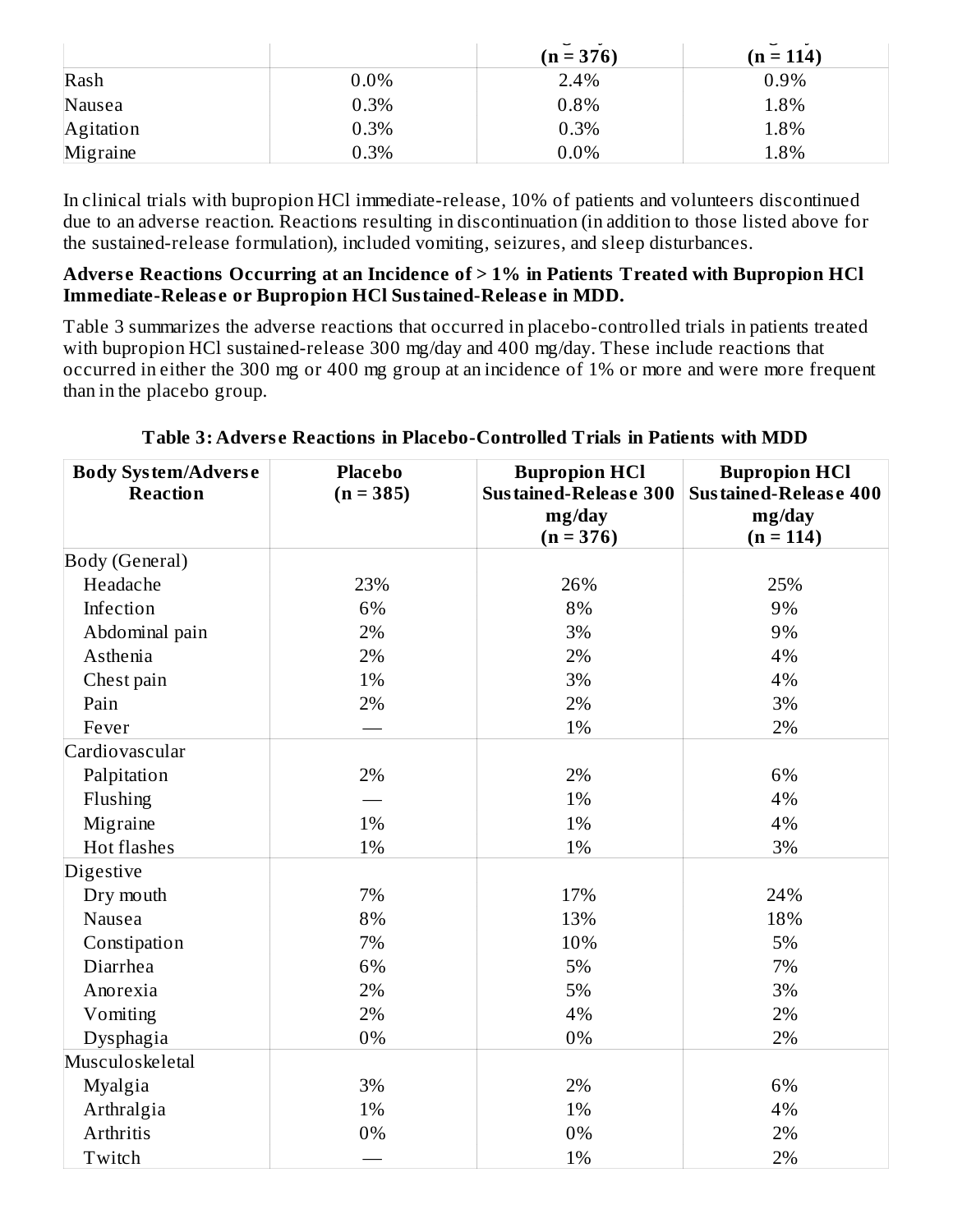| | | (n = 376) | (n = 114) |
|---|---|---|---|
| Rash | 0.0% | 2.4% | 0.9% |
| Nausea | 0.3% | 0.8% | 1.8% |
| Agitation | 0.3% | 0.3% | 1.8% |
| Migraine | 0.3% | 0.0% | 1.8% |

In clinical trials with bupropion HCl immediate-release, 10% of patients and volunteers discontinued due to an adverse reaction. Reactions resulting in discontinuation (in addition to those listed above for the sustained-release formulation), included vomiting, seizures, and sleep disturbances.

**Adverse Reactions Occurring at an Incidence of > 1% in Patients Treated with Bupropion HCl Immediate-Release or Bupropion HCl Sustained-Release in MDD.**

Table 3 summarizes the adverse reactions that occurred in placebo-controlled trials in patients treated with bupropion HCl sustained-release 300 mg/day and 400 mg/day. These include reactions that occurred in either the 300 mg or 400 mg group at an incidence of 1% or more and were more frequent than in the placebo group.

**Table 3: Adverse Reactions in Placebo-Controlled Trials in Patients with MDD**

| Body System/Adverse Reaction | Placebo (n = 385) | Bupropion HCl Sustained-Release 300 mg/day (n = 376) | Bupropion HCl Sustained-Release 400 mg/day (n = 114) |
|---|---|---|---|
| Body (General) | | | |
| Headache | 23% | 26% | 25% |
| Infection | 6% | 8% | 9% |
| Abdominal pain | 2% | 3% | 9% |
| Asthenia | 2% | 2% | 4% |
| Chest pain | 1% | 3% | 4% |
| Pain | 2% | 2% | 3% |
| Fever | — | 1% | 2% |
| Cardiovascular | | | |
| Palpitation | 2% | 2% | 6% |
| Flushing | — | 1% | 4% |
| Migraine | 1% | 1% | 4% |
| Hot flashes | 1% | 1% | 3% |
| Digestive | | | |
| Dry mouth | 7% | 17% | 24% |
| Nausea | 8% | 13% | 18% |
| Constipation | 7% | 10% | 5% |
| Diarrhea | 6% | 5% | 7% |
| Anorexia | 2% | 5% | 3% |
| Vomiting | 2% | 4% | 2% |
| Dysphagia | 0% | 0% | 2% |
| Musculoskeletal | | | |
| Myalgia | 3% | 2% | 6% |
| Arthralgia | 1% | 1% | 4% |
| Arthritis | 0% | 0% | 2% |
| Twitch | — | 1% | 2% |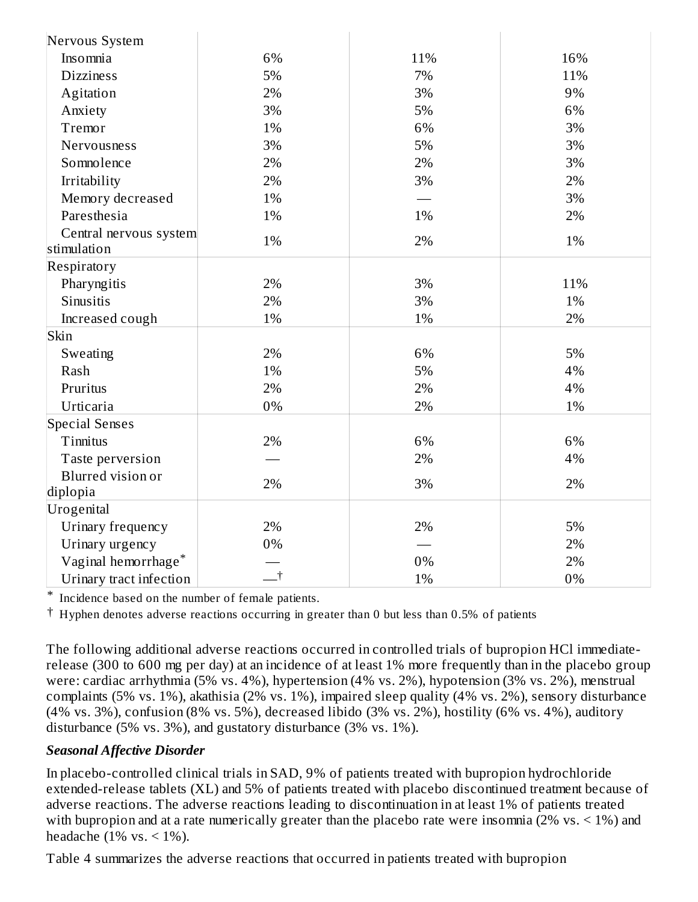| | | | |
|---|---|---|---|
| Nervous System | | | |
| Insomnia | 6% | 11% | 16% |
| Dizziness | 5% | 7% | 11% |
| Agitation | 2% | 3% | 9% |
| Anxiety | 3% | 5% | 6% |
| Tremor | 1% | 6% | 3% |
| Nervousness | 3% | 5% | 3% |
| Somnolence | 2% | 2% | 3% |
| Irritability | 2% | 3% | 2% |
| Memory decreased | 1% | — | 3% |
| Paresthesia | 1% | 1% | 2% |
| Central nervous system stimulation | 1% | 2% | 1% |
| Respiratory | | | |
| Pharyngitis | 2% | 3% | 11% |
| Sinusitis | 2% | 3% | 1% |
| Increased cough | 1% | 1% | 2% |
| Skin | | | |
| Sweating | 2% | 6% | 5% |
| Rash | 1% | 5% | 4% |
| Pruritus | 2% | 2% | 4% |
| Urticaria | 0% | 2% | 1% |
| Special Senses | | | |
| Tinnitus | 2% | 6% | 6% |
| Taste perversion | — | 2% | 4% |
| Blurred vision or diplopia | 2% | 3% | 2% |
| Urogenital | | | |
| Urinary frequency | 2% | 2% | 5% |
| Urinary urgency | 0% | — | 2% |
| Vaginal hemorrhage* | — | 0% | 2% |
| Urinary tract infection | —† | 1% | 0% |

\* Incidence based on the number of female patients.

† Hyphen denotes adverse reactions occurring in greater than 0 but less than 0.5% of patients

The following additional adverse reactions occurred in controlled trials of bupropion HCl immediate-release (300 to 600 mg per day) at an incidence of at least 1% more frequently than in the placebo group were: cardiac arrhythmia (5% vs. 4%), hypertension (4% vs. 2%), hypotension (3% vs. 2%), menstrual complaints (5% vs. 1%), akathisia (2% vs. 1%), impaired sleep quality (4% vs. 2%), sensory disturbance (4% vs. 3%), confusion (8% vs. 5%), decreased libido (3% vs. 2%), hostility (6% vs. 4%), auditory disturbance (5% vs. 3%), and gustatory disturbance (3% vs. 1%).

***Seasonal Affective Disorder***

In placebo-controlled clinical trials in SAD, 9% of patients treated with bupropion hydrochloride extended-release tablets (XL) and 5% of patients treated with placebo discontinued treatment because of adverse reactions. The adverse reactions leading to discontinuation in at least 1% of patients treated with bupropion and at a rate numerically greater than the placebo rate were insomnia (2% vs. < 1%) and headache (1% vs. < 1%).

Table 4 summarizes the adverse reactions that occurred in patients treated with bupropion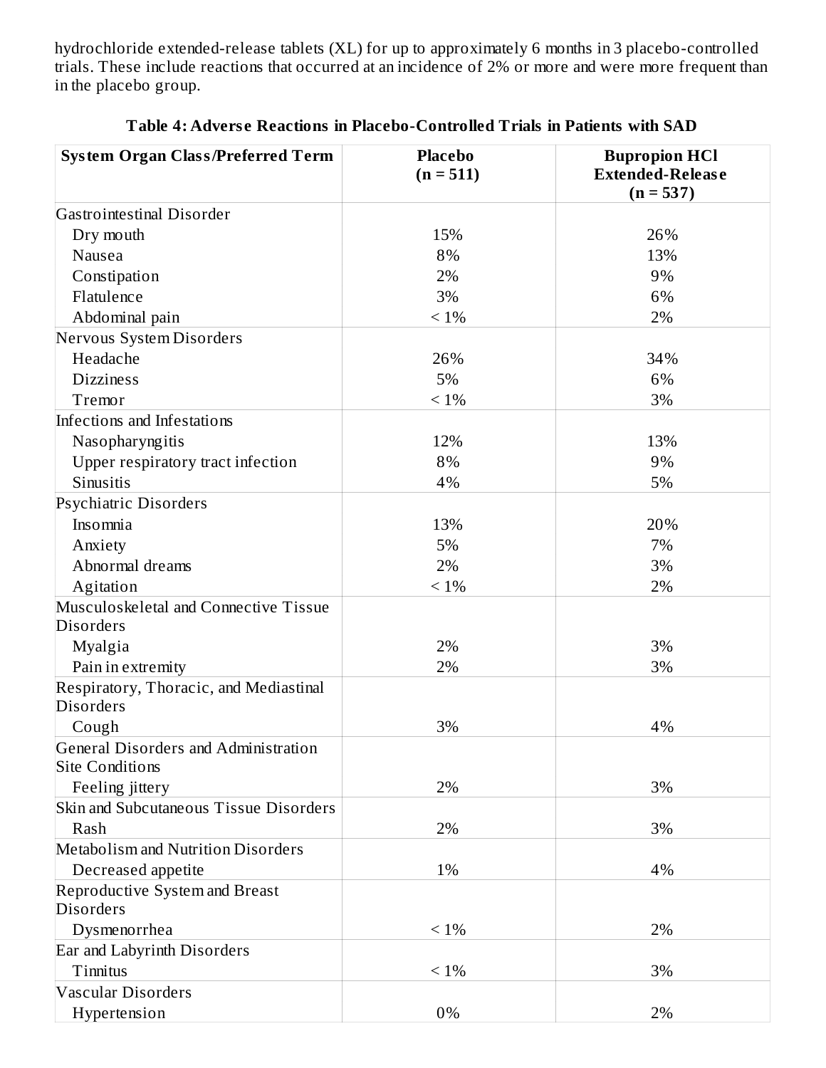hydrochloride extended-release tablets (XL) for up to approximately 6 months in 3 placebo-controlled trials. These include reactions that occurred at an incidence of 2% or more and were more frequent than in the placebo group.

**Table 4: Adverse Reactions in Placebo-Controlled Trials in Patients with SAD**

| System Organ Class/Preferred Term | Placebo (n = 511) | Bupropion HCl Extended-Release (n = 537) |
|---|---|---|
| Gastrointestinal Disorder | | |
| Dry mouth | 15% | 26% |
| Nausea | 8% | 13% |
| Constipation | 2% | 9% |
| Flatulence | 3% | 6% |
| Abdominal pain | < 1% | 2% |
| Nervous System Disorders | | |
| Headache | 26% | 34% |
| Dizziness | 5% | 6% |
| Tremor | < 1% | 3% |
| Infections and Infestations | | |
| Nasopharyngitis | 12% | 13% |
| Upper respiratory tract infection | 8% | 9% |
| Sinusitis | 4% | 5% |
| Psychiatric Disorders | | |
| Insomnia | 13% | 20% |
| Anxiety | 5% | 7% |
| Abnormal dreams | 2% | 3% |
| Agitation | < 1% | 2% |
| Musculoskeletal and Connective Tissue Disorders | | |
| Myalgia | 2% | 3% |
| Pain in extremity | 2% | 3% |
| Respiratory, Thoracic, and Mediastinal Disorders | | |
| Cough | 3% | 4% |
| General Disorders and Administration Site Conditions | | |
| Feeling jittery | 2% | 3% |
| Skin and Subcutaneous Tissue Disorders | | |
| Rash | 2% | 3% |
| Metabolism and Nutrition Disorders | | |
| Decreased appetite | 1% | 4% |
| Reproductive System and Breast Disorders | | |
| Dysmenorrhea | < 1% | 2% |
| Ear and Labyrinth Disorders | | |
| Tinnitus | < 1% | 3% |
| Vascular Disorders | | |
| Hypertension | 0% | 2% |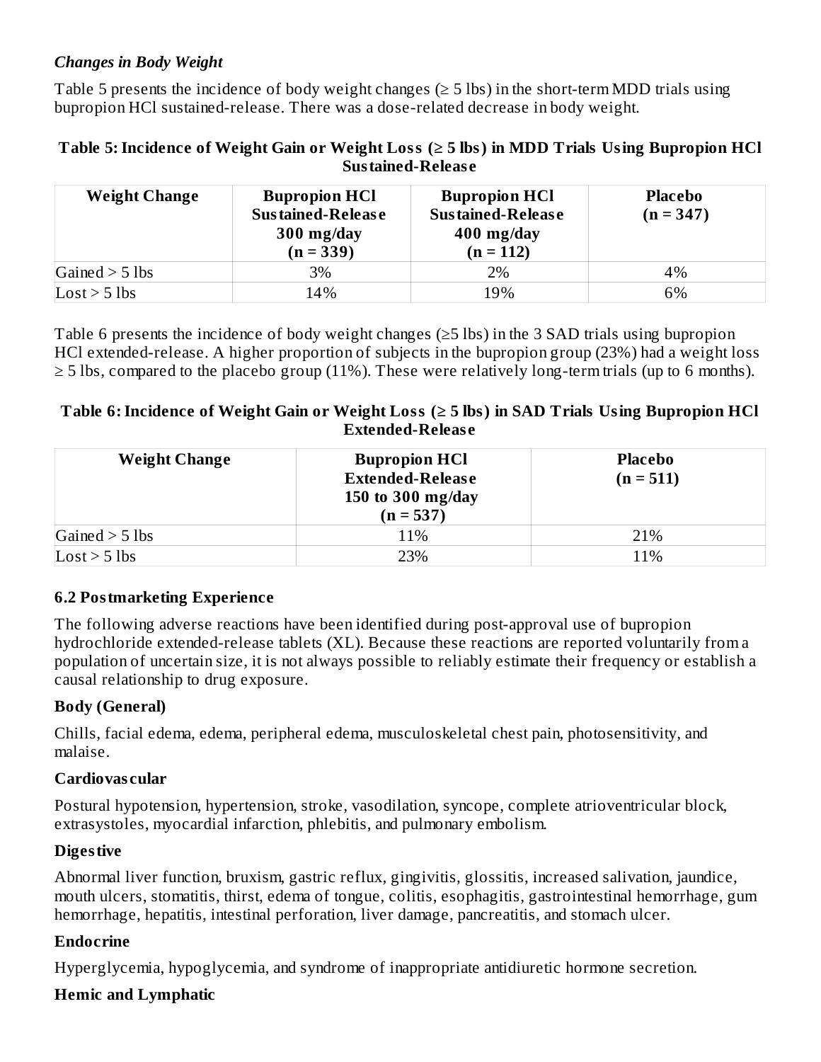*Changes in Body Weight*

Table 5 presents the incidence of body weight changes (≥ 5 lbs) in the short-term MDD trials using bupropion HCl sustained-release. There was a dose-related decrease in body weight.

**Table 5: Incidence of Weight Gain or Weight Loss (≥ 5 lbs) in MDD Trials Using Bupropion HCl Sustained-Release**

| Weight Change | Bupropion HCl Sustained-Release 300 mg/day (n = 339) | Bupropion HCl Sustained-Release 400 mg/day (n = 112) | Placebo (n = 347) |
|---|---|---|---|
| Gained > 5 lbs | 3% | 2% | 4% |
| Lost > 5 lbs | 14% | 19% | 6% |

Table 6 presents the incidence of body weight changes (≥5 lbs) in the 3 SAD trials using bupropion HCl extended-release. A higher proportion of subjects in the bupropion group (23%) had a weight loss ≥ 5 lbs, compared to the placebo group (11%). These were relatively long-term trials (up to 6 months).

**Table 6: Incidence of Weight Gain or Weight Loss (≥ 5 lbs) in SAD Trials Using Bupropion HCl Extended-Release**

| Weight Change | Bupropion HCl Extended-Release 150 to 300 mg/day (n = 537) | Placebo (n = 511) |
|---|---|---|
| Gained > 5 lbs | 11% | 21% |
| Lost > 5 lbs | 23% | 11% |

### 6.2 Postmarketing Experience

The following adverse reactions have been identified during post-approval use of bupropion hydrochloride extended-release tablets (XL). Because these reactions are reported voluntarily from a population of uncertain size, it is not always possible to reliably estimate their frequency or establish a causal relationship to drug exposure.

**Body (General)**

Chills, facial edema, edema, peripheral edema, musculoskeletal chest pain, photosensitivity, and malaise.

**Cardiovascular**

Postural hypotension, hypertension, stroke, vasodilation, syncope, complete atrioventricular block, extrasystoles, myocardial infarction, phlebitis, and pulmonary embolism.

**Digestive**

Abnormal liver function, bruxism, gastric reflux, gingivitis, glossitis, increased salivation, jaundice, mouth ulcers, stomatitis, thirst, edema of tongue, colitis, esophagitis, gastrointestinal hemorrhage, gum hemorrhage, hepatitis, intestinal perforation, liver damage, pancreatitis, and stomach ulcer.

**Endocrine**

Hyperglycemia, hypoglycemia, and syndrome of inappropriate antidiuretic hormone secretion.

**Hemic and Lymphatic**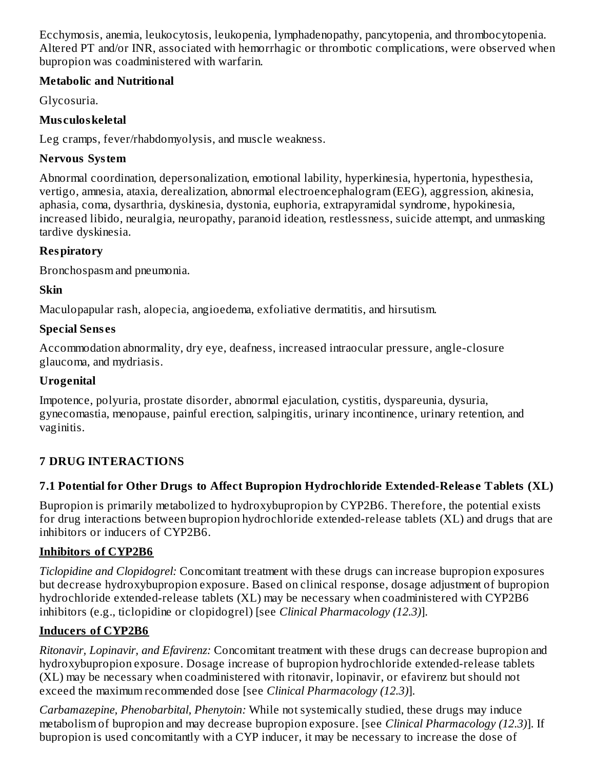Ecchymosis, anemia, leukocytosis, leukopenia, lymphadenopathy, pancytopenia, and thrombocytopenia. Altered PT and/or INR, associated with hemorrhagic or thrombotic complications, were observed when bupropion was coadministered with warfarin.

**Metabolic and Nutritional**

Glycosuria.

**Musculoskeletal**

Leg cramps, fever/rhabdomyolysis, and muscle weakness.

**Nervous System**

Abnormal coordination, depersonalization, emotional lability, hyperkinesia, hypertonia, hypesthesia, vertigo, amnesia, ataxia, derealization, abnormal electroencephalogram (EEG), aggression, akinesia, aphasia, coma, dysarthria, dyskinesia, dystonia, euphoria, extrapyramidal syndrome, hypokinesia, increased libido, neuralgia, neuropathy, paranoid ideation, restlessness, suicide attempt, and unmasking tardive dyskinesia.

**Respiratory**

Bronchospasm and pneumonia.

**Skin**

Maculopapular rash, alopecia, angioedema, exfoliative dermatitis, and hirsutism.

**Special Senses**

Accommodation abnormality, dry eye, deafness, increased intraocular pressure, angle-closure glaucoma, and mydriasis.

**Urogenital**

Impotence, polyuria, prostate disorder, abnormal ejaculation, cystitis, dyspareunia, dysuria, gynecomastia, menopause, painful erection, salpingitis, urinary incontinence, urinary retention, and vaginitis.

## 7 DRUG INTERACTIONS

### 7.1 Potential for Other Drugs to Affect Bupropion Hydrochloride Extended-Release Tablets (XL)

Bupropion is primarily metabolized to hydroxybupropion by CYP2B6. Therefore, the potential exists for drug interactions between bupropion hydrochloride extended-release tablets (XL) and drugs that are inhibitors or inducers of CYP2B6.

**Inhibitors of CYP2B6**

*Ticlopidine and Clopidogrel:* Concomitant treatment with these drugs can increase bupropion exposures but decrease hydroxybupropion exposure. Based on clinical response, dosage adjustment of bupropion hydrochloride extended-release tablets (XL) may be necessary when coadministered with CYP2B6 inhibitors (e.g., ticlopidine or clopidogrel) [see *Clinical Pharmacology (12.3)*].

**Inducers of CYP2B6**

*Ritonavir, Lopinavir, and Efavirenz:* Concomitant treatment with these drugs can decrease bupropion and hydroxybupropion exposure. Dosage increase of bupropion hydrochloride extended-release tablets (XL) may be necessary when coadministered with ritonavir, lopinavir, or efavirenz but should not exceed the maximum recommended dose [see *Clinical Pharmacology (12.3)*].

*Carbamazepine, Phenobarbital, Phenytoin:* While not systemically studied, these drugs may induce metabolism of bupropion and may decrease bupropion exposure. [see *Clinical Pharmacology (12.3)*]. If bupropion is used concomitantly with a CYP inducer, it may be necessary to increase the dose of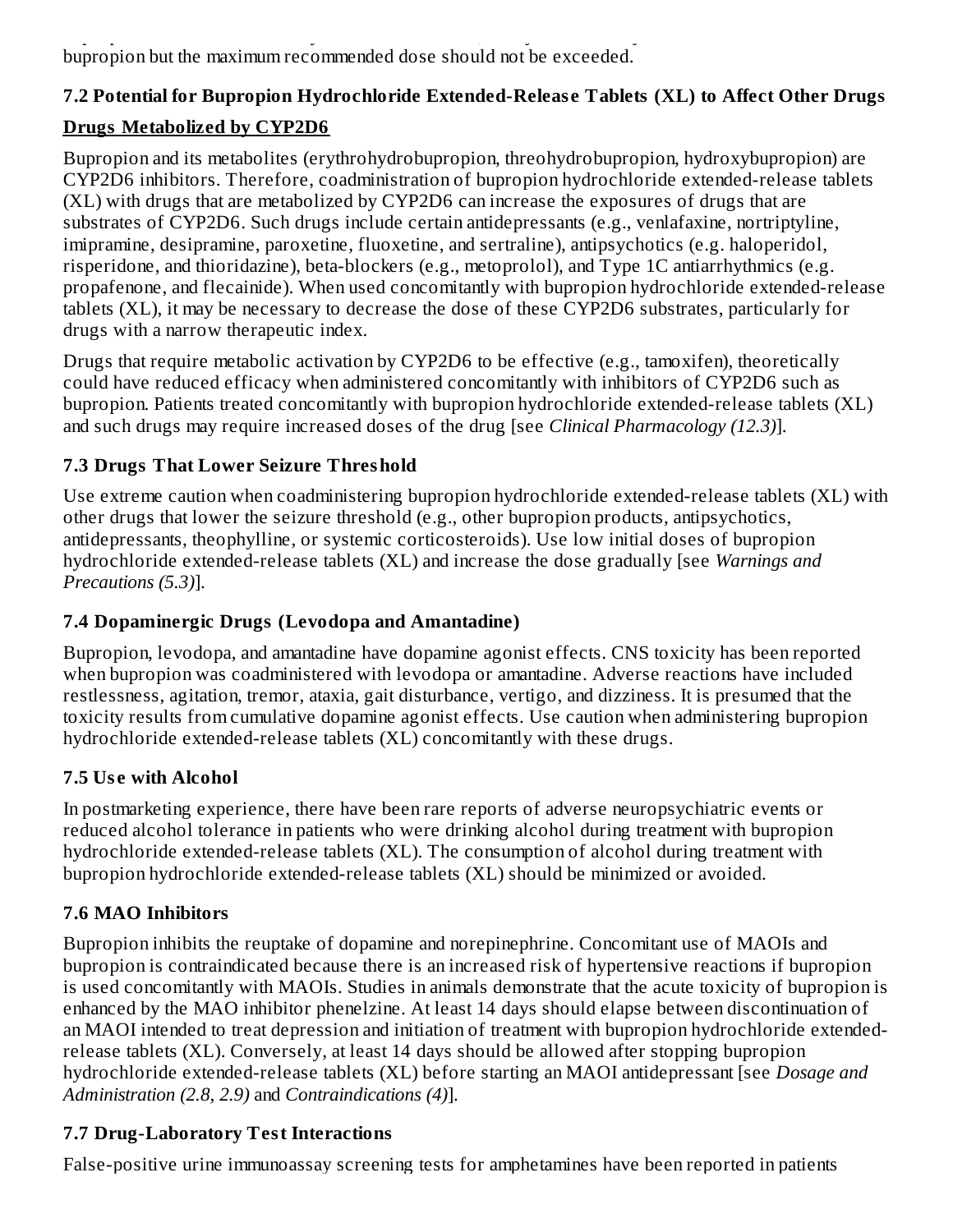bupropion but the maximum recommended dose should not be exceeded.

### 7.2 Potential for Bupropion Hydrochloride Extended-Release Tablets (XL) to Affect Other Drugs

**Drugs Metabolized by CYP2D6**

Bupropion and its metabolites (erythrohydrobupropion, threohydrobupropion, hydroxybupropion) are CYP2D6 inhibitors. Therefore, coadministration of bupropion hydrochloride extended-release tablets (XL) with drugs that are metabolized by CYP2D6 can increase the exposures of drugs that are substrates of CYP2D6. Such drugs include certain antidepressants (e.g., venlafaxine, nortriptyline, imipramine, desipramine, paroxetine, fluoxetine, and sertraline), antipsychotics (e.g. haloperidol, risperidone, and thioridazine), beta-blockers (e.g., metoprolol), and Type 1C antiarrhythmics (e.g. propafenone, and flecainide). When used concomitantly with bupropion hydrochloride extended-release tablets (XL), it may be necessary to decrease the dose of these CYP2D6 substrates, particularly for drugs with a narrow therapeutic index.

Drugs that require metabolic activation by CYP2D6 to be effective (e.g., tamoxifen), theoretically could have reduced efficacy when administered concomitantly with inhibitors of CYP2D6 such as bupropion. Patients treated concomitantly with bupropion hydrochloride extended-release tablets (XL) and such drugs may require increased doses of the drug [see *Clinical Pharmacology (12.3)*].

### 7.3 Drugs That Lower Seizure Threshold

Use extreme caution when coadministering bupropion hydrochloride extended-release tablets (XL) with other drugs that lower the seizure threshold (e.g., other bupropion products, antipsychotics, antidepressants, theophylline, or systemic corticosteroids). Use low initial doses of bupropion hydrochloride extended-release tablets (XL) and increase the dose gradually [see *Warnings and Precautions (5.3)*].

### 7.4 Dopaminergic Drugs (Levodopa and Amantadine)

Bupropion, levodopa, and amantadine have dopamine agonist effects. CNS toxicity has been reported when bupropion was coadministered with levodopa or amantadine. Adverse reactions have included restlessness, agitation, tremor, ataxia, gait disturbance, vertigo, and dizziness. It is presumed that the toxicity results from cumulative dopamine agonist effects. Use caution when administering bupropion hydrochloride extended-release tablets (XL) concomitantly with these drugs.

### 7.5 Use with Alcohol

In postmarketing experience, there have been rare reports of adverse neuropsychiatric events or reduced alcohol tolerance in patients who were drinking alcohol during treatment with bupropion hydrochloride extended-release tablets (XL). The consumption of alcohol during treatment with bupropion hydrochloride extended-release tablets (XL) should be minimized or avoided.

### 7.6 MAO Inhibitors

Bupropion inhibits the reuptake of dopamine and norepinephrine. Concomitant use of MAOIs and bupropion is contraindicated because there is an increased risk of hypertensive reactions if bupropion is used concomitantly with MAOIs. Studies in animals demonstrate that the acute toxicity of bupropion is enhanced by the MAO inhibitor phenelzine. At least 14 days should elapse between discontinuation of an MAOI intended to treat depression and initiation of treatment with bupropion hydrochloride extended-release tablets (XL). Conversely, at least 14 days should be allowed after stopping bupropion hydrochloride extended-release tablets (XL) before starting an MAOI antidepressant [see *Dosage and Administration (2.8, 2.9)* and *Contraindications (4)*].

### 7.7 Drug-Laboratory Test Interactions

False-positive urine immunoassay screening tests for amphetamines have been reported in patients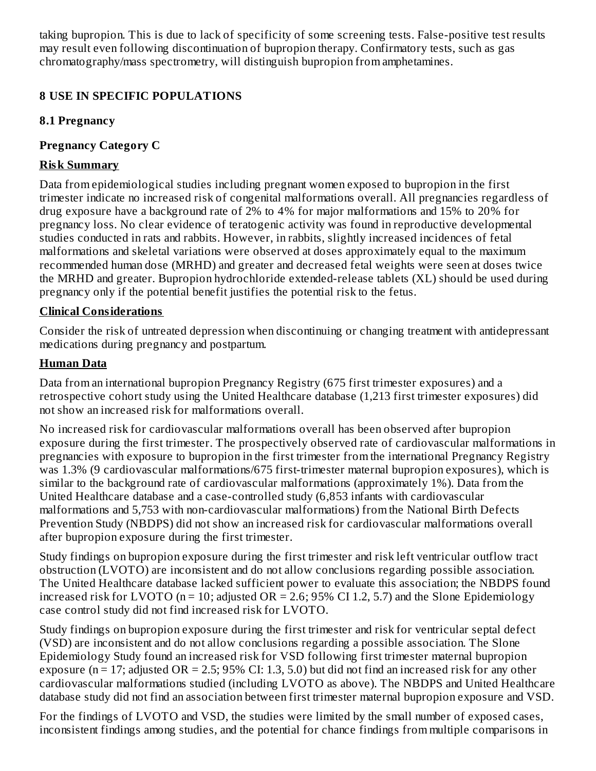taking bupropion. This is due to lack of specificity of some screening tests. False-positive test results may result even following discontinuation of bupropion therapy. Confirmatory tests, such as gas chromatography/mass spectrometry, will distinguish bupropion from amphetamines.

## 8 USE IN SPECIFIC POPULATIONS

### 8.1 Pregnancy

**Pregnancy Category C**

**Risk Summary**

Data from epidemiological studies including pregnant women exposed to bupropion in the first trimester indicate no increased risk of congenital malformations overall. All pregnancies regardless of drug exposure have a background rate of 2% to 4% for major malformations and 15% to 20% for pregnancy loss. No clear evidence of teratogenic activity was found in reproductive developmental studies conducted in rats and rabbits. However, in rabbits, slightly increased incidences of fetal malformations and skeletal variations were observed at doses approximately equal to the maximum recommended human dose (MRHD) and greater and decreased fetal weights were seen at doses twice the MRHD and greater. Bupropion hydrochloride extended-release tablets (XL) should be used during pregnancy only if the potential benefit justifies the potential risk to the fetus.

**Clinical Considerations**

Consider the risk of untreated depression when discontinuing or changing treatment with antidepressant medications during pregnancy and postpartum.

**Human Data**

Data from an international bupropion Pregnancy Registry (675 first trimester exposures) and a retrospective cohort study using the United Healthcare database (1,213 first trimester exposures) did not show an increased risk for malformations overall.

No increased risk for cardiovascular malformations overall has been observed after bupropion exposure during the first trimester. The prospectively observed rate of cardiovascular malformations in pregnancies with exposure to bupropion in the first trimester from the international Pregnancy Registry was 1.3% (9 cardiovascular malformations/675 first-trimester maternal bupropion exposures), which is similar to the background rate of cardiovascular malformations (approximately 1%). Data from the United Healthcare database and a case-controlled study (6,853 infants with cardiovascular malformations and 5,753 with non-cardiovascular malformations) from the National Birth Defects Prevention Study (NBDPS) did not show an increased risk for cardiovascular malformations overall after bupropion exposure during the first trimester.

Study findings on bupropion exposure during the first trimester and risk left ventricular outflow tract obstruction (LVOTO) are inconsistent and do not allow conclusions regarding possible association. The United Healthcare database lacked sufficient power to evaluate this association; the NBDPS found increased risk for LVOTO ($n = 10$; adjusted $OR = 2.6$; 95% CI 1.2, 5.7) and the Slone Epidemiology case control study did not find increased risk for LVOTO.

Study findings on bupropion exposure during the first trimester and risk for ventricular septal defect (VSD) are inconsistent and do not allow conclusions regarding a possible association. The Slone Epidemiology Study found an increased risk for VSD following first trimester maternal bupropion exposure ($n = 17$; adjusted $OR = 2.5$; 95% CI: 1.3, 5.0) but did not find an increased risk for any other cardiovascular malformations studied (including LVOTO as above). The NBDPS and United Healthcare database study did not find an association between first trimester maternal bupropion exposure and VSD.

For the findings of LVOTO and VSD, the studies were limited by the small number of exposed cases, inconsistent findings among studies, and the potential for chance findings from multiple comparisons in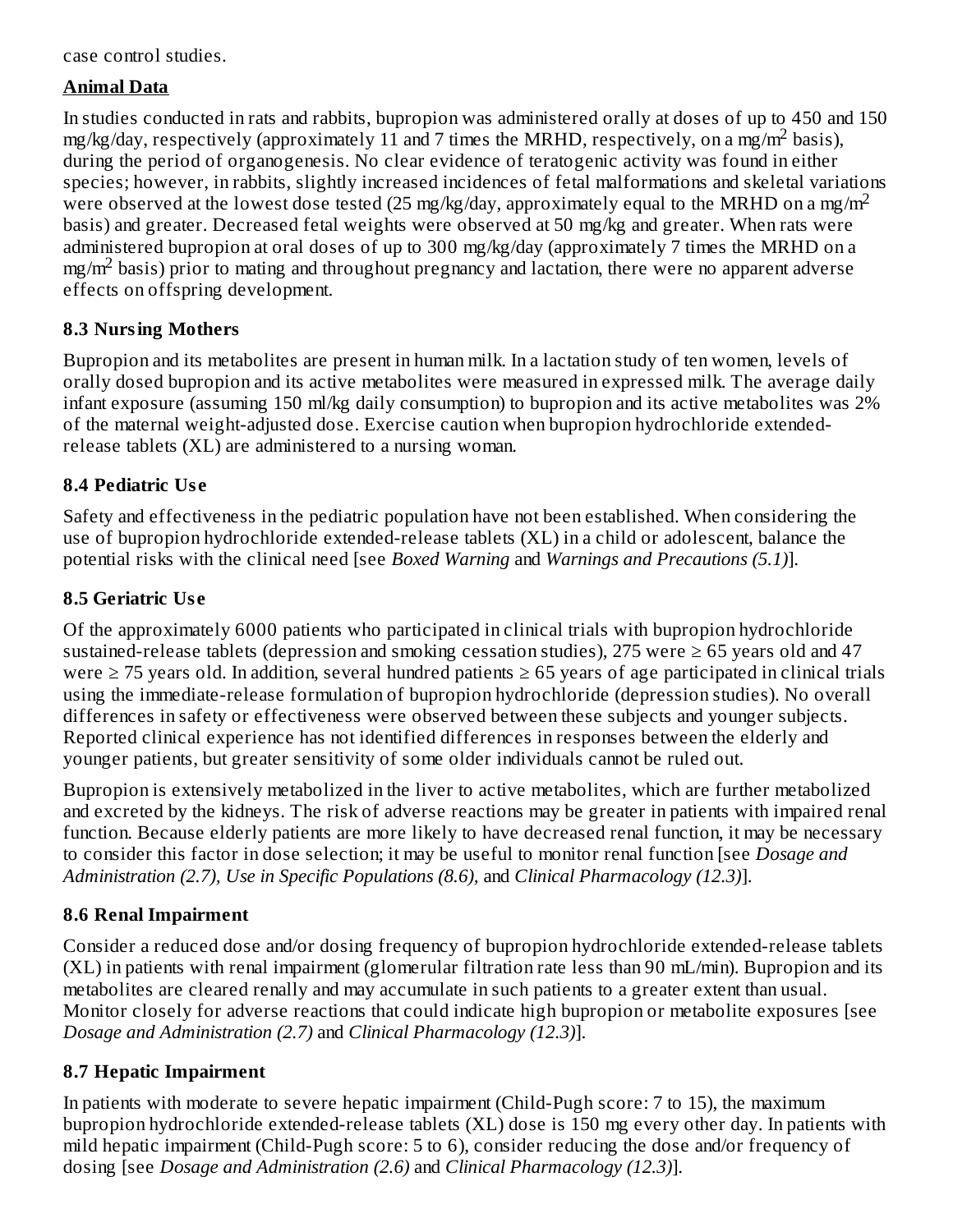case control studies.

**Animal Data**

In studies conducted in rats and rabbits, bupropion was administered orally at doses of up to 450 and 150 mg/kg/day, respectively (approximately 11 and 7 times the MRHD, respectively, on a mg/$m^2$ basis), during the period of organogenesis. No clear evidence of teratogenic activity was found in either species; however, in rabbits, slightly increased incidences of fetal malformations and skeletal variations were observed at the lowest dose tested (25 mg/kg/day, approximately equal to the MRHD on a mg/$m^2$ basis) and greater. Decreased fetal weights were observed at 50 mg/kg and greater. When rats were administered bupropion at oral doses of up to 300 mg/kg/day (approximately 7 times the MRHD on a mg/$m^2$ basis) prior to mating and throughout pregnancy and lactation, there were no apparent adverse effects on offspring development.

## 8.3 Nursing Mothers

Bupropion and its metabolites are present in human milk. In a lactation study of ten women, levels of orally dosed bupropion and its active metabolites were measured in expressed milk. The average daily infant exposure (assuming 150 ml/kg daily consumption) to bupropion and its active metabolites was 2% of the maternal weight-adjusted dose. Exercise caution when bupropion hydrochloride extended-release tablets (XL) are administered to a nursing woman.

## 8.4 Pediatric Use

Safety and effectiveness in the pediatric population have not been established. When considering the use of bupropion hydrochloride extended-release tablets (XL) in a child or adolescent, balance the potential risks with the clinical need [see *Boxed Warning* and *Warnings and Precautions (5.1)*].

## 8.5 Geriatric Use

Of the approximately 6000 patients who participated in clinical trials with bupropion hydrochloride sustained-release tablets (depression and smoking cessation studies), 275 were ≥ 65 years old and 47 were ≥ 75 years old. In addition, several hundred patients ≥ 65 years of age participated in clinical trials using the immediate-release formulation of bupropion hydrochloride (depression studies). No overall differences in safety or effectiveness were observed between these subjects and younger subjects. Reported clinical experience has not identified differences in responses between the elderly and younger patients, but greater sensitivity of some older individuals cannot be ruled out.

Bupropion is extensively metabolized in the liver to active metabolites, which are further metabolized and excreted by the kidneys. The risk of adverse reactions may be greater in patients with impaired renal function. Because elderly patients are more likely to have decreased renal function, it may be necessary to consider this factor in dose selection; it may be useful to monitor renal function [see *Dosage and Administration (2.7), Use in Specific Populations (8.6),* and *Clinical Pharmacology (12.3)*].

## 8.6 Renal Impairment

Consider a reduced dose and/or dosing frequency of bupropion hydrochloride extended-release tablets (XL) in patients with renal impairment (glomerular filtration rate less than 90 mL/min). Bupropion and its metabolites are cleared renally and may accumulate in such patients to a greater extent than usual. Monitor closely for adverse reactions that could indicate high bupropion or metabolite exposures [see *Dosage and Administration (2.7)* and *Clinical Pharmacology (12.3)*].

## 8.7 Hepatic Impairment

In patients with moderate to severe hepatic impairment (Child-Pugh score: 7 to 15), the maximum bupropion hydrochloride extended-release tablets (XL) dose is 150 mg every other day. In patients with mild hepatic impairment (Child-Pugh score: 5 to 6), consider reducing the dose and/or frequency of dosing [see *Dosage and Administration (2.6)* and *Clinical Pharmacology (12.3)*].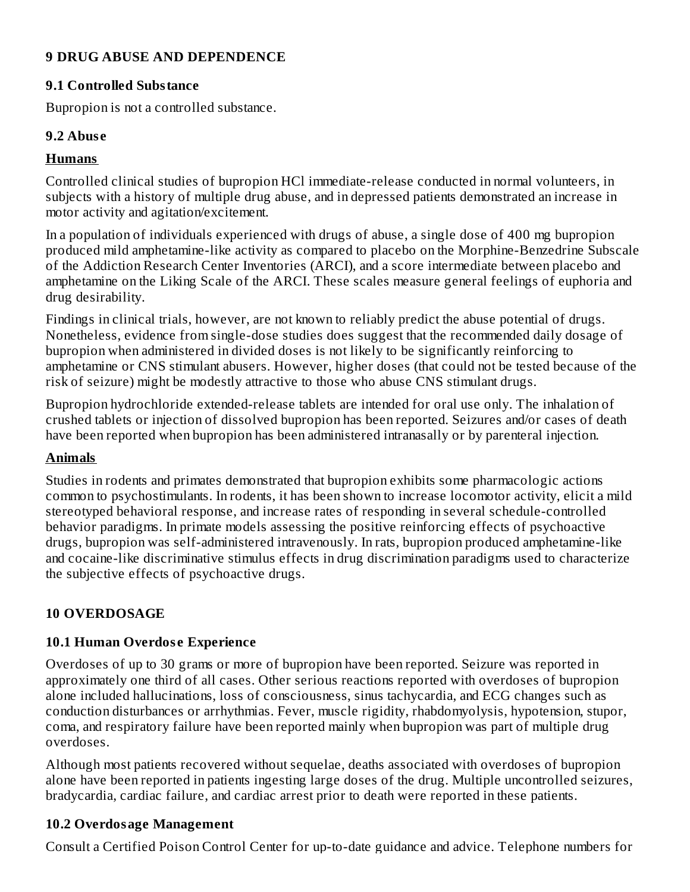## 9 DRUG ABUSE AND DEPENDENCE

### 9.1 Controlled Substance

Bupropion is not a controlled substance.

### 9.2 Abuse

**Humans**

Controlled clinical studies of bupropion HCl immediate-release conducted in normal volunteers, in subjects with a history of multiple drug abuse, and in depressed patients demonstrated an increase in motor activity and agitation/excitement.

In a population of individuals experienced with drugs of abuse, a single dose of 400 mg bupropion produced mild amphetamine-like activity as compared to placebo on the Morphine-Benzedrine Subscale of the Addiction Research Center Inventories (ARCI), and a score intermediate between placebo and amphetamine on the Liking Scale of the ARCI. These scales measure general feelings of euphoria and drug desirability.

Findings in clinical trials, however, are not known to reliably predict the abuse potential of drugs. Nonetheless, evidence from single-dose studies does suggest that the recommended daily dosage of bupropion when administered in divided doses is not likely to be significantly reinforcing to amphetamine or CNS stimulant abusers. However, higher doses (that could not be tested because of the risk of seizure) might be modestly attractive to those who abuse CNS stimulant drugs.

Bupropion hydrochloride extended-release tablets are intended for oral use only. The inhalation of crushed tablets or injection of dissolved bupropion has been reported. Seizures and/or cases of death have been reported when bupropion has been administered intranasally or by parenteral injection.

**Animals**

Studies in rodents and primates demonstrated that bupropion exhibits some pharmacologic actions common to psychostimulants. In rodents, it has been shown to increase locomotor activity, elicit a mild stereotyped behavioral response, and increase rates of responding in several schedule-controlled behavior paradigms. In primate models assessing the positive reinforcing effects of psychoactive drugs, bupropion was self-administered intravenously. In rats, bupropion produced amphetamine-like and cocaine-like discriminative stimulus effects in drug discrimination paradigms used to characterize the subjective effects of psychoactive drugs.

## 10 OVERDOSAGE

### 10.1 Human Overdose Experience

Overdoses of up to 30 grams or more of bupropion have been reported. Seizure was reported in approximately one third of all cases. Other serious reactions reported with overdoses of bupropion alone included hallucinations, loss of consciousness, sinus tachycardia, and ECG changes such as conduction disturbances or arrhythmias. Fever, muscle rigidity, rhabdomyolysis, hypotension, stupor, coma, and respiratory failure have been reported mainly when bupropion was part of multiple drug overdoses.

Although most patients recovered without sequelae, deaths associated with overdoses of bupropion alone have been reported in patients ingesting large doses of the drug. Multiple uncontrolled seizures, bradycardia, cardiac failure, and cardiac arrest prior to death were reported in these patients.

### 10.2 Overdosage Management

Consult a Certified Poison Control Center for up-to-date guidance and advice. Telephone numbers for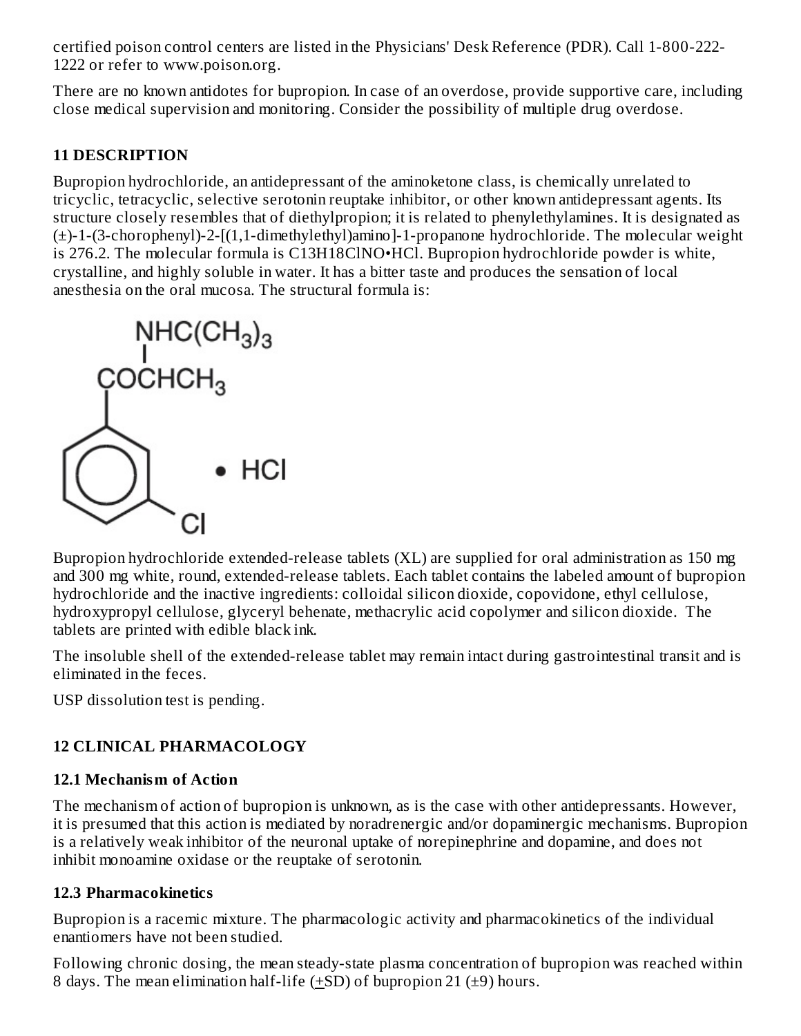certified poison control centers are listed in the Physicians' Desk Reference (PDR). Call 1-800-222-1222 or refer to www.poison.org.

There are no known antidotes for bupropion. In case of an overdose, provide supportive care, including close medical supervision and monitoring. Consider the possibility of multiple drug overdose.

## 11 DESCRIPTION

Bupropion hydrochloride, an antidepressant of the aminoketone class, is chemically unrelated to tricyclic, tetracyclic, selective serotonin reuptake inhibitor, or other known antidepressant agents. Its structure closely resembles that of diethylpropion; it is related to phenylethylamines. It is designated as (±)-1-(3-chorophenyl)-2-[(1,1-dimethylethyl)amino]-1-propanone hydrochloride. The molecular weight is 276.2. The molecular formula is $C_{13}H_{18}ClNO{\bullet}HCl$. Bupropion hydrochloride powder is white, crystalline, and highly soluble in water. It has a bitter taste and produces the sensation of local anesthesia on the oral mucosa. The structural formula is:

$NHC(CH_3)_3$ | $COCHCH_3$ (3-chlorophenyl) • HCl

Bupropion hydrochloride extended-release tablets (XL) are supplied for oral administration as 150 mg and 300 mg white, round, extended-release tablets. Each tablet contains the labeled amount of bupropion hydrochloride and the inactive ingredients: colloidal silicon dioxide, copovidone, ethyl cellulose, hydroxypropyl cellulose, glyceryl behenate, methacrylic acid copolymer and silicon dioxide. The tablets are printed with edible black ink.

The insoluble shell of the extended-release tablet may remain intact during gastrointestinal transit and is eliminated in the feces.

USP dissolution test is pending.

## 12 CLINICAL PHARMACOLOGY

### 12.1 Mechanism of Action

The mechanism of action of bupropion is unknown, as is the case with other antidepressants. However, it is presumed that this action is mediated by noradrenergic and/or dopaminergic mechanisms. Bupropion is a relatively weak inhibitor of the neuronal uptake of norepinephrine and dopamine, and does not inhibit monoamine oxidase or the reuptake of serotonin.

### 12.3 Pharmacokinetics

Bupropion is a racemic mixture. The pharmacologic activity and pharmacokinetics of the individual enantiomers have not been studied.

Following chronic dosing, the mean steady-state plasma concentration of bupropion was reached within 8 days. The mean elimination half-life (±SD) of bupropion 21 (±9) hours.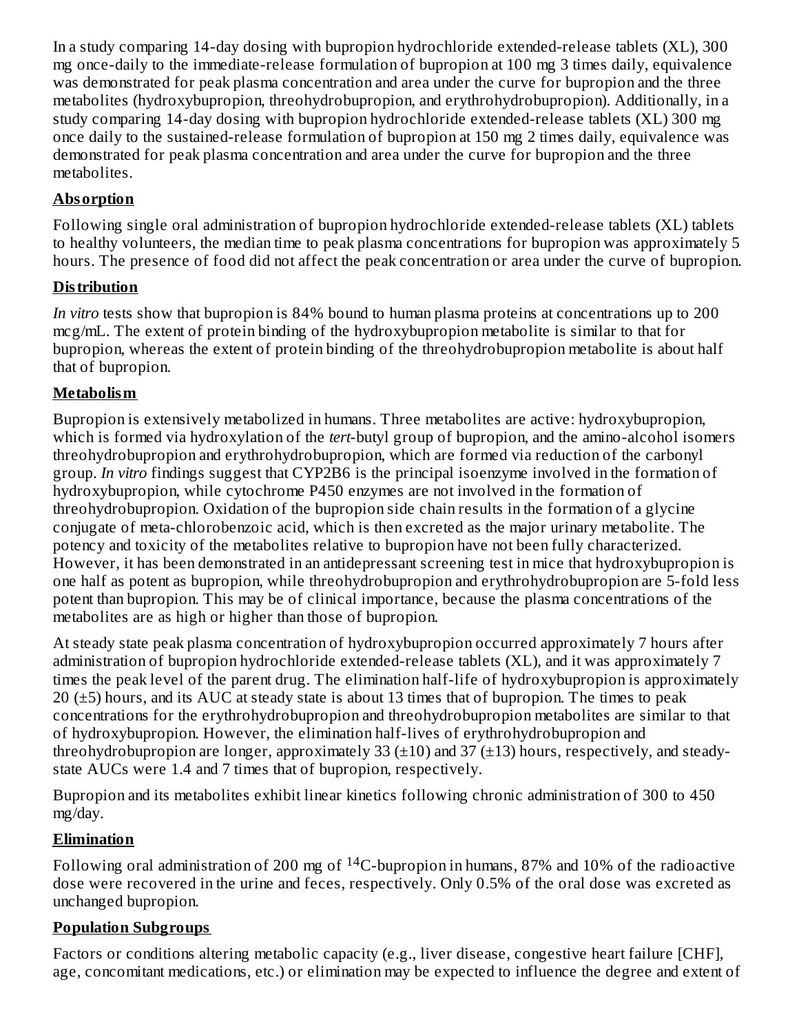In a study comparing 14-day dosing with bupropion hydrochloride extended-release tablets (XL), 300 mg once-daily to the immediate-release formulation of bupropion at 100 mg 3 times daily, equivalence was demonstrated for peak plasma concentration and area under the curve for bupropion and the three metabolites (hydroxybupropion, threohydrobupropion, and erythrohydrobupropion). Additionally, in a study comparing 14-day dosing with bupropion hydrochloride extended-release tablets (XL) 300 mg once daily to the sustained-release formulation of bupropion at 150 mg 2 times daily, equivalence was demonstrated for peak plasma concentration and area under the curve for bupropion and the three metabolites.

**Absorption**

Following single oral administration of bupropion hydrochloride extended-release tablets (XL) tablets to healthy volunteers, the median time to peak plasma concentrations for bupropion was approximately 5 hours. The presence of food did not affect the peak concentration or area under the curve of bupropion.

**Distribution**

*In vitro* tests show that bupropion is 84% bound to human plasma proteins at concentrations up to 200 mcg/mL. The extent of protein binding of the hydroxybupropion metabolite is similar to that for bupropion, whereas the extent of protein binding of the threohydrobupropion metabolite is about half that of bupropion.

**Metabolism**

Bupropion is extensively metabolized in humans. Three metabolites are active: hydroxybupropion, which is formed via hydroxylation of the *tert*-butyl group of bupropion, and the amino-alcohol isomers threohydrobupropion and erythrohydrobupropion, which are formed via reduction of the carbonyl group. *In vitro* findings suggest that CYP2B6 is the principal isoenzyme involved in the formation of hydroxybupropion, while cytochrome P450 enzymes are not involved in the formation of threohydrobupropion. Oxidation of the bupropion side chain results in the formation of a glycine conjugate of meta-chlorobenzoic acid, which is then excreted as the major urinary metabolite. The potency and toxicity of the metabolites relative to bupropion have not been fully characterized. However, it has been demonstrated in an antidepressant screening test in mice that hydroxybupropion is one half as potent as bupropion, while threohydrobupropion and erythrohydrobupropion are 5-fold less potent than bupropion. This may be of clinical importance, because the plasma concentrations of the metabolites are as high or higher than those of bupropion.

At steady state peak plasma concentration of hydroxybupropion occurred approximately 7 hours after administration of bupropion hydrochloride extended-release tablets (XL), and it was approximately 7 times the peak level of the parent drug. The elimination half-life of hydroxybupropion is approximately 20 (±5) hours, and its AUC at steady state is about 13 times that of bupropion. The times to peak concentrations for the erythrohydrobupropion and threohydrobupropion metabolites are similar to that of hydroxybupropion. However, the elimination half-lives of erythrohydrobupropion and threohydrobupropion are longer, approximately 33 (±10) and 37 (±13) hours, respectively, and steady-state AUCs were 1.4 and 7 times that of bupropion, respectively.

Bupropion and its metabolites exhibit linear kinetics following chronic administration of 300 to 450 mg/day.

**Elimination**

Following oral administration of 200 mg of $^{14}C$-bupropion in humans, 87% and 10% of the radioactive dose were recovered in the urine and feces, respectively. Only 0.5% of the oral dose was excreted as unchanged bupropion.

**Population Subgroups**

Factors or conditions altering metabolic capacity (e.g., liver disease, congestive heart failure [CHF], age, concomitant medications, etc.) or elimination may be expected to influence the degree and extent of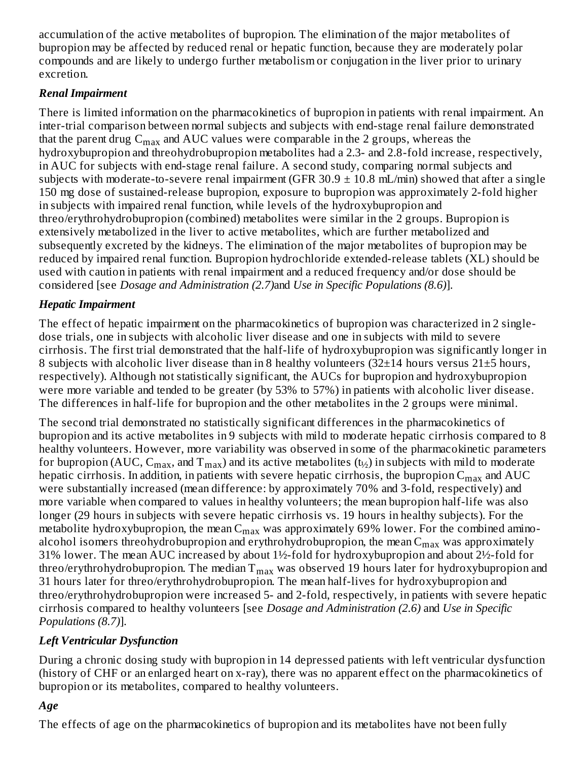accumulation of the active metabolites of bupropion. The elimination of the major metabolites of bupropion may be affected by reduced renal or hepatic function, because they are moderately polar compounds and are likely to undergo further metabolism or conjugation in the liver prior to urinary excretion.

***Renal Impairment***

There is limited information on the pharmacokinetics of bupropion in patients with renal impairment. An inter-trial comparison between normal subjects and subjects with end-stage renal failure demonstrated that the parent drug $C_{max}$ and AUC values were comparable in the 2 groups, whereas the hydroxybupropion and threohydrobupropion metabolites had a 2.3- and 2.8-fold increase, respectively, in AUC for subjects with end-stage renal failure. A second study, comparing normal subjects and subjects with moderate-to-severe renal impairment (GFR 30.9 ± 10.8 mL/min) showed that after a single 150 mg dose of sustained-release bupropion, exposure to bupropion was approximately 2-fold higher in subjects with impaired renal function, while levels of the hydroxybupropion and threo/erythrohydrobupropion (combined) metabolites were similar in the 2 groups. Bupropion is extensively metabolized in the liver to active metabolites, which are further metabolized and subsequently excreted by the kidneys. The elimination of the major metabolites of bupropion may be reduced by impaired renal function. Bupropion hydrochloride extended-release tablets (XL) should be used with caution in patients with renal impairment and a reduced frequency and/or dose should be considered [see *Dosage and Administration (2.7)*and *Use in Specific Populations (8.6)*].

***Hepatic Impairment***

The effect of hepatic impairment on the pharmacokinetics of bupropion was characterized in 2 single-dose trials, one in subjects with alcoholic liver disease and one in subjects with mild to severe cirrhosis. The first trial demonstrated that the half-life of hydroxybupropion was significantly longer in 8 subjects with alcoholic liver disease than in 8 healthy volunteers (32±14 hours versus 21±5 hours, respectively). Although not statistically significant, the AUCs for bupropion and hydroxybupropion were more variable and tended to be greater (by 53% to 57%) in patients with alcoholic liver disease. The differences in half-life for bupropion and the other metabolites in the 2 groups were minimal.

The second trial demonstrated no statistically significant differences in the pharmacokinetics of bupropion and its active metabolites in 9 subjects with mild to moderate hepatic cirrhosis compared to 8 healthy volunteers. However, more variability was observed in some of the pharmacokinetic parameters for bupropion (AUC, $C_{max}$, and $T_{max}$) and its active metabolites ($t_{½}$) in subjects with mild to moderate hepatic cirrhosis. In addition, in patients with severe hepatic cirrhosis, the bupropion $C_{max}$ and AUC were substantially increased (mean difference: by approximately 70% and 3-fold, respectively) and more variable when compared to values in healthy volunteers; the mean bupropion half-life was also longer (29 hours in subjects with severe hepatic cirrhosis vs. 19 hours in healthy subjects). For the metabolite hydroxybupropion, the mean $C_{max}$ was approximately 69% lower. For the combined amino-alcohol isomers threohydrobupropion and erythrohydrobupropion, the mean $C_{max}$ was approximately 31% lower. The mean AUC increased by about 1½-fold for hydroxybupropion and about 2½-fold for threo/erythrohydrobupropion. The median $T_{max}$ was observed 19 hours later for hydroxybupropion and 31 hours later for threo/erythrohydrobupropion. The mean half-lives for hydroxybupropion and threo/erythrohydrobupropion were increased 5- and 2-fold, respectively, in patients with severe hepatic cirrhosis compared to healthy volunteers [see *Dosage and Administration (2.6)* and *Use in Specific Populations (8.7)*].

***Left Ventricular Dysfunction***

During a chronic dosing study with bupropion in 14 depressed patients with left ventricular dysfunction (history of CHF or an enlarged heart on x-ray), there was no apparent effect on the pharmacokinetics of bupropion or its metabolites, compared to healthy volunteers.

***Age***

The effects of age on the pharmacokinetics of bupropion and its metabolites have not been fully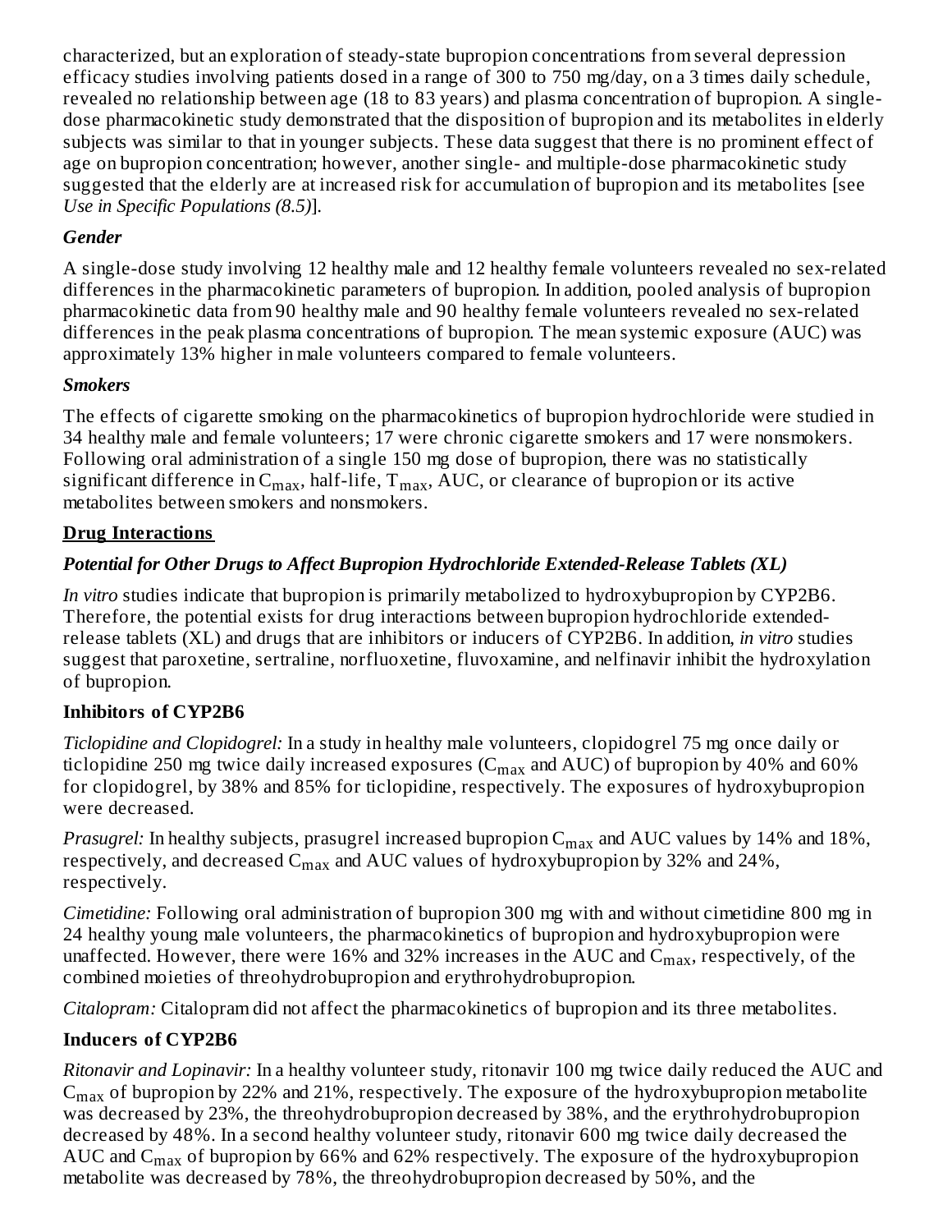characterized, but an exploration of steady-state bupropion concentrations from several depression efficacy studies involving patients dosed in a range of 300 to 750 mg/day, on a 3 times daily schedule, revealed no relationship between age (18 to 83 years) and plasma concentration of bupropion. A single-dose pharmacokinetic study demonstrated that the disposition of bupropion and its metabolites in elderly subjects was similar to that in younger subjects. These data suggest that there is no prominent effect of age on bupropion concentration; however, another single- and multiple-dose pharmacokinetic study suggested that the elderly are at increased risk for accumulation of bupropion and its metabolites [see *Use in Specific Populations (8.5)*].

***Gender***

A single-dose study involving 12 healthy male and 12 healthy female volunteers revealed no sex-related differences in the pharmacokinetic parameters of bupropion. In addition, pooled analysis of bupropion pharmacokinetic data from 90 healthy male and 90 healthy female volunteers revealed no sex-related differences in the peak plasma concentrations of bupropion. The mean systemic exposure (AUC) was approximately 13% higher in male volunteers compared to female volunteers.

***Smokers***

The effects of cigarette smoking on the pharmacokinetics of bupropion hydrochloride were studied in 34 healthy male and female volunteers; 17 were chronic cigarette smokers and 17 were nonsmokers. Following oral administration of a single 150 mg dose of bupropion, there was no statistically significant difference in $C_{max}$, half-life, $T_{max}$, AUC, or clearance of bupropion or its active metabolites between smokers and nonsmokers.

**Drug Interactions**

***Potential for Other Drugs to Affect Bupropion Hydrochloride Extended-Release Tablets (XL)***

*In vitro* studies indicate that bupropion is primarily metabolized to hydroxybupropion by CYP2B6. Therefore, the potential exists for drug interactions between bupropion hydrochloride extended-release tablets (XL) and drugs that are inhibitors or inducers of CYP2B6. In addition, *in vitro* studies suggest that paroxetine, sertraline, norfluoxetine, fluvoxamine, and nelfinavir inhibit the hydroxylation of bupropion.

**Inhibitors of CYP2B6**

*Ticlopidine and Clopidogrel:* In a study in healthy male volunteers, clopidogrel 75 mg once daily or ticlopidine 250 mg twice daily increased exposures ($C_{max}$ and AUC) of bupropion by 40% and 60% for clopidogrel, by 38% and 85% for ticlopidine, respectively. The exposures of hydroxybupropion were decreased.

*Prasugrel:* In healthy subjects, prasugrel increased bupropion $C_{max}$ and AUC values by 14% and 18%, respectively, and decreased $C_{max}$ and AUC values of hydroxybupropion by 32% and 24%, respectively.

*Cimetidine:* Following oral administration of bupropion 300 mg with and without cimetidine 800 mg in 24 healthy young male volunteers, the pharmacokinetics of bupropion and hydroxybupropion were unaffected. However, there were 16% and 32% increases in the AUC and $C_{max}$, respectively, of the combined moieties of threohydrobupropion and erythrohydrobupropion.

*Citalopram:* Citalopram did not affect the pharmacokinetics of bupropion and its three metabolites.

**Inducers of CYP2B6**

*Ritonavir and Lopinavir:* In a healthy volunteer study, ritonavir 100 mg twice daily reduced the AUC and $C_{max}$ of bupropion by 22% and 21%, respectively. The exposure of the hydroxybupropion metabolite was decreased by 23%, the threohydrobupropion decreased by 38%, and the erythrohydrobupropion decreased by 48%. In a second healthy volunteer study, ritonavir 600 mg twice daily decreased the AUC and $C_{max}$ of bupropion by 66% and 62% respectively. The exposure of the hydroxybupropion metabolite was decreased by 78%, the threohydrobupropion decreased by 50%, and the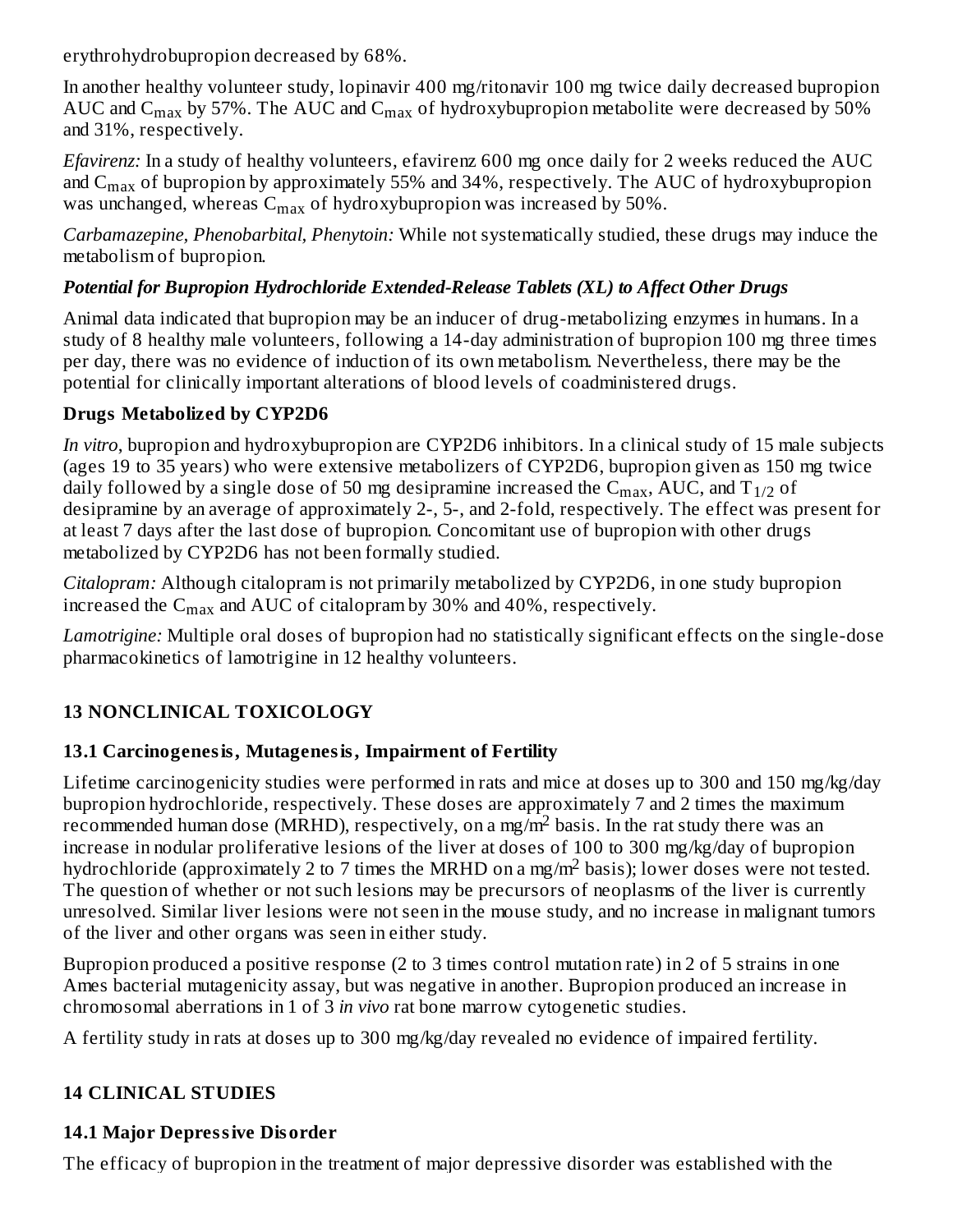erythrohydrobupropion decreased by 68%.

In another healthy volunteer study, lopinavir 400 mg/ritonavir 100 mg twice daily decreased bupropion AUC and $C_{max}$ by 57%. The AUC and $C_{max}$ of hydroxybupropion metabolite were decreased by 50% and 31%, respectively.

*Efavirenz:* In a study of healthy volunteers, efavirenz 600 mg once daily for 2 weeks reduced the AUC and $C_{max}$ of bupropion by approximately 55% and 34%, respectively. The AUC of hydroxybupropion was unchanged, whereas $C_{max}$ of hydroxybupropion was increased by 50%.

*Carbamazepine, Phenobarbital, Phenytoin:* While not systematically studied, these drugs may induce the metabolism of bupropion.

***Potential for Bupropion Hydrochloride Extended-Release Tablets (XL) to Affect Other Drugs***

Animal data indicated that bupropion may be an inducer of drug-metabolizing enzymes in humans. In a study of 8 healthy male volunteers, following a 14-day administration of bupropion 100 mg three times per day, there was no evidence of induction of its own metabolism. Nevertheless, there may be the potential for clinically important alterations of blood levels of coadministered drugs.

**Drugs Metabolized by CYP2D6**

*In vitro*, bupropion and hydroxybupropion are CYP2D6 inhibitors. In a clinical study of 15 male subjects (ages 19 to 35 years) who were extensive metabolizers of CYP2D6, bupropion given as 150 mg twice daily followed by a single dose of 50 mg desipramine increased the $C_{max}$, AUC, and $T_{1/2}$ of desipramine by an average of approximately 2-, 5-, and 2-fold, respectively. The effect was present for at least 7 days after the last dose of bupropion. Concomitant use of bupropion with other drugs metabolized by CYP2D6 has not been formally studied.

*Citalopram:* Although citalopram is not primarily metabolized by CYP2D6, in one study bupropion increased the $C_{max}$ and AUC of citalopram by 30% and 40%, respectively.

*Lamotrigine:* Multiple oral doses of bupropion had no statistically significant effects on the single-dose pharmacokinetics of lamotrigine in 12 healthy volunteers.

## 13 NONCLINICAL TOXICOLOGY

### 13.1 Carcinogenesis, Mutagenesis, Impairment of Fertility

Lifetime carcinogenicity studies were performed in rats and mice at doses up to 300 and 150 mg/kg/day bupropion hydrochloride, respectively. These doses are approximately 7 and 2 times the maximum recommended human dose (MRHD), respectively, on a mg/m$^2$ basis. In the rat study there was an increase in nodular proliferative lesions of the liver at doses of 100 to 300 mg/kg/day of bupropion hydrochloride (approximately 2 to 7 times the MRHD on a mg/m$^2$ basis); lower doses were not tested. The question of whether or not such lesions may be precursors of neoplasms of the liver is currently unresolved. Similar liver lesions were not seen in the mouse study, and no increase in malignant tumors of the liver and other organs was seen in either study.

Bupropion produced a positive response (2 to 3 times control mutation rate) in 2 of 5 strains in one Ames bacterial mutagenicity assay, but was negative in another. Bupropion produced an increase in chromosomal aberrations in 1 of 3 *in vivo* rat bone marrow cytogenetic studies.

A fertility study in rats at doses up to 300 mg/kg/day revealed no evidence of impaired fertility.

## 14 CLINICAL STUDIES

### 14.1 Major Depressive Disorder

The efficacy of bupropion in the treatment of major depressive disorder was established with the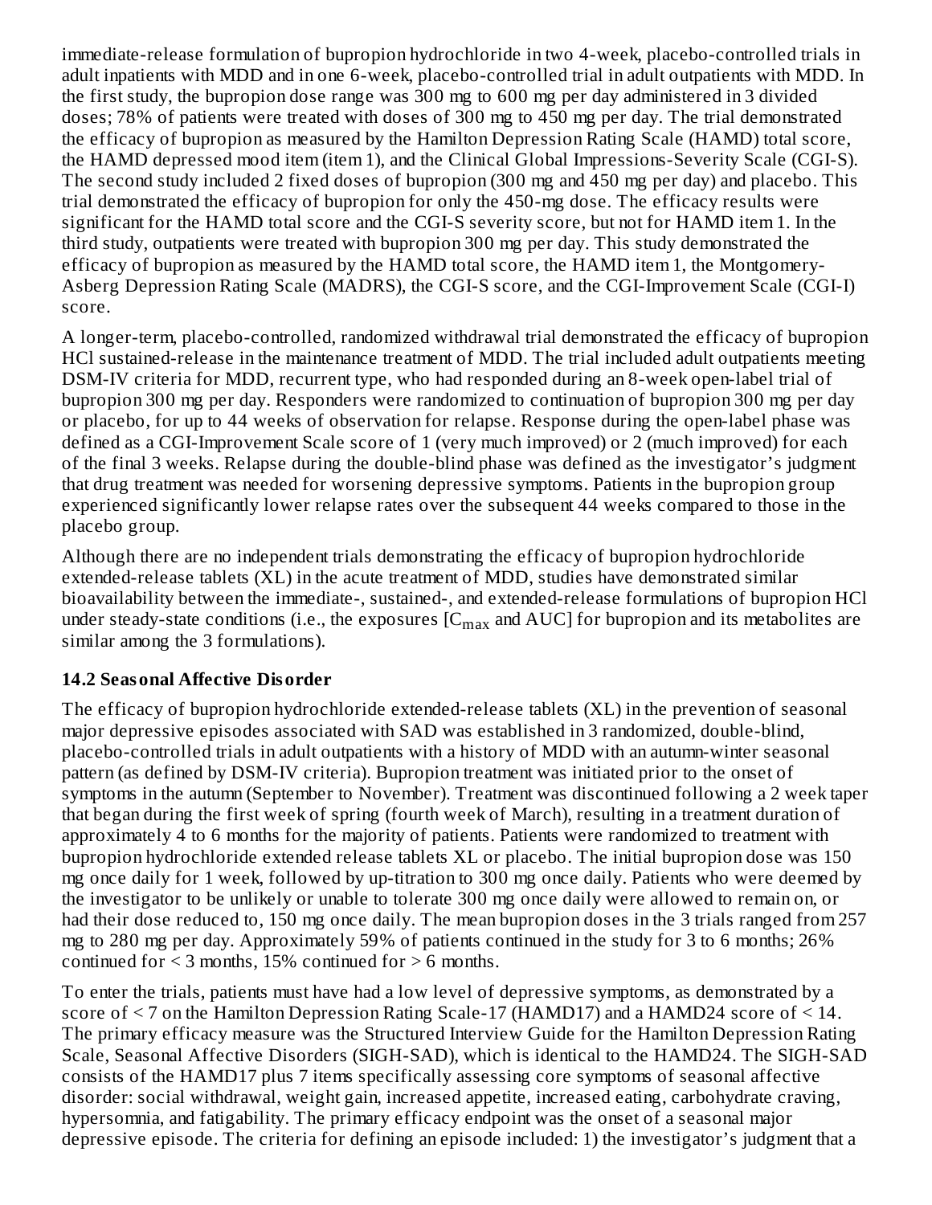immediate-release formulation of bupropion hydrochloride in two 4-week, placebo-controlled trials in adult inpatients with MDD and in one 6-week, placebo-controlled trial in adult outpatients with MDD. In the first study, the bupropion dose range was 300 mg to 600 mg per day administered in 3 divided doses; 78% of patients were treated with doses of 300 mg to 450 mg per day. The trial demonstrated the efficacy of bupropion as measured by the Hamilton Depression Rating Scale (HAMD) total score, the HAMD depressed mood item (item 1), and the Clinical Global Impressions-Severity Scale (CGI-S). The second study included 2 fixed doses of bupropion (300 mg and 450 mg per day) and placebo. This trial demonstrated the efficacy of bupropion for only the 450-mg dose. The efficacy results were significant for the HAMD total score and the CGI-S severity score, but not for HAMD item 1. In the third study, outpatients were treated with bupropion 300 mg per day. This study demonstrated the efficacy of bupropion as measured by the HAMD total score, the HAMD item 1, the Montgomery-Asberg Depression Rating Scale (MADRS), the CGI-S score, and the CGI-Improvement Scale (CGI-I) score.

A longer-term, placebo-controlled, randomized withdrawal trial demonstrated the efficacy of bupropion HCl sustained-release in the maintenance treatment of MDD. The trial included adult outpatients meeting DSM-IV criteria for MDD, recurrent type, who had responded during an 8-week open-label trial of bupropion 300 mg per day. Responders were randomized to continuation of bupropion 300 mg per day or placebo, for up to 44 weeks of observation for relapse. Response during the open-label phase was defined as a CGI-Improvement Scale score of 1 (very much improved) or 2 (much improved) for each of the final 3 weeks. Relapse during the double-blind phase was defined as the investigator's judgment that drug treatment was needed for worsening depressive symptoms. Patients in the bupropion group experienced significantly lower relapse rates over the subsequent 44 weeks compared to those in the placebo group.

Although there are no independent trials demonstrating the efficacy of bupropion hydrochloride extended-release tablets (XL) in the acute treatment of MDD, studies have demonstrated similar bioavailability between the immediate-, sustained-, and extended-release formulations of bupropion HCl under steady-state conditions (i.e., the exposures [$C_{max}$ and AUC] for bupropion and its metabolites are similar among the 3 formulations).

## 14.2 Seasonal Affective Disorder

The efficacy of bupropion hydrochloride extended-release tablets (XL) in the prevention of seasonal major depressive episodes associated with SAD was established in 3 randomized, double-blind, placebo-controlled trials in adult outpatients with a history of MDD with an autumn-winter seasonal pattern (as defined by DSM-IV criteria). Bupropion treatment was initiated prior to the onset of symptoms in the autumn (September to November). Treatment was discontinued following a 2 week taper that began during the first week of spring (fourth week of March), resulting in a treatment duration of approximately 4 to 6 months for the majority of patients. Patients were randomized to treatment with bupropion hydrochloride extended release tablets XL or placebo. The initial bupropion dose was 150 mg once daily for 1 week, followed by up-titration to 300 mg once daily. Patients who were deemed by the investigator to be unlikely or unable to tolerate 300 mg once daily were allowed to remain on, or had their dose reduced to, 150 mg once daily. The mean bupropion doses in the 3 trials ranged from 257 mg to 280 mg per day. Approximately 59% of patients continued in the study for 3 to 6 months; 26% continued for < 3 months, 15% continued for > 6 months.

To enter the trials, patients must have had a low level of depressive symptoms, as demonstrated by a score of < 7 on the Hamilton Depression Rating Scale-17 (HAMD17) and a HAMD24 score of < 14. The primary efficacy measure was the Structured Interview Guide for the Hamilton Depression Rating Scale, Seasonal Affective Disorders (SIGH-SAD), which is identical to the HAMD24. The SIGH-SAD consists of the HAMD17 plus 7 items specifically assessing core symptoms of seasonal affective disorder: social withdrawal, weight gain, increased appetite, increased eating, carbohydrate craving, hypersomnia, and fatigability. The primary efficacy endpoint was the onset of a seasonal major depressive episode. The criteria for defining an episode included: 1) the investigator's judgment that a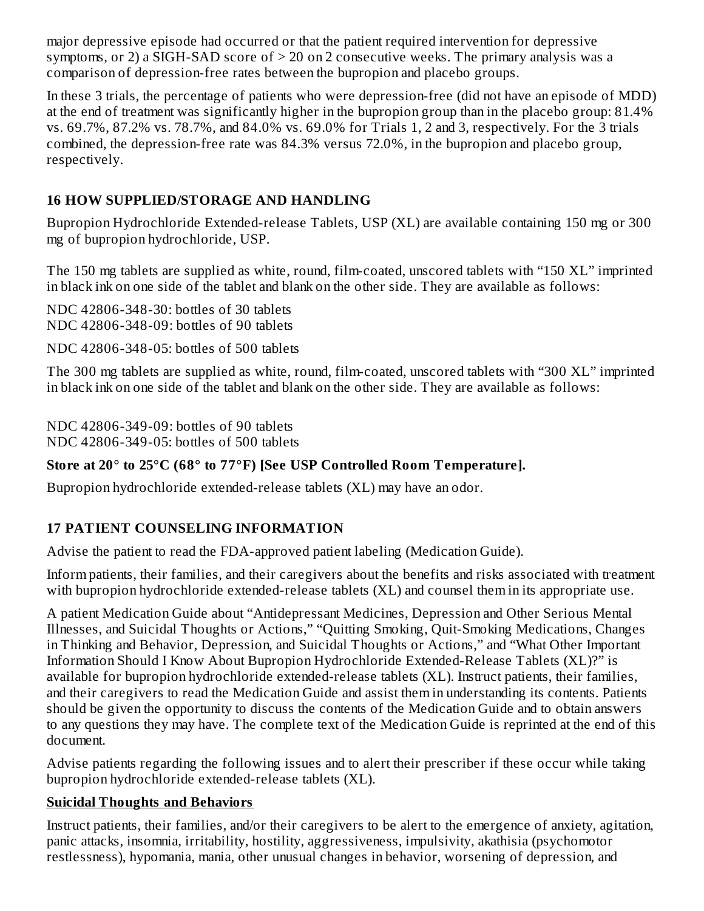major depressive episode had occurred or that the patient required intervention for depressive symptoms, or 2) a SIGH-SAD score of > 20 on 2 consecutive weeks. The primary analysis was a comparison of depression-free rates between the bupropion and placebo groups.

In these 3 trials, the percentage of patients who were depression-free (did not have an episode of MDD) at the end of treatment was significantly higher in the bupropion group than in the placebo group: 81.4% vs. 69.7%, 87.2% vs. 78.7%, and 84.0% vs. 69.0% for Trials 1, 2 and 3, respectively. For the 3 trials combined, the depression-free rate was 84.3% versus 72.0%, in the bupropion and placebo group, respectively.

## 16 HOW SUPPLIED/STORAGE AND HANDLING

Bupropion Hydrochloride Extended-release Tablets, USP (XL) are available containing 150 mg or 300 mg of bupropion hydrochloride, USP.

The 150 mg tablets are supplied as white, round, film-coated, unscored tablets with “150 XL” imprinted in black ink on one side of the tablet and blank on the other side. They are available as follows:

NDC 42806-348-30: bottles of 30 tablets
NDC 42806-348-09: bottles of 90 tablets

NDC 42806-348-05: bottles of 500 tablets

The 300 mg tablets are supplied as white, round, film-coated, unscored tablets with “300 XL” imprinted in black ink on one side of the tablet and blank on the other side. They are available as follows:

NDC 42806-349-09: bottles of 90 tablets
NDC 42806-349-05: bottles of 500 tablets

**Store at 20° to 25°C (68° to 77°F) [See USP Controlled Room Temperature].**

Bupropion hydrochloride extended-release tablets (XL) may have an odor.

## 17 PATIENT COUNSELING INFORMATION

Advise the patient to read the FDA-approved patient labeling (Medication Guide).

Inform patients, their families, and their caregivers about the benefits and risks associated with treatment with bupropion hydrochloride extended-release tablets (XL) and counsel them in its appropriate use.

A patient Medication Guide about “Antidepressant Medicines, Depression and Other Serious Mental Illnesses, and Suicidal Thoughts or Actions,” “Quitting Smoking, Quit-Smoking Medications, Changes in Thinking and Behavior, Depression, and Suicidal Thoughts or Actions,” and “What Other Important Information Should I Know About Bupropion Hydrochloride Extended-Release Tablets (XL)?” is available for bupropion hydrochloride extended-release tablets (XL). Instruct patients, their families, and their caregivers to read the Medication Guide and assist them in understanding its contents. Patients should be given the opportunity to discuss the contents of the Medication Guide and to obtain answers to any questions they may have. The complete text of the Medication Guide is reprinted at the end of this document.

Advise patients regarding the following issues and to alert their prescriber if these occur while taking bupropion hydrochloride extended-release tablets (XL).

**Suicidal Thoughts and Behaviors**

Instruct patients, their families, and/or their caregivers to be alert to the emergence of anxiety, agitation, panic attacks, insomnia, irritability, hostility, aggressiveness, impulsivity, akathisia (psychomotor restlessness), hypomania, mania, other unusual changes in behavior, worsening of depression, and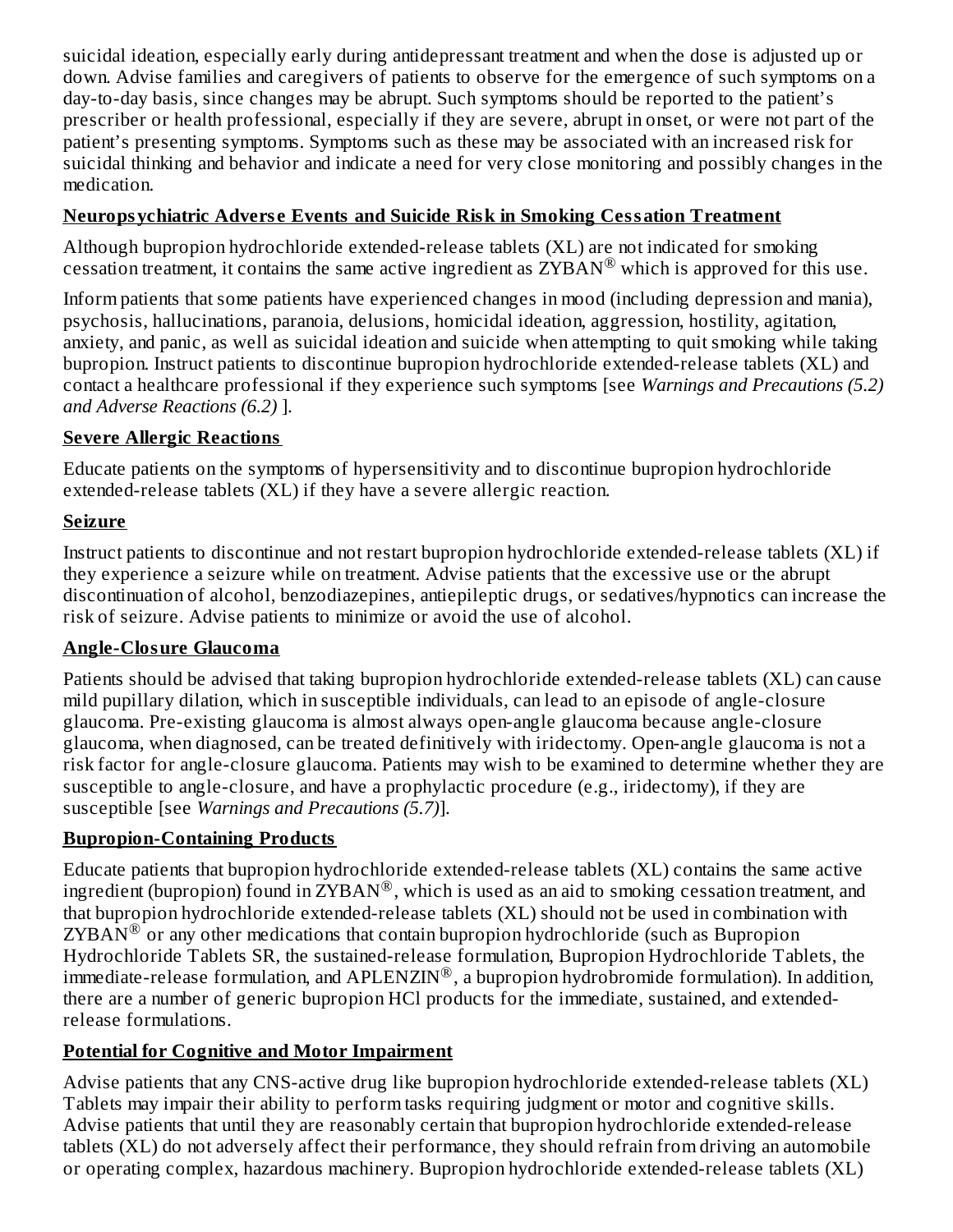suicidal ideation, especially early during antidepressant treatment and when the dose is adjusted up or down. Advise families and caregivers of patients to observe for the emergence of such symptoms on a day-to-day basis, since changes may be abrupt. Such symptoms should be reported to the patient's prescriber or health professional, especially if they are severe, abrupt in onset, or were not part of the patient's presenting symptoms. Symptoms such as these may be associated with an increased risk for suicidal thinking and behavior and indicate a need for very close monitoring and possibly changes in the medication.

**Neuropsychiatric Adverse Events and Suicide Risk in Smoking Cessation Treatment**

Although bupropion hydrochloride extended-release tablets (XL) are not indicated for smoking cessation treatment, it contains the same active ingredient as ZYBAN® which is approved for this use.

Inform patients that some patients have experienced changes in mood (including depression and mania), psychosis, hallucinations, paranoia, delusions, homicidal ideation, aggression, hostility, agitation, anxiety, and panic, as well as suicidal ideation and suicide when attempting to quit smoking while taking bupropion. Instruct patients to discontinue bupropion hydrochloride extended-release tablets (XL) and contact a healthcare professional if they experience such symptoms [see *Warnings and Precautions (5.2) and Adverse Reactions (6.2)* ].

**Severe Allergic Reactions**

Educate patients on the symptoms of hypersensitivity and to discontinue bupropion hydrochloride extended-release tablets (XL) if they have a severe allergic reaction.

**Seizure**

Instruct patients to discontinue and not restart bupropion hydrochloride extended-release tablets (XL) if they experience a seizure while on treatment. Advise patients that the excessive use or the abrupt discontinuation of alcohol, benzodiazepines, antiepileptic drugs, or sedatives/hypnotics can increase the risk of seizure. Advise patients to minimize or avoid the use of alcohol.

**Angle-Closure Glaucoma**

Patients should be advised that taking bupropion hydrochloride extended-release tablets (XL) can cause mild pupillary dilation, which in susceptible individuals, can lead to an episode of angle-closure glaucoma. Pre-existing glaucoma is almost always open-angle glaucoma because angle-closure glaucoma, when diagnosed, can be treated definitively with iridectomy. Open-angle glaucoma is not a risk factor for angle-closure glaucoma. Patients may wish to be examined to determine whether they are susceptible to angle-closure, and have a prophylactic procedure (e.g., iridectomy), if they are susceptible [see *Warnings and Precautions (5.7)*].

**Bupropion-Containing Products**

Educate patients that bupropion hydrochloride extended-release tablets (XL) contains the same active ingredient (bupropion) found in ZYBAN®, which is used as an aid to smoking cessation treatment, and that bupropion hydrochloride extended-release tablets (XL) should not be used in combination with ZYBAN® or any other medications that contain bupropion hydrochloride (such as Bupropion Hydrochloride Tablets SR, the sustained-release formulation, Bupropion Hydrochloride Tablets, the immediate-release formulation, and APLENZIN®, a bupropion hydrobromide formulation). In addition, there are a number of generic bupropion HCl products for the immediate, sustained, and extended-release formulations.

**Potential for Cognitive and Motor Impairment**

Advise patients that any CNS-active drug like bupropion hydrochloride extended-release tablets (XL) Tablets may impair their ability to perform tasks requiring judgment or motor and cognitive skills. Advise patients that until they are reasonably certain that bupropion hydrochloride extended-release tablets (XL) do not adversely affect their performance, they should refrain from driving an automobile or operating complex, hazardous machinery. Bupropion hydrochloride extended-release tablets (XL)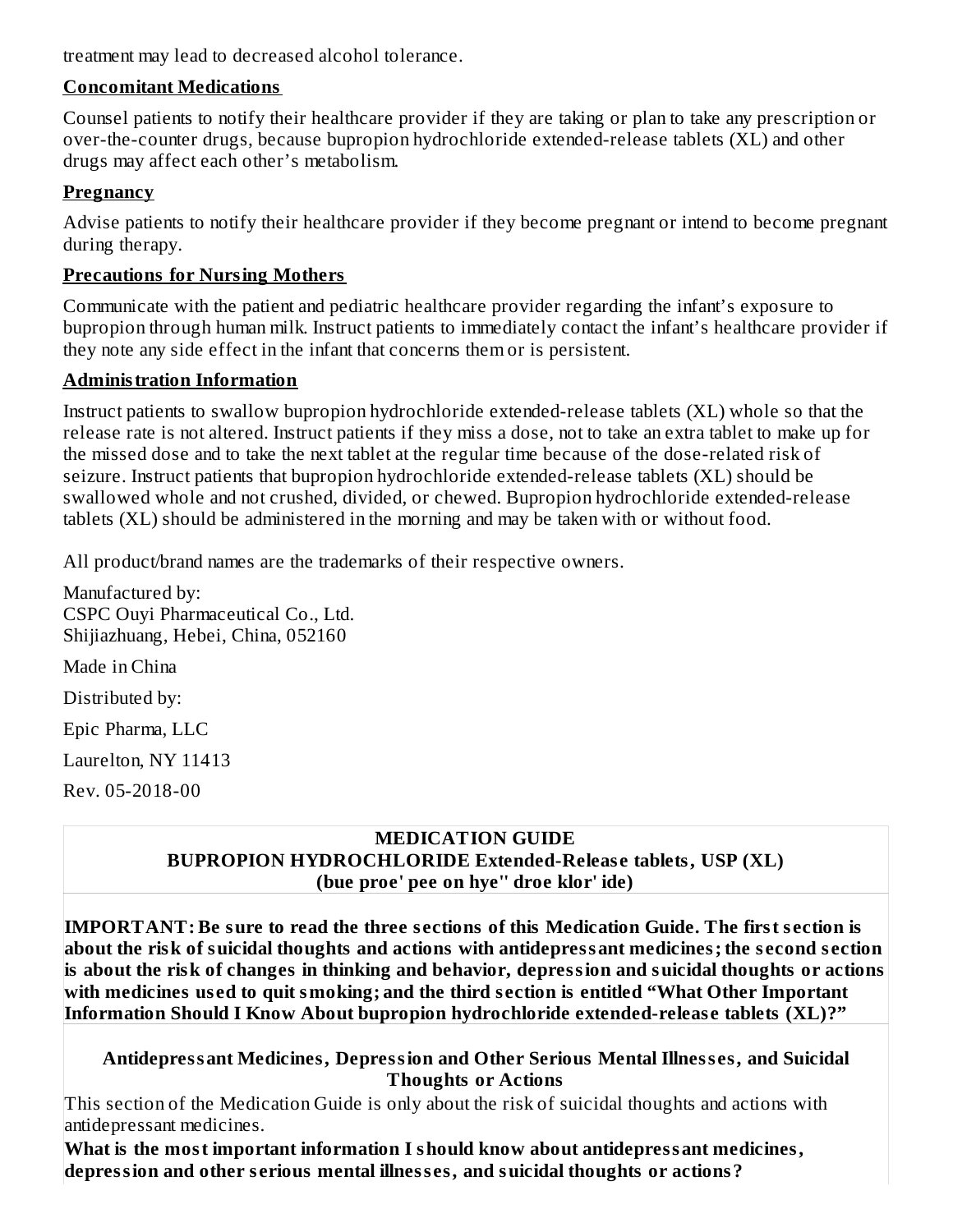treatment may lead to decreased alcohol tolerance.

**Concomitant Medications**

Counsel patients to notify their healthcare provider if they are taking or plan to take any prescription or over-the-counter drugs, because bupropion hydrochloride extended-release tablets (XL) and other drugs may affect each other's metabolism.

**Pregnancy**

Advise patients to notify their healthcare provider if they become pregnant or intend to become pregnant during therapy.

**Precautions for Nursing Mothers**

Communicate with the patient and pediatric healthcare provider regarding the infant's exposure to bupropion through human milk. Instruct patients to immediately contact the infant's healthcare provider if they note any side effect in the infant that concerns them or is persistent.

**Administration Information**

Instruct patients to swallow bupropion hydrochloride extended-release tablets (XL) whole so that the release rate is not altered. Instruct patients if they miss a dose, not to take an extra tablet to make up for the missed dose and to take the next tablet at the regular time because of the dose-related risk of seizure. Instruct patients that bupropion hydrochloride extended-release tablets (XL) should be swallowed whole and not crushed, divided, or chewed. Bupropion hydrochloride extended-release tablets (XL) should be administered in the morning and may be taken with or without food.

All product/brand names are the trademarks of their respective owners.

Manufactured by:
CSPC Ouyi Pharmaceutical Co., Ltd.
Shijiazhuang, Hebei, China, 052160

Made in China

Distributed by:

Epic Pharma, LLC

Laurelton, NY 11413

Rev. 05-2018-00

**MEDICATION GUIDE**
**BUPROPION HYDROCHLORIDE Extended-Release tablets, USP (XL)**
**(bue proe' pee on hye" droe klor' ide)**

**IMPORTANT: Be sure to read the three sections of this Medication Guide. The first section is about the risk of suicidal thoughts and actions with antidepressant medicines; the second section is about the risk of changes in thinking and behavior, depression and suicidal thoughts or actions with medicines used to quit smoking; and the third section is entitled "What Other Important Information Should I Know About bupropion hydrochloride extended-release tablets (XL)?"**

**Antidepressant Medicines, Depression and Other Serious Mental Illnesses, and Suicidal Thoughts or Actions**

This section of the Medication Guide is only about the risk of suicidal thoughts and actions with antidepressant medicines.

**What is the most important information I should know about antidepressant medicines, depression and other serious mental illnesses, and suicidal thoughts or actions?**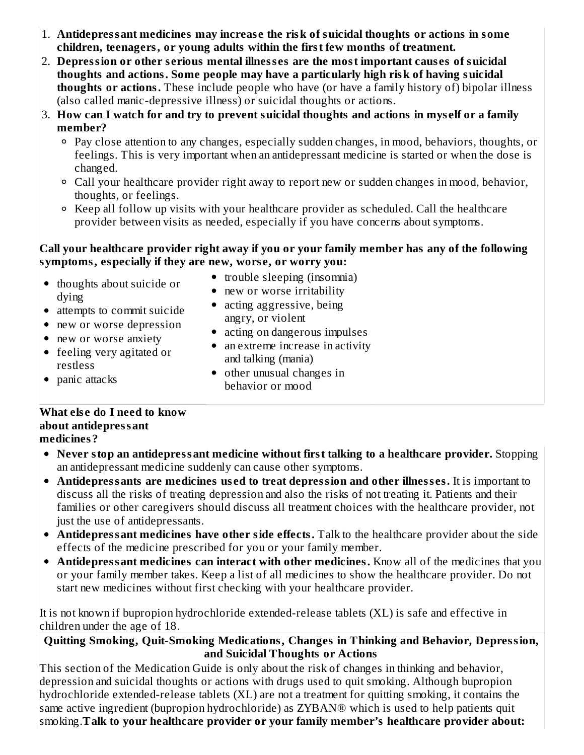1. **Antidepressant medicines may increase the risk of suicidal thoughts or actions in some children, teenagers, or young adults within the first few months of treatment.**
2. **Depression or other serious mental illnesses are the most important causes of suicidal thoughts and actions. Some people may have a particularly high risk of having suicidal thoughts or actions.** These include people who have (or have a family history of) bipolar illness (also called manic-depressive illness) or suicidal thoughts or actions.
3. **How can I watch for and try to prevent suicidal thoughts and actions in myself or a family member?**
   - Pay close attention to any changes, especially sudden changes, in mood, behaviors, thoughts, or feelings. This is very important when an antidepressant medicine is started or when the dose is changed.
   - Call your healthcare provider right away to report new or sudden changes in mood, behavior, thoughts, or feelings.
   - Keep all follow up visits with your healthcare provider as scheduled. Call the healthcare provider between visits as needed, especially if you have concerns about symptoms.

**Call your healthcare provider right away if you or your family member has any of the following symptoms, especially if they are new, worse, or worry you:**

- thoughts about suicide or dying
- attempts to commit suicide
- new or worse depression
- new or worse anxiety
- feeling very agitated or restless
- panic attacks
- trouble sleeping (insomnia)
- new or worse irritability
- acting aggressive, being angry, or violent
- acting on dangerous impulses
- an extreme increase in activity and talking (mania)
- other unusual changes in behavior or mood

**What else do I need to know about antidepressant medicines?**

- **Never stop an antidepressant medicine without first talking to a healthcare provider.** Stopping an antidepressant medicine suddenly can cause other symptoms.
- **Antidepressants are medicines used to treat depression and other illnesses.** It is important to discuss all the risks of treating depression and also the risks of not treating it. Patients and their families or other caregivers should discuss all treatment choices with the healthcare provider, not just the use of antidepressants.
- **Antidepressant medicines have other side effects.** Talk to the healthcare provider about the side effects of the medicine prescribed for you or your family member.
- **Antidepressant medicines can interact with other medicines.** Know all of the medicines that you or your family member takes. Keep a list of all medicines to show the healthcare provider. Do not start new medicines without first checking with your healthcare provider.

It is not known if bupropion hydrochloride extended-release tablets (XL) is safe and effective in children under the age of 18.

**Quitting Smoking, Quit-Smoking Medications, Changes in Thinking and Behavior, Depression, and Suicidal Thoughts or Actions**

This section of the Medication Guide is only about the risk of changes in thinking and behavior, depression and suicidal thoughts or actions with drugs used to quit smoking. Although bupropion hydrochloride extended-release tablets (XL) are not a treatment for quitting smoking, it contains the same active ingredient (bupropion hydrochloride) as ZYBAN® which is used to help patients quit smoking.**Talk to your healthcare provider or your family member's healthcare provider about:**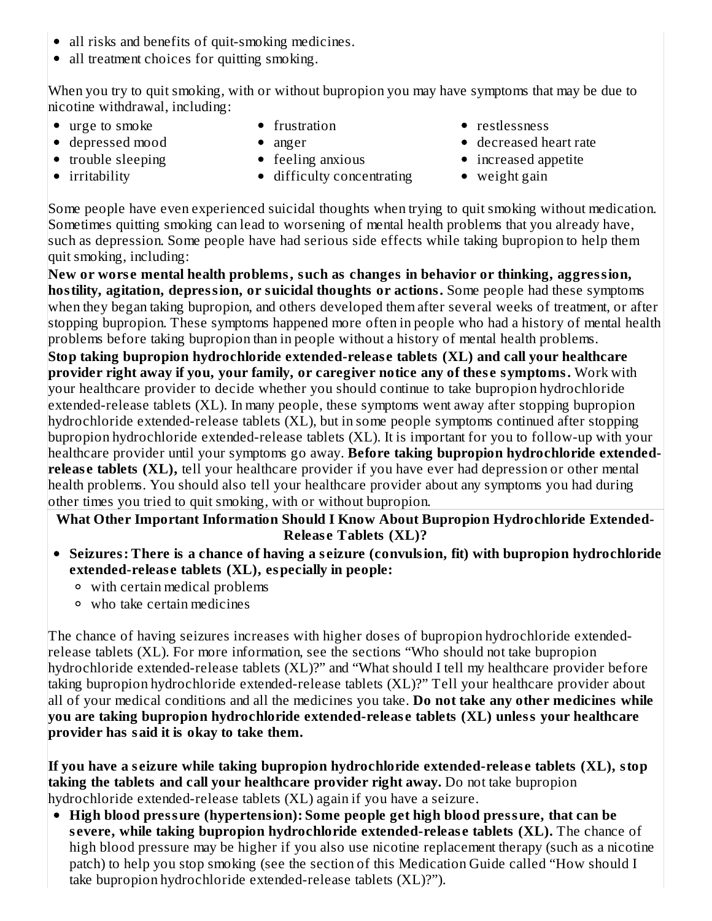- all risks and benefits of quit-smoking medicines.
- all treatment choices for quitting smoking.

When you try to quit smoking, with or without bupropion you may have symptoms that may be due to nicotine withdrawal, including:

- urge to smoke
- depressed mood
- trouble sleeping
- irritability
- frustration
- anger
- feeling anxious
- difficulty concentrating
- restlessness
- decreased heart rate
- increased appetite
- weight gain

Some people have even experienced suicidal thoughts when trying to quit smoking without medication. Sometimes quitting smoking can lead to worsening of mental health problems that you already have, such as depression. Some people have had serious side effects while taking bupropion to help them quit smoking, including:

**New or worse mental health problems, such as changes in behavior or thinking, aggression, hostility, agitation, depression, or suicidal thoughts or actions.** Some people had these symptoms when they began taking bupropion, and others developed them after several weeks of treatment, or after stopping bupropion. These symptoms happened more often in people who had a history of mental health problems before taking bupropion than in people without a history of mental health problems.

**Stop taking bupropion hydrochloride extended-release tablets (XL) and call your healthcare provider right away if you, your family, or caregiver notice any of these symptoms.** Work with your healthcare provider to decide whether you should continue to take bupropion hydrochloride extended-release tablets (XL). In many people, these symptoms went away after stopping bupropion hydrochloride extended-release tablets (XL), but in some people symptoms continued after stopping bupropion hydrochloride extended-release tablets (XL). It is important for you to follow-up with your healthcare provider until your symptoms go away. **Before taking bupropion hydrochloride extended-release tablets (XL),** tell your healthcare provider if you have ever had depression or other mental health problems. You should also tell your healthcare provider about any symptoms you had during other times you tried to quit smoking, with or without bupropion.

**What Other Important Information Should I Know About Bupropion Hydrochloride Extended-Release Tablets (XL)?**

- **Seizures: There is a chance of having a seizure (convulsion, fit) with bupropion hydrochloride extended-release tablets (XL), especially in people:**
  - with certain medical problems
  - who take certain medicines

The chance of having seizures increases with higher doses of bupropion hydrochloride extended-release tablets (XL). For more information, see the sections "Who should not take bupropion hydrochloride extended-release tablets (XL)?" and "What should I tell my healthcare provider before taking bupropion hydrochloride extended-release tablets (XL)?" Tell your healthcare provider about all of your medical conditions and all the medicines you take. **Do not take any other medicines while you are taking bupropion hydrochloride extended-release tablets (XL) unless your healthcare provider has said it is okay to take them.**

**If you have a seizure while taking bupropion hydrochloride extended-release tablets (XL), stop taking the tablets and call your healthcare provider right away.** Do not take bupropion hydrochloride extended-release tablets (XL) again if you have a seizure.

- **High blood pressure (hypertension): Some people get high blood pressure, that can be severe, while taking bupropion hydrochloride extended-release tablets (XL).** The chance of high blood pressure may be higher if you also use nicotine replacement therapy (such as a nicotine patch) to help you stop smoking (see the section of this Medication Guide called "How should I take bupropion hydrochloride extended-release tablets (XL)?").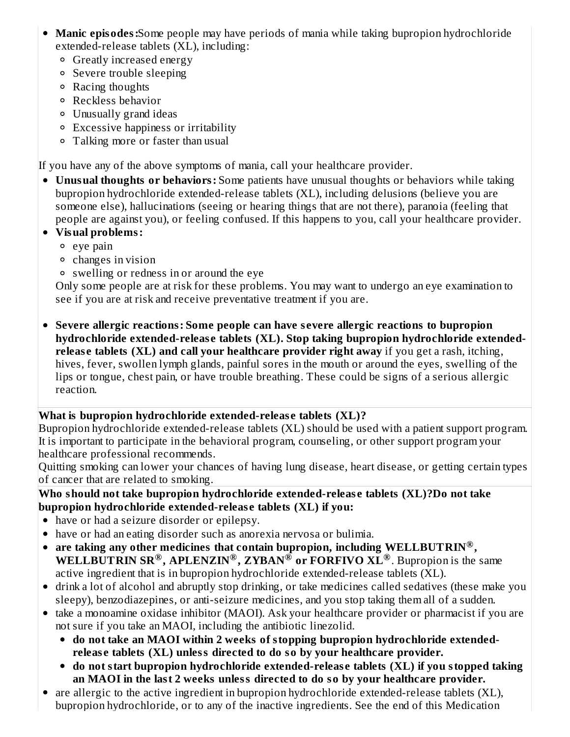- **Manic episodes:** Some people may have periods of mania while taking bupropion hydrochloride extended-release tablets (XL), including:
  - Greatly increased energy
  - Severe trouble sleeping
  - Racing thoughts
  - Reckless behavior
  - Unusually grand ideas
  - Excessive happiness or irritability
  - Talking more or faster than usual

If you have any of the above symptoms of mania, call your healthcare provider.

- **Unusual thoughts or behaviors:** Some patients have unusual thoughts or behaviors while taking bupropion hydrochloride extended-release tablets (XL), including delusions (believe you are someone else), hallucinations (seeing or hearing things that are not there), paranoia (feeling that people are against you), or feeling confused. If this happens to you, call your healthcare provider.
- **Visual problems:**
  - eye pain
  - changes in vision
  - swelling or redness in or around the eye

  Only some people are at risk for these problems. You may want to undergo an eye examination to see if you are at risk and receive preventative treatment if you are.

- **Severe allergic reactions: Some people can have severe allergic reactions to bupropion hydrochloride extended-release tablets (XL). Stop taking bupropion hydrochloride extended-release tablets (XL) and call your healthcare provider right away** if you get a rash, itching, hives, fever, swollen lymph glands, painful sores in the mouth or around the eyes, swelling of the lips or tongue, chest pain, or have trouble breathing. These could be signs of a serious allergic reaction.

**What is bupropion hydrochloride extended-release tablets (XL)?**

Bupropion hydrochloride extended-release tablets (XL) should be used with a patient support program. It is important to participate in the behavioral program, counseling, or other support program your healthcare professional recommends.

Quitting smoking can lower your chances of having lung disease, heart disease, or getting certain types of cancer that are related to smoking.

**Who should not take bupropion hydrochloride extended-release tablets (XL)? Do not take bupropion hydrochloride extended-release tablets (XL) if you:**

- have or had a seizure disorder or epilepsy.
- have or had an eating disorder such as anorexia nervosa or bulimia.
- **are taking any other medicines that contain bupropion, including WELLBUTRIN®, WELLBUTRIN SR®, APLENZIN®, ZYBAN® or FORFIVO XL®**. Bupropion is the same active ingredient that is in bupropion hydrochloride extended-release tablets (XL).
- drink a lot of alcohol and abruptly stop drinking, or take medicines called sedatives (these make you sleepy), benzodiazepines, or anti-seizure medicines, and you stop taking them all of a sudden.
- take a monoamine oxidase inhibitor (MAOI). Ask your healthcare provider or pharmacist if you are not sure if you take an MAOI, including the antibiotic linezolid.
  - **do not take an MAOI within 2 weeks of stopping bupropion hydrochloride extended-release tablets (XL) unless directed to do so by your healthcare provider.**
  - **do not start bupropion hydrochloride extended-release tablets (XL) if you stopped taking an MAOI in the last 2 weeks unless directed to do so by your healthcare provider.**
- are allergic to the active ingredient in bupropion hydrochloride extended-release tablets (XL), bupropion hydrochloride, or to any of the inactive ingredients. See the end of this Medication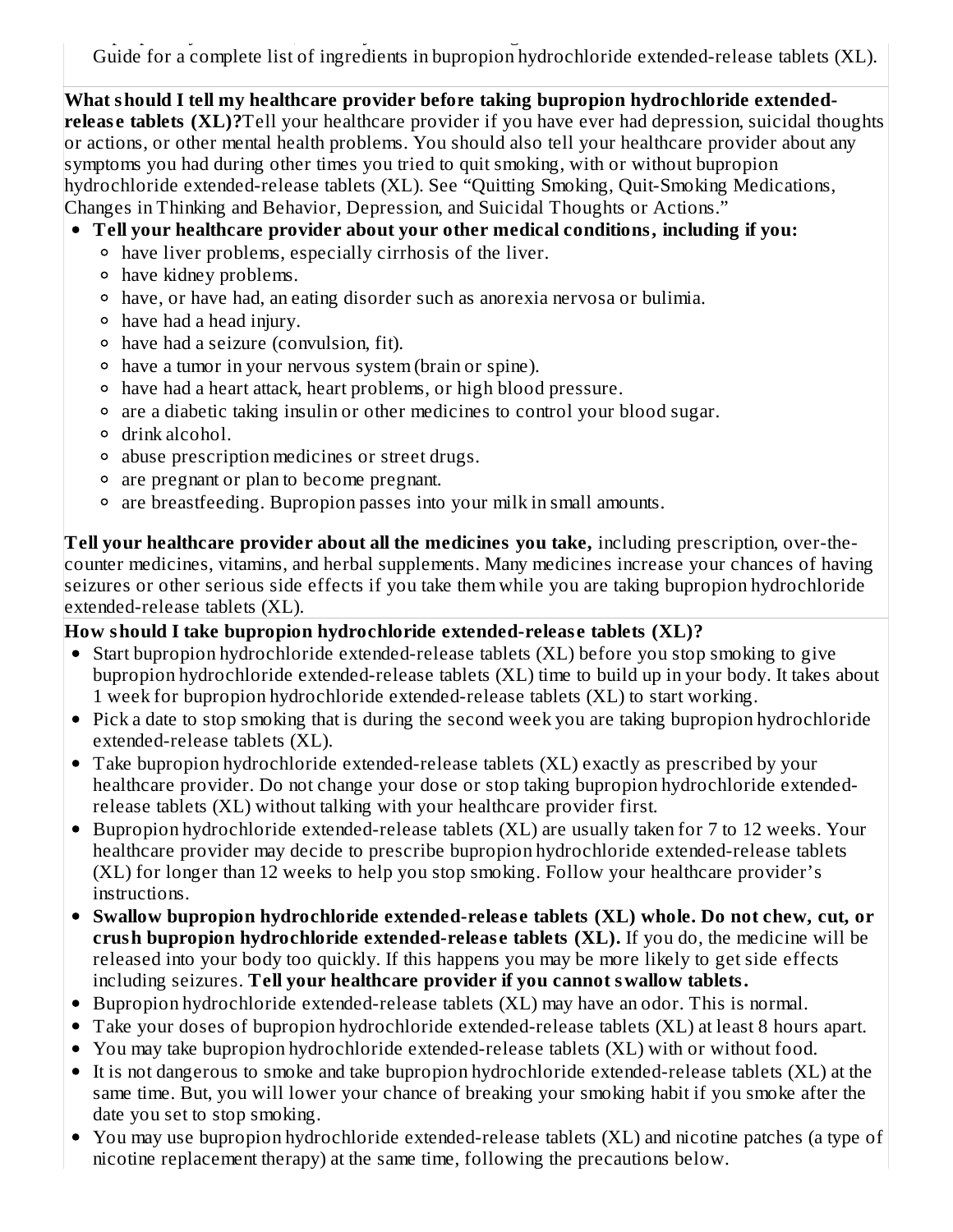Guide for a complete list of ingredients in bupropion hydrochloride extended-release tablets (XL).

**What should I tell my healthcare provider before taking bupropion hydrochloride extended-release tablets (XL)?** Tell your healthcare provider if you have ever had depression, suicidal thoughts or actions, or other mental health problems. You should also tell your healthcare provider about any symptoms you had during other times you tried to quit smoking, with or without bupropion hydrochloride extended-release tablets (XL). See "Quitting Smoking, Quit-Smoking Medications, Changes in Thinking and Behavior, Depression, and Suicidal Thoughts or Actions."

- **Tell your healthcare provider about your other medical conditions, including if you:**
  - have liver problems, especially cirrhosis of the liver.
  - have kidney problems.
  - have, or have had, an eating disorder such as anorexia nervosa or bulimia.
  - have had a head injury.
  - have had a seizure (convulsion, fit).
  - have a tumor in your nervous system (brain or spine).
  - have had a heart attack, heart problems, or high blood pressure.
  - are a diabetic taking insulin or other medicines to control your blood sugar.
  - drink alcohol.
  - abuse prescription medicines or street drugs.
  - are pregnant or plan to become pregnant.
  - are breastfeeding. Bupropion passes into your milk in small amounts.

**Tell your healthcare provider about all the medicines you take,** including prescription, over-the-counter medicines, vitamins, and herbal supplements. Many medicines increase your chances of having seizures or other serious side effects if you take them while you are taking bupropion hydrochloride extended-release tablets (XL).

**How should I take bupropion hydrochloride extended-release tablets (XL)?**

- Start bupropion hydrochloride extended-release tablets (XL) before you stop smoking to give bupropion hydrochloride extended-release tablets (XL) time to build up in your body. It takes about 1 week for bupropion hydrochloride extended-release tablets (XL) to start working.
- Pick a date to stop smoking that is during the second week you are taking bupropion hydrochloride extended-release tablets (XL).
- Take bupropion hydrochloride extended-release tablets (XL) exactly as prescribed by your healthcare provider. Do not change your dose or stop taking bupropion hydrochloride extended-release tablets (XL) without talking with your healthcare provider first.
- Bupropion hydrochloride extended-release tablets (XL) are usually taken for 7 to 12 weeks. Your healthcare provider may decide to prescribe bupropion hydrochloride extended-release tablets (XL) for longer than 12 weeks to help you stop smoking. Follow your healthcare provider's instructions.
- **Swallow bupropion hydrochloride extended-release tablets (XL) whole. Do not chew, cut, or crush bupropion hydrochloride extended-release tablets (XL).** If you do, the medicine will be released into your body too quickly. If this happens you may be more likely to get side effects including seizures. **Tell your healthcare provider if you cannot swallow tablets.**
- Bupropion hydrochloride extended-release tablets (XL) may have an odor. This is normal.
- Take your doses of bupropion hydrochloride extended-release tablets (XL) at least 8 hours apart.
- You may take bupropion hydrochloride extended-release tablets (XL) with or without food.
- It is not dangerous to smoke and take bupropion hydrochloride extended-release tablets (XL) at the same time. But, you will lower your chance of breaking your smoking habit if you smoke after the date you set to stop smoking.
- You may use bupropion hydrochloride extended-release tablets (XL) and nicotine patches (a type of nicotine replacement therapy) at the same time, following the precautions below.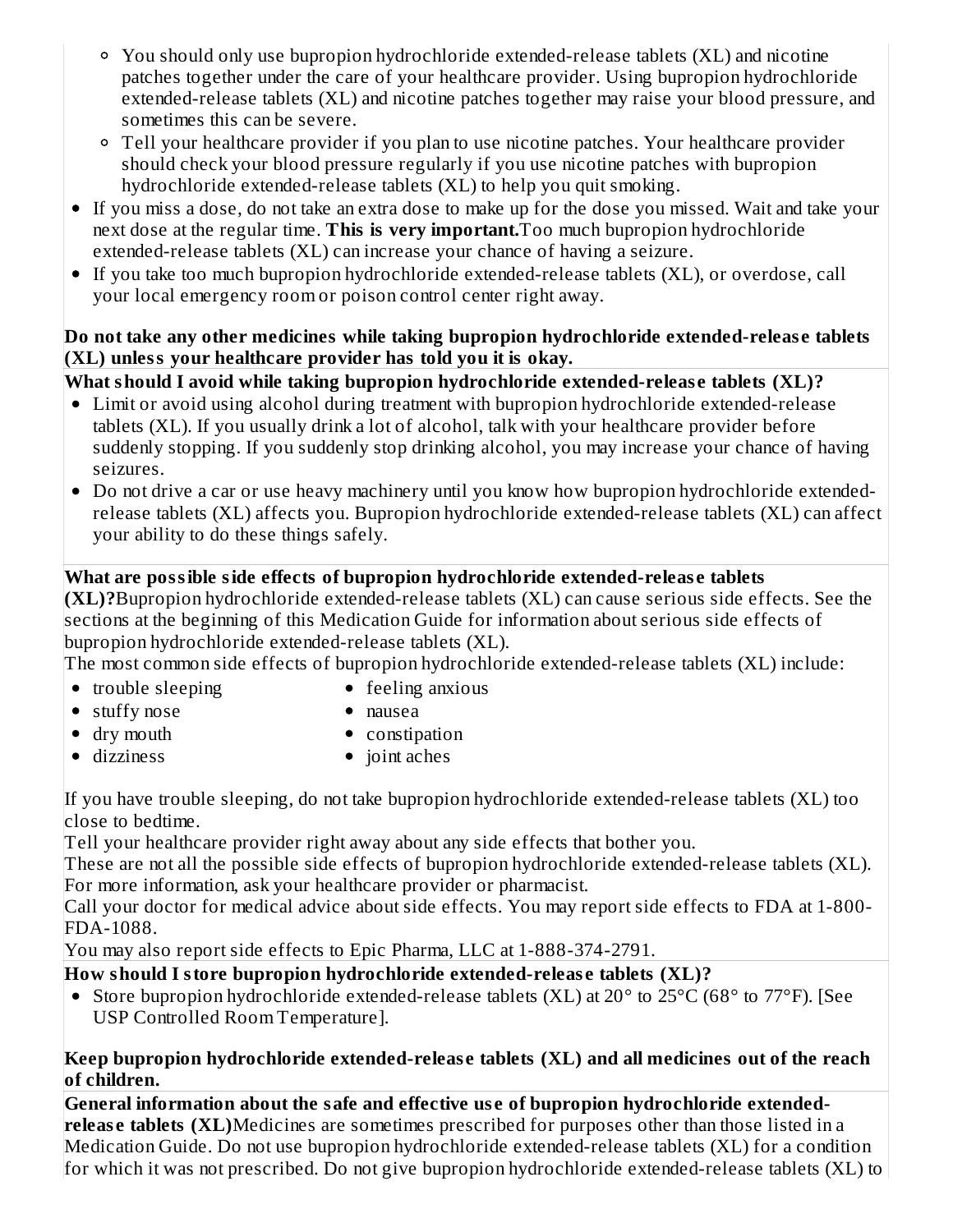- You should only use bupropion hydrochloride extended-release tablets (XL) and nicotine patches together under the care of your healthcare provider. Using bupropion hydrochloride extended-release tablets (XL) and nicotine patches together may raise your blood pressure, and sometimes this can be severe.
  - Tell your healthcare provider if you plan to use nicotine patches. Your healthcare provider should check your blood pressure regularly if you use nicotine patches with bupropion hydrochloride extended-release tablets (XL) to help you quit smoking.
- If you miss a dose, do not take an extra dose to make up for the dose you missed. Wait and take your next dose at the regular time. **This is very important.** Too much bupropion hydrochloride extended-release tablets (XL) can increase your chance of having a seizure.
- If you take too much bupropion hydrochloride extended-release tablets (XL), or overdose, call your local emergency room or poison control center right away.

**Do not take any other medicines while taking bupropion hydrochloride extended-release tablets (XL) unless your healthcare provider has told you it is okay.**

**What should I avoid while taking bupropion hydrochloride extended-release tablets (XL)?**

- Limit or avoid using alcohol during treatment with bupropion hydrochloride extended-release tablets (XL). If you usually drink a lot of alcohol, talk with your healthcare provider before suddenly stopping. If you suddenly stop drinking alcohol, you may increase your chance of having seizures.
- Do not drive a car or use heavy machinery until you know how bupropion hydrochloride extended-release tablets (XL) affects you. Bupropion hydrochloride extended-release tablets (XL) can affect your ability to do these things safely.

**What are possible side effects of bupropion hydrochloride extended-release tablets (XL)?** Bupropion hydrochloride extended-release tablets (XL) can cause serious side effects. See the sections at the beginning of this Medication Guide for information about serious side effects of bupropion hydrochloride extended-release tablets (XL).

The most common side effects of bupropion hydrochloride extended-release tablets (XL) include:

- trouble sleeping
- stuffy nose
- dry mouth
- dizziness
- feeling anxious
- nausea
- constipation
- joint aches

If you have trouble sleeping, do not take bupropion hydrochloride extended-release tablets (XL) too close to bedtime.

Tell your healthcare provider right away about any side effects that bother you.

These are not all the possible side effects of bupropion hydrochloride extended-release tablets (XL). For more information, ask your healthcare provider or pharmacist.

Call your doctor for medical advice about side effects. You may report side effects to FDA at 1-800-FDA-1088.

You may also report side effects to Epic Pharma, LLC at 1-888-374-2791.

**How should I store bupropion hydrochloride extended-release tablets (XL)?**

- Store bupropion hydrochloride extended-release tablets (XL) at 20° to 25°C (68° to 77°F). [See USP Controlled Room Temperature].

**Keep bupropion hydrochloride extended-release tablets (XL) and all medicines out of the reach of children.**

**General information about the safe and effective use of bupropion hydrochloride extended-release tablets (XL)** Medicines are sometimes prescribed for purposes other than those listed in a Medication Guide. Do not use bupropion hydrochloride extended-release tablets (XL) for a condition for which it was not prescribed. Do not give bupropion hydrochloride extended-release tablets (XL) to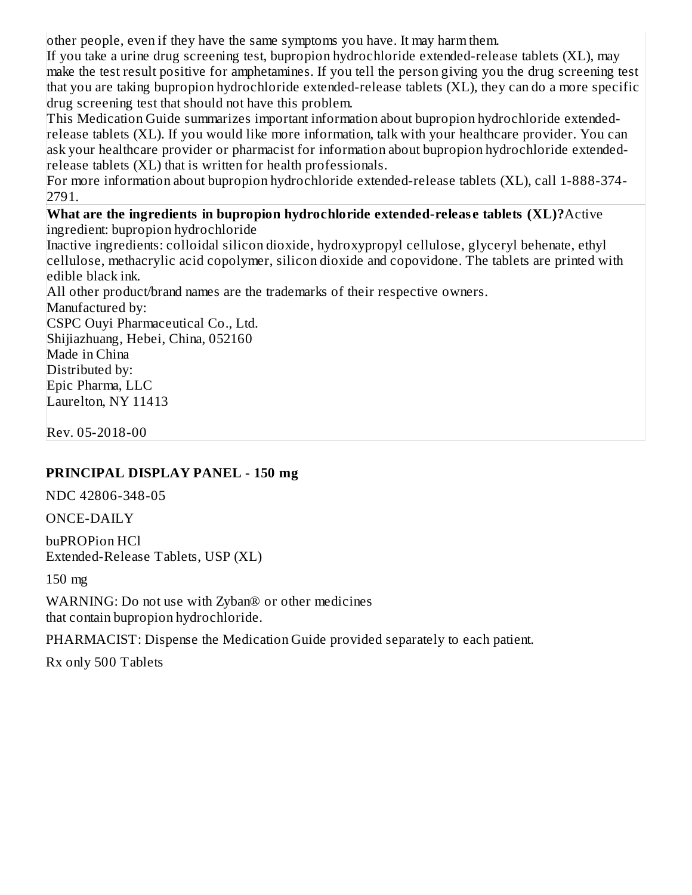other people, even if they have the same symptoms you have. It may harm them.

If you take a urine drug screening test, bupropion hydrochloride extended-release tablets (XL), may make the test result positive for amphetamines. If you tell the person giving you the drug screening test that you are taking bupropion hydrochloride extended-release tablets (XL), they can do a more specific drug screening test that should not have this problem.

This Medication Guide summarizes important information about bupropion hydrochloride extended-release tablets (XL). If you would like more information, talk with your healthcare provider. You can ask your healthcare provider or pharmacist for information about bupropion hydrochloride extended-release tablets (XL) that is written for health professionals.

For more information about bupropion hydrochloride extended-release tablets (XL), call 1-888-374-2791.

**What are the ingredients in bupropion hydrochloride extended-release tablets (XL)?** Active ingredient: bupropion hydrochloride

Inactive ingredients: colloidal silicon dioxide, hydroxypropyl cellulose, glyceryl behenate, ethyl cellulose, methacrylic acid copolymer, silicon dioxide and copovidone. The tablets are printed with edible black ink.

All other product/brand names are the trademarks of their respective owners.

Manufactured by:
CSPC Ouyi Pharmaceutical Co., Ltd.
Shijiazhuang, Hebei, China, 052160
Made in China

Distributed by:
Epic Pharma, LLC
Laurelton, NY 11413

Rev. 05-2018-00

## PRINCIPAL DISPLAY PANEL - 150 mg

NDC 42806-348-05

ONCE-DAILY

buPROPion HCl
Extended-Release Tablets, USP (XL)

150 mg

WARNING: Do not use with Zyban® or other medicines that contain bupropion hydrochloride.

PHARMACIST: Dispense the Medication Guide provided separately to each patient.

Rx only 500 Tablets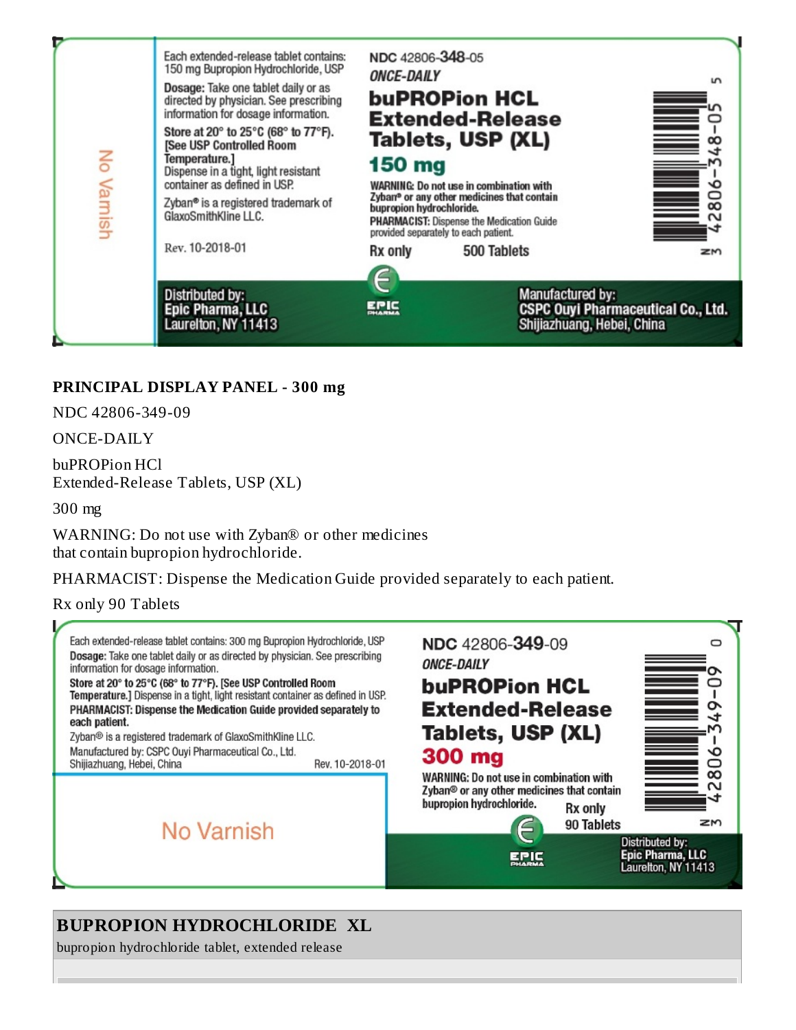Each extended-release tablet contains: 150 mg Bupropion Hydrochloride, USP

Dosage: Take one tablet daily or as directed by physician. See prescribing information for dosage information.

Store at 20° to 25°C (68° to 77°F). [See USP Controlled Room Temperature.] Dispense in a tight, light resistant container as defined in USP.

Zyban® is a registered trademark of GlaxoSmithKline LLC.

Rev. 10-2018-01

NDC 42806-348-05

ONCE-DAILY

buPROPion HCL Extended-Release Tablets, USP (XL)

150 mg

WARNING: Do not use in combination with Zyban® or any other medicines that contain bupropion hydrochloride.

PHARMACIST: Dispense the Medication Guide provided separately to each patient.

Rx only 500 Tablets

No Varnish

Distributed by: Epic Pharma, LLC Laurelton, NY 11413

Manufactured by: CSPC Ouyi Pharmaceutical Co., Ltd. Shijiazhuang, Hebei, China

**PRINCIPAL DISPLAY PANEL - 300 mg**

NDC 42806-349-09

ONCE-DAILY

buPROPion HCl
Extended-Release Tablets, USP (XL)

300 mg

WARNING: Do not use with Zyban® or other medicines
that contain bupropion hydrochloride.

PHARMACIST: Dispense the Medication Guide provided separately to each patient.

Rx only 90 Tablets

Each extended-release tablet contains: 300 mg Bupropion Hydrochloride, USP

Dosage: Take one tablet daily or as directed by physician. See prescribing information for dosage information.

Store at 20° to 25°C (68° to 77°F). [See USP Controlled Room Temperature.] Dispense in a tight, light resistant container as defined in USP.

PHARMACIST: Dispense the Medication Guide provided separately to each patient.

Zyban® is a registered trademark of GlaxoSmithKline LLC.

Manufactured by: CSPC Ouyi Pharmaceutical Co., Ltd. Shijiazhuang, Hebei, China

Rev. 10-2018-01

No Varnish

NDC 42806-349-09

ONCE-DAILY

buPROPion HCL Extended-Release Tablets, USP (XL)

300 mg

WARNING: Do not use in combination with Zyban® or any other medicines that contain bupropion hydrochloride.

Rx only 90 Tablets

Distributed by: Epic Pharma, LLC Laurelton, NY 11413

**BUPROPION HYDROCHLORIDE XL**
bupropion hydrochloride tablet, extended release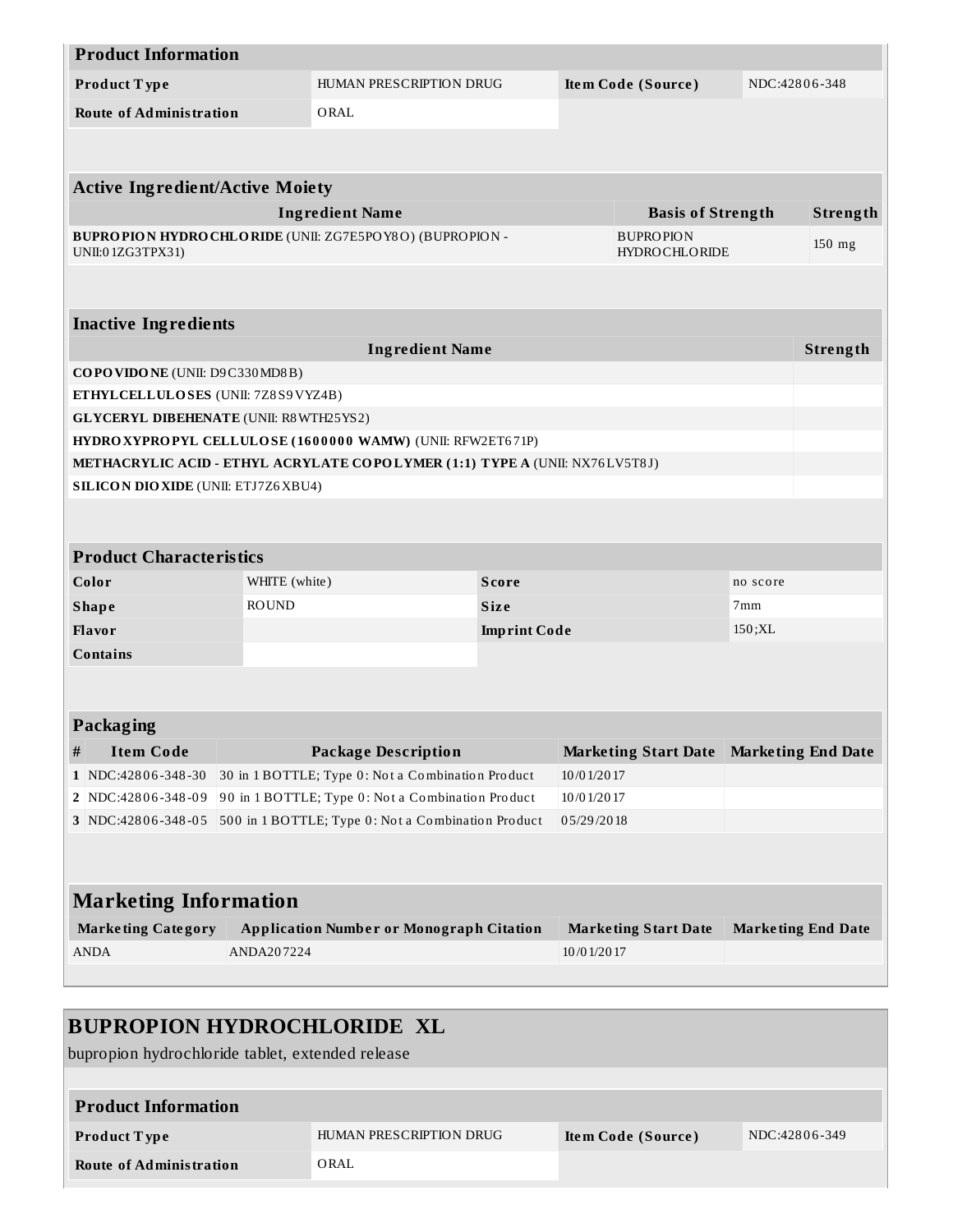| Product Information | | | |
|---|---|---|---|
| **Product Type** | HUMAN PRESCRIPTION DRUG | **Item Code (Source)** | NDC:42806-348 |
| **Route of Administration** | ORAL | | |

| Active Ingredient/Active Moiety | | |
|---|---|---|
| **Ingredient Name** | **Basis of Strength** | **Strength** |
| **BUPROPION HYDROCHLORIDE** (UNII: ZG7E5POY8O) (BUPROPION - UNII:01ZG3TPX31) | BUPROPION HYDROCHLORIDE | 150 mg |

| Inactive Ingredients | |
|---|---|
| **Ingredient Name** | **Strength** |
| **COPOVIDONE** (UNII: D9C330MD8B) | |
| **ETHYLCELLULOSES** (UNII: 7Z8S9VYZ4B) | |
| **GLYCERYL DIBEHENATE** (UNII: R8WTH25YS2) | |
| **HYDROXYPROPYL CELLULOSE (1600000 WAMW)** (UNII: RFW2ET671P) | |
| **METHACRYLIC ACID - ETHYL ACRYLATE COPOLYMER (1:1) TYPE A** (UNII: NX76LV5T8J) | |
| **SILICON DIOXIDE** (UNII: ETJ7Z6XBU4) | |

| Product Characteristics | | | |
|---|---|---|---|
| **Color** | WHITE (white) | **Score** | no score |
| **Shape** | ROUND | **Size** | 7mm |
| **Flavor** | | **Imprint Code** | 150;XL |
| **Contains** | | | |

| Packaging | | | | |
|---|---|---|---|---|
| **#** | **Item Code** | **Package Description** | **Marketing Start Date** | **Marketing End Date** |
| **1** | NDC:42806-348-30 | 30 in 1 BOTTLE; Type 0: Not a Combination Product | 10/01/2017 | |
| **2** | NDC:42806-348-09 | 90 in 1 BOTTLE; Type 0: Not a Combination Product | 10/01/2017 | |
| **3** | NDC:42806-348-05 | 500 in 1 BOTTLE; Type 0: Not a Combination Product | 05/29/2018 | |

| Marketing Information | | | |
|---|---|---|---|
| **Marketing Category** | **Application Number or Monograph Citation** | **Marketing Start Date** | **Marketing End Date** |
| ANDA | ANDA207224 | 10/01/2017 | |

## BUPROPION HYDROCHLORIDE XL

bupropion hydrochloride tablet, extended release

| Product Information | | | |
|---|---|---|---|
| **Product Type** | HUMAN PRESCRIPTION DRUG | **Item Code (Source)** | NDC:42806-349 |
| **Route of Administration** | ORAL | | |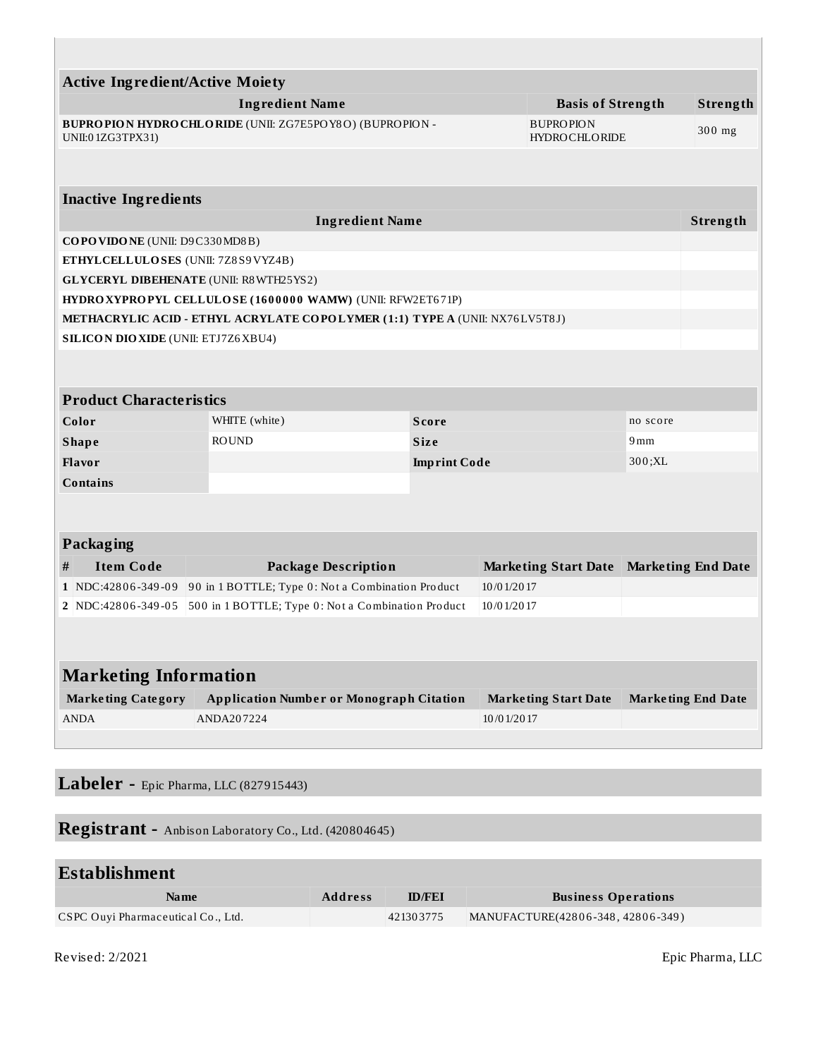| Active Ingredient/Active Moiety | | |
|---|---|---|
| **Ingredient Name** | **Basis of Strength** | **Strength** |
| **BUPROPION HYDROCHLORIDE** (UNII: ZG7E5POY8O) (BUPROPION - UNII:01ZG3TPX31) | BUPROPION HYDROCHLORIDE | 300 mg |

| Inactive Ingredients | |
|---|---|
| **Ingredient Name** | **Strength** |
| **COPOVIDONE** (UNII: D9C330MD8B) | |
| **ETHYLCELLULOSES** (UNII: 7Z8S9VYZ4B) | |
| **GLYCERYL DIBEHENATE** (UNII: R8WTH25YS2) | |
| **HYDROXYPROPYL CELLULOSE (1600000 WAMW)** (UNII: RFW2ET671P) | |
| **METHACRYLIC ACID - ETHYL ACRYLATE COPOLYMER (1:1) TYPE A** (UNII: NX76LV5T8J) | |
| **SILICON DIOXIDE** (UNII: ETJ7Z6XBU4) | |

| Product Characteristics | | | |
|---|---|---|---|
| **Color** | WHITE (white) | **Score** | no score |
| **Shape** | ROUND | **Size** | 9mm |
| **Flavor** | | **Imprint Code** | 300;XL |
| **Contains** | | | |

| Packaging | | | | |
|---|---|---|---|---|
| **#** | **Item Code** | **Package Description** | **Marketing Start Date** | **Marketing End Date** |
| **1** | NDC:42806-349-09 | 90 in 1 BOTTLE; Type 0: Not a Combination Product | 10/01/2017 | |
| **2** | NDC:42806-349-05 | 500 in 1 BOTTLE; Type 0: Not a Combination Product | 10/01/2017 | |

| Marketing Information | | | |
|---|---|---|---|
| **Marketing Category** | **Application Number or Monograph Citation** | **Marketing Start Date** | **Marketing End Date** |
| ANDA | ANDA207224 | 10/01/2017 | |

## Labeler - Epic Pharma, LLC (827915443)

## Registrant - Anbison Laboratory Co., Ltd. (420804645)

| Establishment | | | |
|---|---|---|---|
| **Name** | **Address** | **ID/FEI** | **Business Operations** |
| CSPC Ouyi Pharmaceutical Co., Ltd. | | 421303775 | MANUFACTURE(42806-348, 42806-349) |

Revised: 2/2021

Epic Pharma, LLC